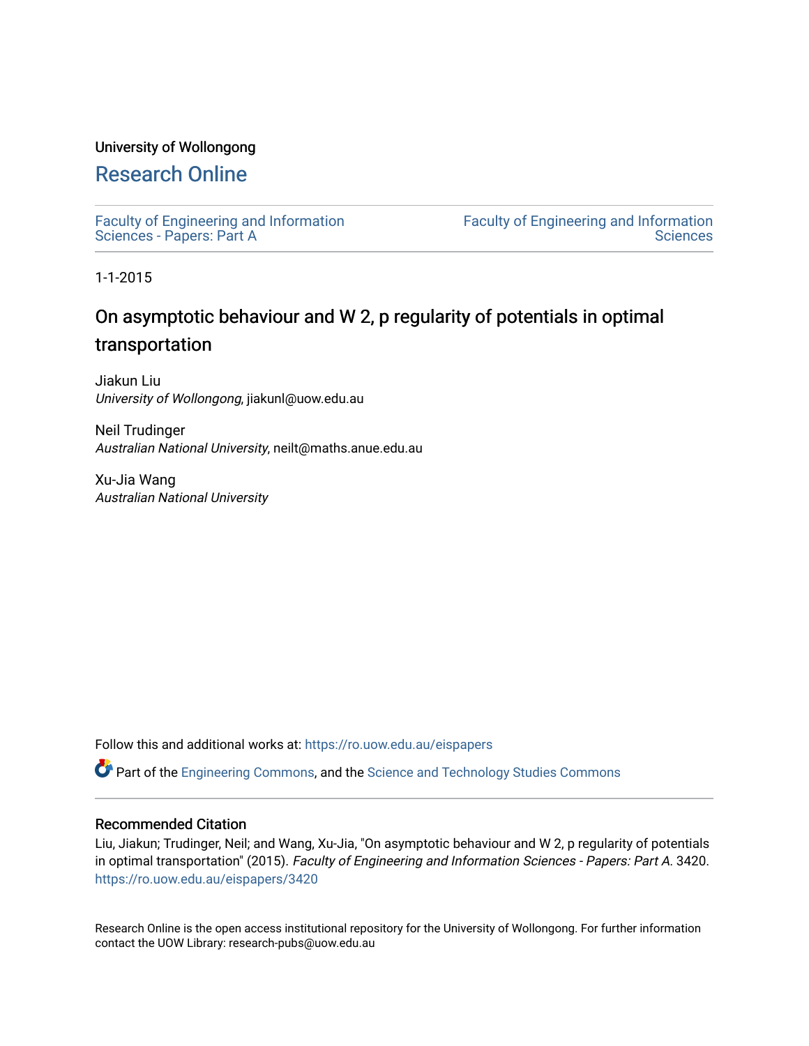University of Wollongong

# Research Online

Faculty of Engineering and Information Sciences - Papers: Part A

Faculty of Engineering and Information Sciences

1-1-2015

## On asymptotic behaviour and W 2, p regularity of potentials in optimal transportation

Jiakun Liu
*University of Wollongong*, jiakunl@uow.edu.au

Neil Trudinger
*Australian National University*, neilt@maths.anue.edu.au

Xu-Jia Wang
*Australian National University*

Follow this and additional works at: https://ro.uow.edu.au/eispapers

Part of the Engineering Commons, and the Science and Technology Studies Commons

### Recommended Citation

Liu, Jiakun; Trudinger, Neil; and Wang, Xu-Jia, "On asymptotic behaviour and W 2, p regularity of potentials in optimal transportation" (2015). *Faculty of Engineering and Information Sciences - Papers: Part A*. 3420.
https://ro.uow.edu.au/eispapers/3420

Research Online is the open access institutional repository for the University of Wollongong. For further information contact the UOW Library: research-pubs@uow.edu.au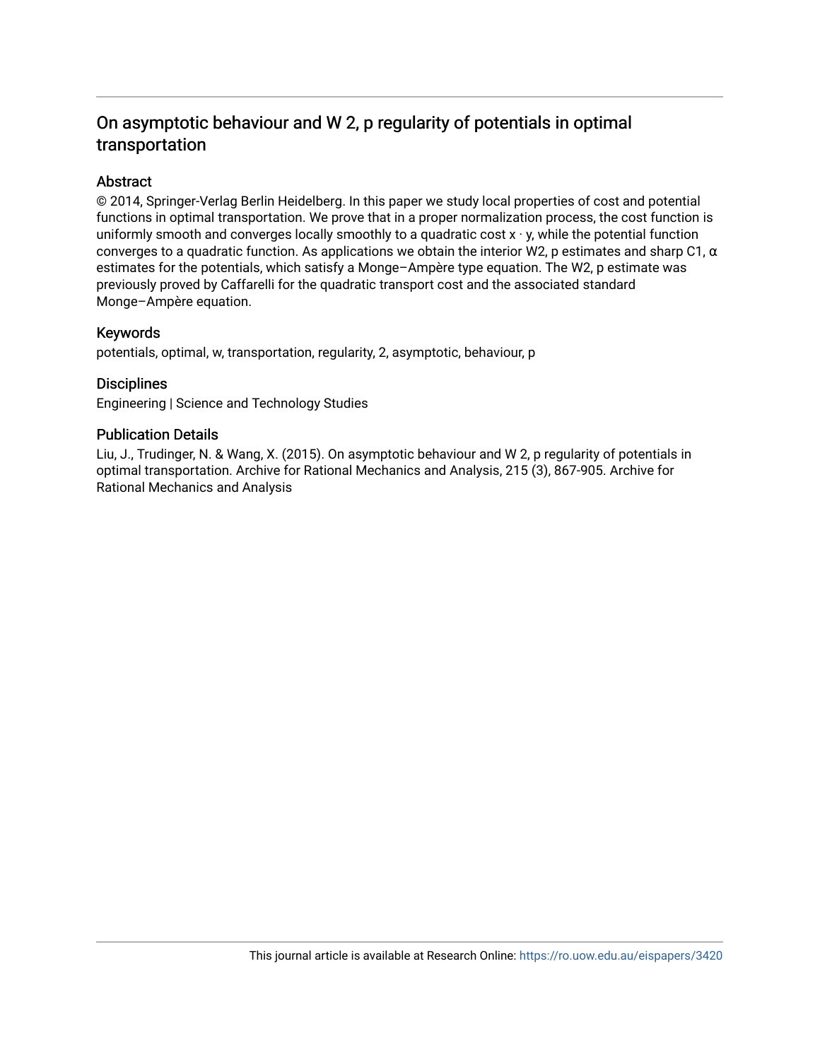# On asymptotic behaviour and W 2, p regularity of potentials in optimal transportation

## Abstract

© 2014, Springer-Verlag Berlin Heidelberg. In this paper we study local properties of cost and potential functions in optimal transportation. We prove that in a proper normalization process, the cost function is uniformly smooth and converges locally smoothly to a quadratic cost $x \cdot y$, while the potential function converges to a quadratic function. As applications we obtain the interior W2, p estimates and sharp C1, α estimates for the potentials, which satisfy a Monge–Ampère type equation. The W2, p estimate was previously proved by Caffarelli for the quadratic transport cost and the associated standard Monge–Ampère equation.

## Keywords

potentials, optimal, w, transportation, regularity, 2, asymptotic, behaviour, p

## Disciplines

Engineering | Science and Technology Studies

## Publication Details

Liu, J., Trudinger, N. & Wang, X. (2015). On asymptotic behaviour and W 2, p regularity of potentials in optimal transportation. Archive for Rational Mechanics and Analysis, 215 (3), 867-905. Archive for Rational Mechanics and Analysis

This journal article is available at Research Online: https://ro.uow.edu.au/eispapers/3420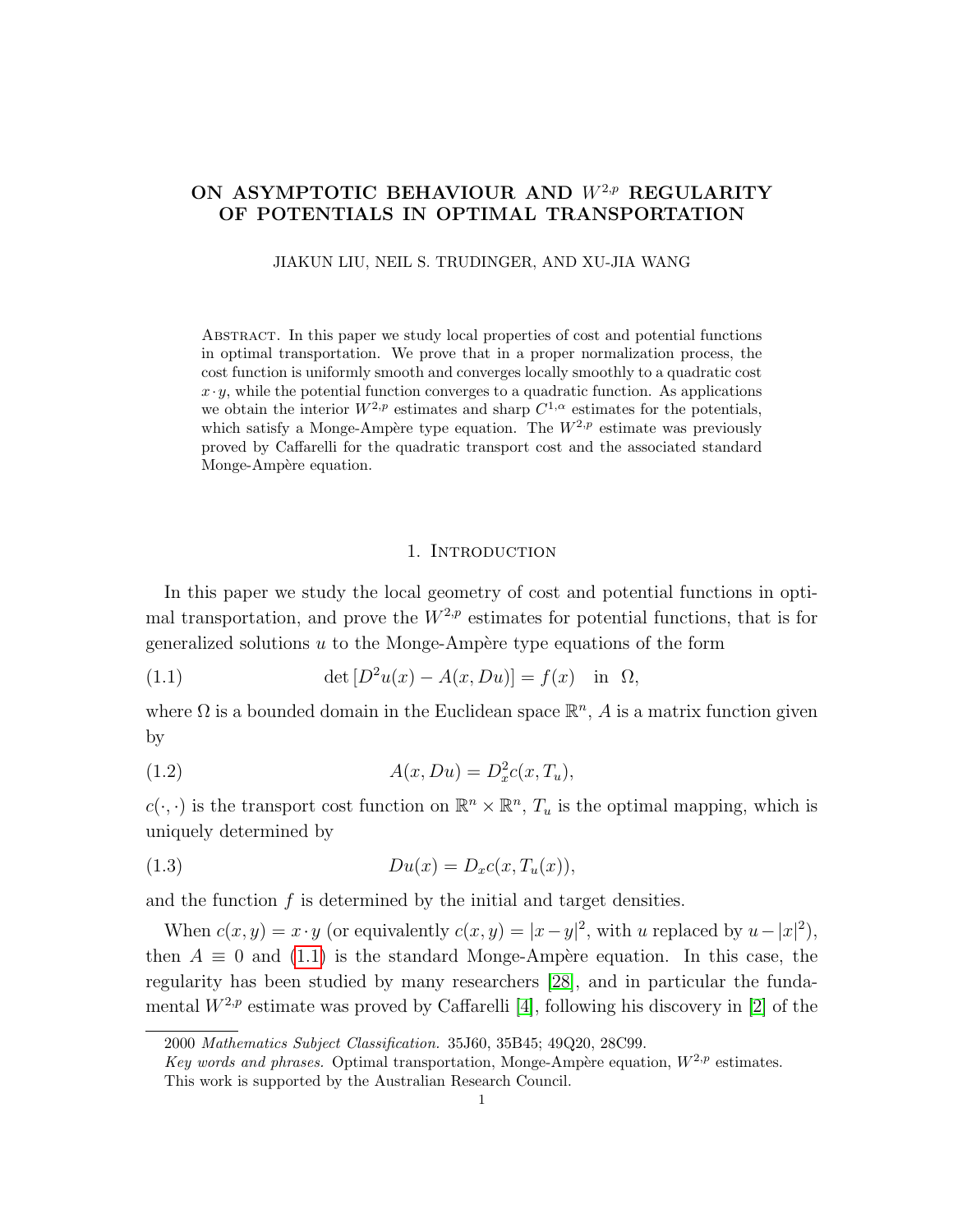# ON ASYMPTOTIC BEHAVIOUR AND $W^{2,p}$ REGULARITY OF POTENTIALS IN OPTIMAL TRANSPORTATION

JIAKUN LIU, NEIL S. TRUDINGER, AND XU-JIA WANG

Abstract. In this paper we study local properties of cost and potential functions in optimal transportation. We prove that in a proper normalization process, the cost function is uniformly smooth and converges locally smoothly to a quadratic cost $x \cdot y$, while the potential function converges to a quadratic function. As applications we obtain the interior $W^{2,p}$ estimates and sharp $C^{1,\alpha}$ estimates for the potentials, which satisfy a Monge-Ampère type equation. The $W^{2,p}$ estimate was previously proved by Caffarelli for the quadratic transport cost and the associated standard Monge-Ampère equation.

## 1. Introduction

In this paper we study the local geometry of cost and potential functions in optimal transportation, and prove the $W^{2,p}$ estimates for potential functions, that is for generalized solutions $u$ to the Monge-Ampère type equations of the form

$$\det\left[D^2u(x) - A(x, Du)\right] = f(x) \quad \text{in } \Omega, \tag{1.1}$$

where $\Omega$ is a bounded domain in the Euclidean space $\mathbb{R}^n$, $A$ is a matrix function given by

$$A(x, Du) = D_x^2 c(x, T_u), \tag{1.2}$$

$c(\cdot,\cdot)$ is the transport cost function on $\mathbb{R}^n \times \mathbb{R}^n$, $T_u$ is the optimal mapping, which is uniquely determined by

$$Du(x) = D_x c(x, T_u(x)), \tag{1.3}$$

and the function $f$ is determined by the initial and target densities.

When $c(x, y) = x \cdot y$ (or equivalently $c(x, y) = |x - y|^2$, with $u$ replaced by $u - |x|^2$), then $A \equiv 0$ and (1.1) is the standard Monge-Ampère equation. In this case, the regularity has been studied by many researchers [28], and in particular the fundamental $W^{2,p}$ estimate was proved by Caffarelli [4], following his discovery in [2] of the

2000 *Mathematics Subject Classification.* 35J60, 35B45; 49Q20, 28C99.

*Key words and phrases.* Optimal transportation, Monge-Ampère equation, $W^{2,p}$ estimates.

This work is supported by the Australian Research Council.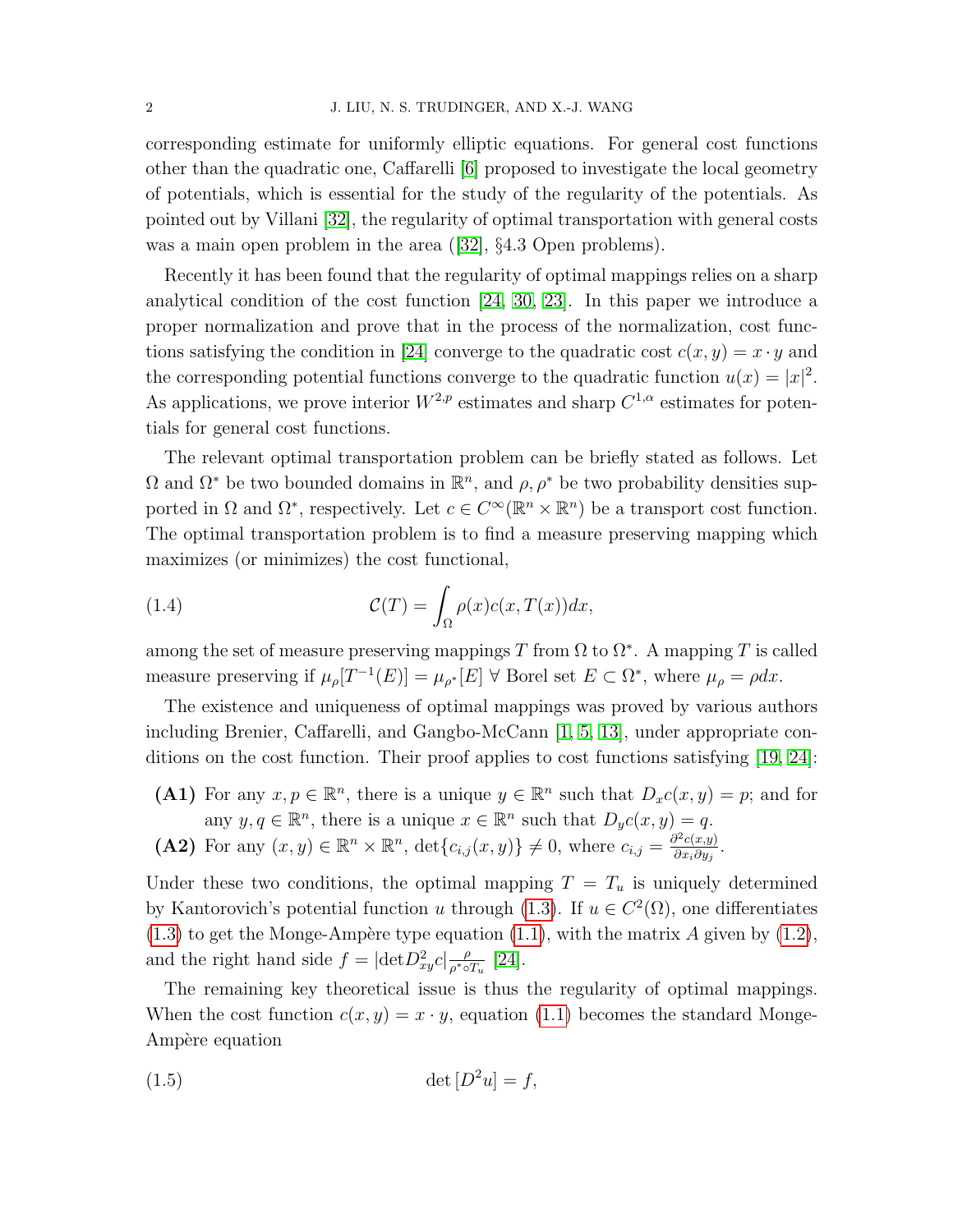corresponding estimate for uniformly elliptic equations. For general cost functions other than the quadratic one, Caffarelli [6] proposed to investigate the local geometry of potentials, which is essential for the study of the regularity of the potentials. As pointed out by Villani [32], the regularity of optimal transportation with general costs was a main open problem in the area ([32], §4.3 Open problems).

Recently it has been found that the regularity of optimal mappings relies on a sharp analytical condition of the cost function [24, 30, 23]. In this paper we introduce a proper normalization and prove that in the process of the normalization, cost functions satisfying the condition in [24] converge to the quadratic cost $c(x, y) = x \cdot y$ and the corresponding potential functions converge to the quadratic function $u(x) = |x|^2$. As applications, we prove interior $W^{2,p}$ estimates and sharp $C^{1,\alpha}$ estimates for potentials for general cost functions.

The relevant optimal transportation problem can be briefly stated as follows. Let $\Omega$ and $\Omega^*$ be two bounded domains in $\mathbb{R}^n$, and $\rho, \rho^*$ be two probability densities supported in $\Omega$ and $\Omega^*$, respectively. Let $c \in C^\infty(\mathbb{R}^n \times \mathbb{R}^n)$ be a transport cost function. The optimal transportation problem is to find a measure preserving mapping which maximizes (or minimizes) the cost functional,

$$\mathcal{C}(T) = \int_\Omega \rho(x) c(x, T(x)) dx, \tag{1.4}$$

among the set of measure preserving mappings $T$ from $\Omega$ to $\Omega^*$. A mapping $T$ is called measure preserving if $\mu_\rho[T^{-1}(E)] = \mu_{\rho^*}[E]$ $\forall$ Borel set $E \subset \Omega^*$, where $\mu_\rho = \rho dx$.

The existence and uniqueness of optimal mappings was proved by various authors including Brenier, Caffarelli, and Gangbo-McCann [1, 5, 13], under appropriate conditions on the cost function. Their proof applies to cost functions satisfying [19, 24]:

- **(A1)** For any $x, p \in \mathbb{R}^n$, there is a unique $y \in \mathbb{R}^n$ such that $D_x c(x, y) = p$; and for any $y, q \in \mathbb{R}^n$, there is a unique $x \in \mathbb{R}^n$ such that $D_y c(x, y) = q$.
- **(A2)** For any $(x, y) \in \mathbb{R}^n \times \mathbb{R}^n$, $\det\{c_{i,j}(x, y)\} \neq 0$, where $c_{i,j} = \frac{\partial^2 c(x,y)}{\partial x_i \partial y_j}$.

Under these two conditions, the optimal mapping $T = T_u$ is uniquely determined by Kantorovich's potential function $u$ through (1.3). If $u \in C^2(\Omega)$, one differentiates (1.3) to get the Monge-Ampère type equation (1.1), with the matrix $A$ given by (1.2), and the right hand side $f = |\det D^2_{xy} c| \frac{\rho}{\rho^* \circ T_u}$ [24].

The remaining key theoretical issue is thus the regularity of optimal mappings. When the cost function $c(x, y) = x \cdot y$, equation (1.1) becomes the standard Monge-Ampère equation

$$\det [D^2 u] = f, \tag{1.5}$$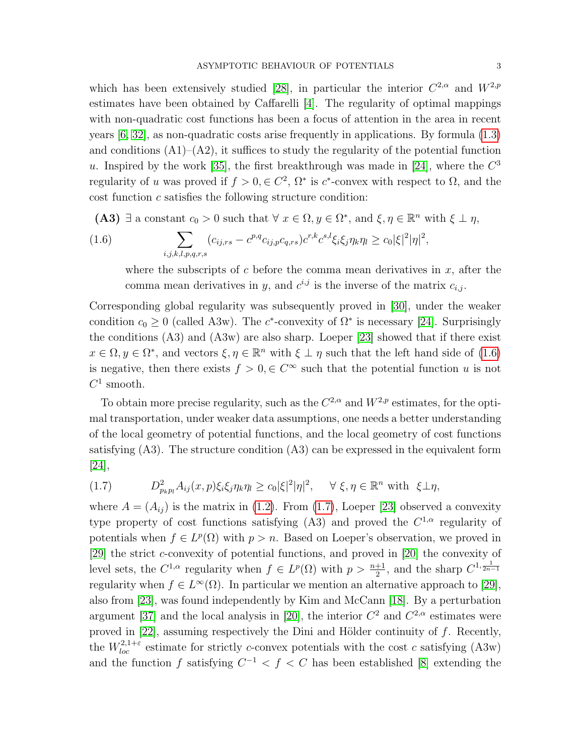which has been extensively studied [28], in particular the interior $C^{2,\alpha}$ and $W^{2,p}$ estimates have been obtained by Caffarelli [4]. The regularity of optimal mappings with non-quadratic cost functions has been a focus of attention in the area in recent years [6, 32], as non-quadratic costs arise frequently in applications. By formula (1.3) and conditions (A1)–(A2), it suffices to study the regularity of the potential function $u$. Inspired by the work [35], the first breakthrough was made in [24], where the $C^3$ regularity of $u$ was proved if $f > 0, \in C^2$, $\Omega^*$ is $c^*$-convex with respect to $\Omega$, and the cost function $c$ satisfies the following structure condition:

**(A3)** $\exists$ a constant $c_0 > 0$ such that $\forall\ x \in \Omega, y \in \Omega^*$, and $\xi, \eta \in \mathbb{R}^n$ with $\xi \perp \eta$,

$$\sum_{i,j,k,l,p,q,r,s} (c_{ij,rs} - c^{p,q} c_{ij,p} c_{q,rs}) c^{r,k} c^{s,l} \xi_i \xi_j \eta_k \eta_l \geq c_0 |\xi|^2 |\eta|^2, \tag{1.6}$$

where the subscripts of $c$ before the comma mean derivatives in $x$, after the comma mean derivatives in $y$, and $c^{i,j}$ is the inverse of the matrix $c_{i,j}$.

Corresponding global regularity was subsequently proved in [30], under the weaker condition $c_0 \geq 0$ (called A3w). The $c^*$-convexity of $\Omega^*$ is necessary [24]. Surprisingly the conditions (A3) and (A3w) are also sharp. Loeper [23] showed that if there exist $x \in \Omega, y \in \Omega^*$, and vectors $\xi, \eta \in \mathbb{R}^n$ with $\xi \perp \eta$ such that the left hand side of (1.6) is negative, then there exists $f > 0, \in C^\infty$ such that the potential function $u$ is not $C^1$ smooth.

To obtain more precise regularity, such as the $C^{2,\alpha}$ and $W^{2,p}$ estimates, for the optimal transportation, under weaker data assumptions, one needs a better understanding of the local geometry of potential functions, and the local geometry of cost functions satisfying (A3). The structure condition (A3) can be expressed in the equivalent form [24],

$$D^2_{p_k p_l} A_{ij}(x,p) \xi_i \xi_j \eta_k \eta_l \geq c_0 |\xi|^2 |\eta|^2, \quad \forall\ \xi, \eta \in \mathbb{R}^n \text{ with } \xi \perp \eta, \tag{1.7}$$

where $A = (A_{ij})$ is the matrix in (1.2). From (1.7), Loeper [23] observed a convexity type property of cost functions satisfying (A3) and proved the $C^{1,\alpha}$ regularity of potentials when $f \in L^p(\Omega)$ with $p > n$. Based on Loeper's observation, we proved in [29] the strict $c$-convexity of potential functions, and proved in [20] the convexity of level sets, the $C^{1,\alpha}$ regularity when $f \in L^p(\Omega)$ with $p > \frac{n+1}{2}$, and the sharp $C^{1,\frac{1}{2n-1}}$ regularity when $f \in L^\infty(\Omega)$. In particular we mention an alternative approach to [29], also from [23], was found independently by Kim and McCann [18]. By a perturbation argument [37] and the local analysis in [20], the interior $C^2$ and $C^{2,\alpha}$ estimates were proved in [22], assuming respectively the Dini and Hölder continuity of $f$. Recently, the $W^{2,1+\varepsilon}_{loc}$ estimate for strictly $c$-convex potentials with the cost $c$ satisfying (A3w) and the function $f$ satisfying $C^{-1} < f < C$ has been established [8] extending the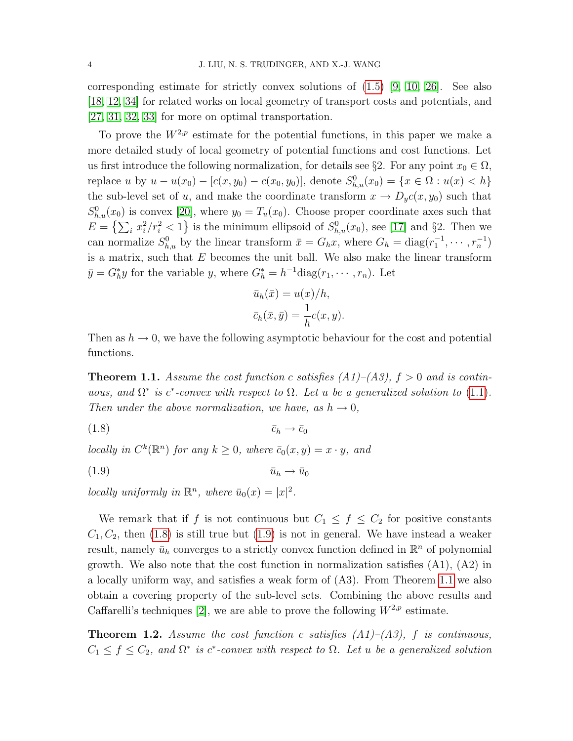corresponding estimate for strictly convex solutions of (1.5) [9, 10, 26]. See also [18, 12, 34] for related works on local geometry of transport costs and potentials, and [27, 31, 32, 33] for more on optimal transportation.

To prove the $W^{2,p}$ estimate for the potential functions, in this paper we make a more detailed study of local geometry of potential functions and cost functions. Let us first introduce the following normalization, for details see §2. For any point $x_0 \in \Omega$, replace $u$ by $u - u(x_0) - [c(x, y_0) - c(x_0, y_0)]$, denote $S^0_{h,u}(x_0) = \{x \in \Omega : u(x) < h\}$ the sub-level set of $u$, and make the coordinate transform $x \to D_y c(x, y_0)$ such that $S^0_{h,u}(x_0)$ is convex [20], where $y_0 = T_u(x_0)$. Choose proper coordinate axes such that $E = \left\{\sum_i x_i^2/r_i^2 < 1\right\}$ is the minimum ellipsoid of $S^0_{h,u}(x_0)$, see [17] and §2. Then we can normalize $S^0_{h,u}$ by the linear transform $\bar{x} = G_h x$, where $G_h = \text{diag}(r_1^{-1}, \cdots, r_n^{-1})$ is a matrix, such that $E$ becomes the unit ball. We also make the linear transform $\bar{y} = G_h^* y$ for the variable $y$, where $G_h^* = h^{-1}\text{diag}(r_1, \cdots, r_n)$. Let

$$
\begin{aligned}
\bar{u}_h(\bar{x}) &= u(x)/h, \\
\bar{c}_h(\bar{x}, \bar{y}) &= \frac{1}{h} c(x, y).
\end{aligned}
$$

Then as $h \to 0$, we have the following asymptotic behaviour for the cost and potential functions.

**Theorem 1.1.** *Assume the cost function $c$ satisfies (A1)–(A3), $f > 0$ and is continuous, and $\Omega^*$ is $c^*$-convex with respect to $\Omega$. Let $u$ be a generalized solution to (1.1). Then under the above normalization, we have, as $h \to 0$,*

$$
\bar{c}_h \to \bar{c}_0 \tag{1.8}
$$

*locally in $C^k(\mathbb{R}^n)$ for any $k \geq 0$, where $\bar{c}_0(x, y) = x \cdot y$, and*

$$
\bar{u}_h \to \bar{u}_0 \tag{1.9}
$$

*locally uniformly in $\mathbb{R}^n$, where $\bar{u}_0(x) = |x|^2$.*

We remark that if $f$ is not continuous but $C_1 \leq f \leq C_2$ for positive constants $C_1, C_2$, then (1.8) is still true but (1.9) is not in general. We have instead a weaker result, namely $\bar{u}_h$ converges to a strictly convex function defined in $\mathbb{R}^n$ of polynomial growth. We also note that the cost function in normalization satisfies (A1), (A2) in a locally uniform way, and satisfies a weak form of (A3). From Theorem 1.1 we also obtain a covering property of the sub-level sets. Combining the above results and Caffarelli's techniques [2], we are able to prove the following $W^{2,p}$ estimate.

**Theorem 1.2.** *Assume the cost function $c$ satisfies (A1)–(A3), $f$ is continuous, $C_1 \leq f \leq C_2$, and $\Omega^*$ is $c^*$-convex with respect to $\Omega$. Let $u$ be a generalized solution*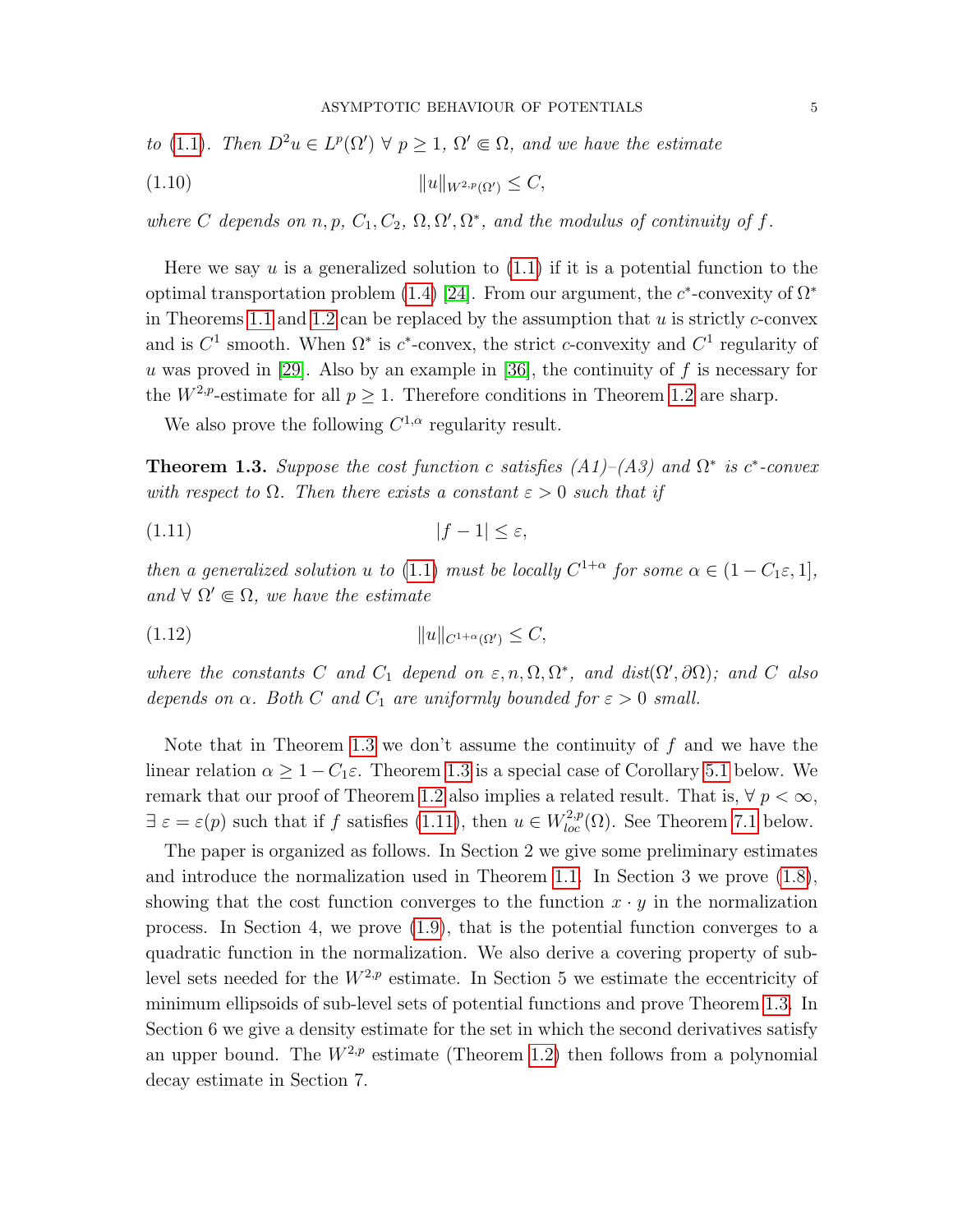*to* (1.1)*. Then* $D^2u \in L^p(\Omega')$ $\forall$ $p \geq 1$, $\Omega' \Subset \Omega$, *and we have the estimate*

$$\|u\|_{W^{2,p}(\Omega')} \leq C, \tag{1.10}$$

*where* $C$ *depends on* $n, p$, $C_1, C_2$, $\Omega, \Omega', \Omega^*$, *and the modulus of continuity of* $f$.

Here we say $u$ is a generalized solution to (1.1) if it is a potential function to the optimal transportation problem (1.4) [24]. From our argument, the $c^*$-convexity of $\Omega^*$ in Theorems 1.1 and 1.2 can be replaced by the assumption that $u$ is strictly $c$-convex and is $C^1$ smooth. When $\Omega^*$ is $c^*$-convex, the strict $c$-convexity and $C^1$ regularity of $u$ was proved in [29]. Also by an example in [36], the continuity of $f$ is necessary for the $W^{2,p}$-estimate for all $p \geq 1$. Therefore conditions in Theorem 1.2 are sharp.

We also prove the following $C^{1,\alpha}$ regularity result.

**Theorem 1.3.** *Suppose the cost function* $c$ *satisfies (A1)–(A3) and* $\Omega^*$ *is* $c^*$*-convex with respect to* $\Omega$. *Then there exists a constant* $\varepsilon > 0$ *such that if*

$$|f - 1| \leq \varepsilon, \tag{1.11}$$

*then a generalized solution* $u$ *to* (1.1) *must be locally* $C^{1+\alpha}$ *for some* $\alpha \in (1 - C_1\varepsilon, 1]$, *and* $\forall$ $\Omega' \Subset \Omega$, *we have the estimate*

$$\|u\|_{C^{1+\alpha}(\Omega')} \leq C, \tag{1.12}$$

*where the constants* $C$ *and* $C_1$ *depend on* $\varepsilon, n, \Omega, \Omega^*$, *and* $dist(\Omega', \partial\Omega)$; *and* $C$ *also depends on* $\alpha$. *Both* $C$ *and* $C_1$ *are uniformly bounded for* $\varepsilon > 0$ *small.*

Note that in Theorem 1.3 we don't assume the continuity of $f$ and we have the linear relation $\alpha \geq 1 - C_1\varepsilon$. Theorem 1.3 is a special case of Corollary 5.1 below. We remark that our proof of Theorem 1.2 also implies a related result. That is, $\forall$ $p < \infty$, $\exists$ $\varepsilon = \varepsilon(p)$ such that if $f$ satisfies (1.11), then $u \in W^{2,p}_{loc}(\Omega)$. See Theorem 7.1 below.

The paper is organized as follows. In Section 2 we give some preliminary estimates and introduce the normalization used in Theorem 1.1. In Section 3 we prove (1.8), showing that the cost function converges to the function $x \cdot y$ in the normalization process. In Section 4, we prove (1.9), that is the potential function converges to a quadratic function in the normalization. We also derive a covering property of sub-level sets needed for the $W^{2,p}$ estimate. In Section 5 we estimate the eccentricity of minimum ellipsoids of sub-level sets of potential functions and prove Theorem 1.3. In Section 6 we give a density estimate for the set in which the second derivatives satisfy an upper bound. The $W^{2,p}$ estimate (Theorem 1.2) then follows from a polynomial decay estimate in Section 7.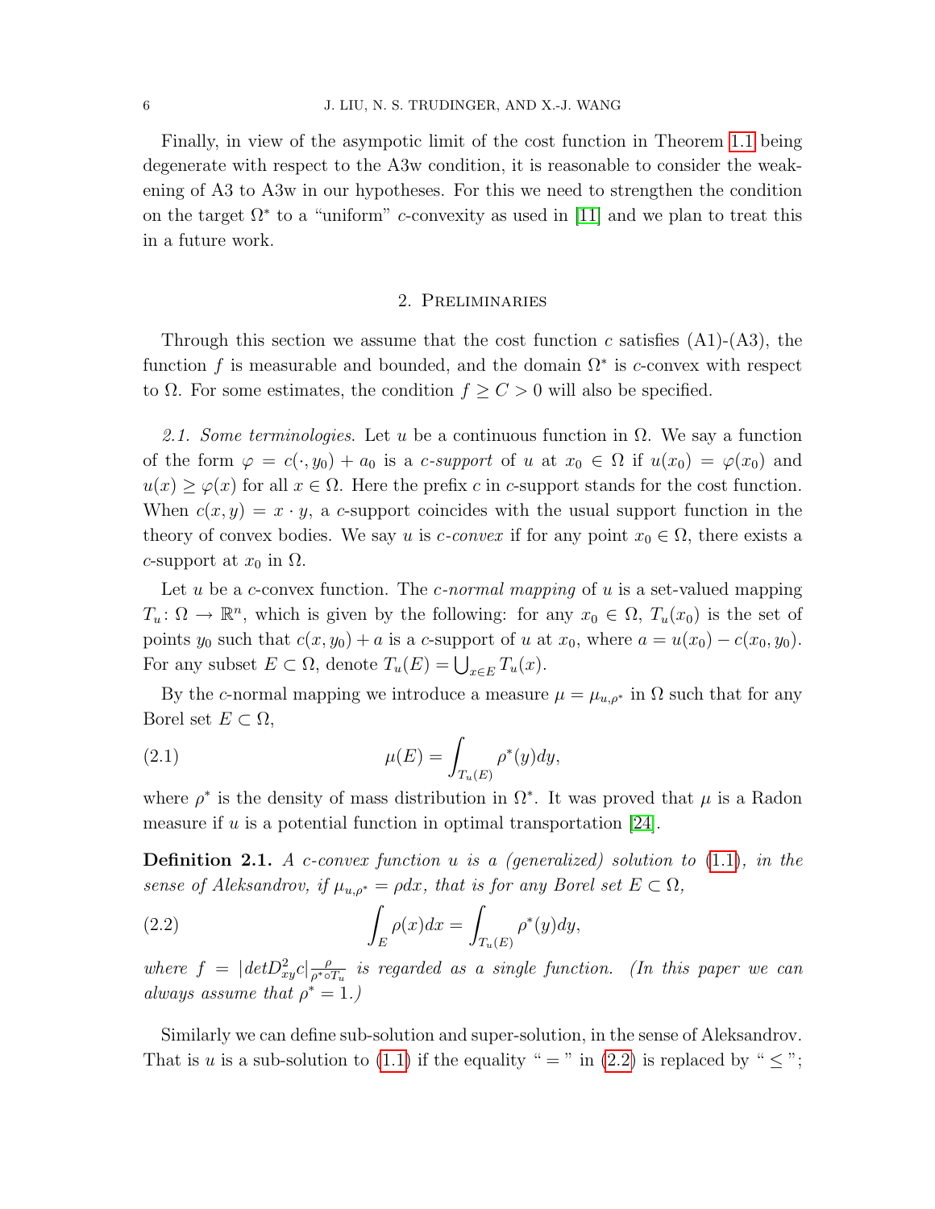Finally, in view of the asympotic limit of the cost function in Theorem 1.1 being degenerate with respect to the A3w condition, it is reasonable to consider the weakening of A3 to A3w in our hypotheses. For this we need to strengthen the condition on the target $\Omega^*$ to a "uniform" $c$-convexity as used in [11] and we plan to treat this in a future work.

## 2. Preliminaries

Through this section we assume that the cost function $c$ satisfies (A1)-(A3), the function $f$ is measurable and bounded, and the domain $\Omega^*$ is $c$-convex with respect to $\Omega$. For some estimates, the condition $f \geq C > 0$ will also be specified.

*2.1. Some terminologies.* Let $u$ be a continuous function in $\Omega$. We say a function of the form $\varphi = c(\cdot, y_0) + a_0$ is a *c-support* of $u$ at $x_0 \in \Omega$ if $u(x_0) = \varphi(x_0)$ and $u(x) \geq \varphi(x)$ for all $x \in \Omega$. Here the prefix $c$ in $c$-support stands for the cost function. When $c(x, y) = x \cdot y$, a $c$-support coincides with the usual support function in the theory of convex bodies. We say $u$ is *c-convex* if for any point $x_0 \in \Omega$, there exists a $c$-support at $x_0$ in $\Omega$.

Let $u$ be a $c$-convex function. The *c-normal mapping* of $u$ is a set-valued mapping $T_u \colon \Omega \to \mathbb{R}^n$, which is given by the following: for any $x_0 \in \Omega$, $T_u(x_0)$ is the set of points $y_0$ such that $c(x, y_0) + a$ is a $c$-support of $u$ at $x_0$, where $a = u(x_0) - c(x_0, y_0)$. For any subset $E \subset \Omega$, denote $T_u(E) = \bigcup_{x \in E} T_u(x)$.

By the $c$-normal mapping we introduce a measure $\mu = \mu_{u,\rho^*}$ in $\Omega$ such that for any Borel set $E \subset \Omega$,

$$
\mu(E) = \int_{T_u(E)} \rho^*(y)dy, \tag{2.1}
$$

where $\rho^*$ is the density of mass distribution in $\Omega^*$. It was proved that $\mu$ is a Radon measure if $u$ is a potential function in optimal transportation [24].

**Definition 2.1.** *A $c$-convex function $u$ is a (generalized) solution to (1.1), in the sense of Aleksandrov, if $\mu_{u,\rho^*} = \rho dx$, that is for any Borel set $E \subset \Omega$,*

$$
\int_E \rho(x)dx = \int_{T_u(E)} \rho^*(y)dy, \tag{2.2}
$$

*where $f = |detD^2_{xy}c| \frac{\rho}{\rho^* \circ T_u}$ is regarded as a single function. (In this paper we can always assume that $\rho^* = 1$.)*

Similarly we can define sub-solution and super-solution, in the sense of Aleksandrov. That is $u$ is a sub-solution to (1.1) if the equality " $=$ " in (2.2) is replaced by " $\leq$ ";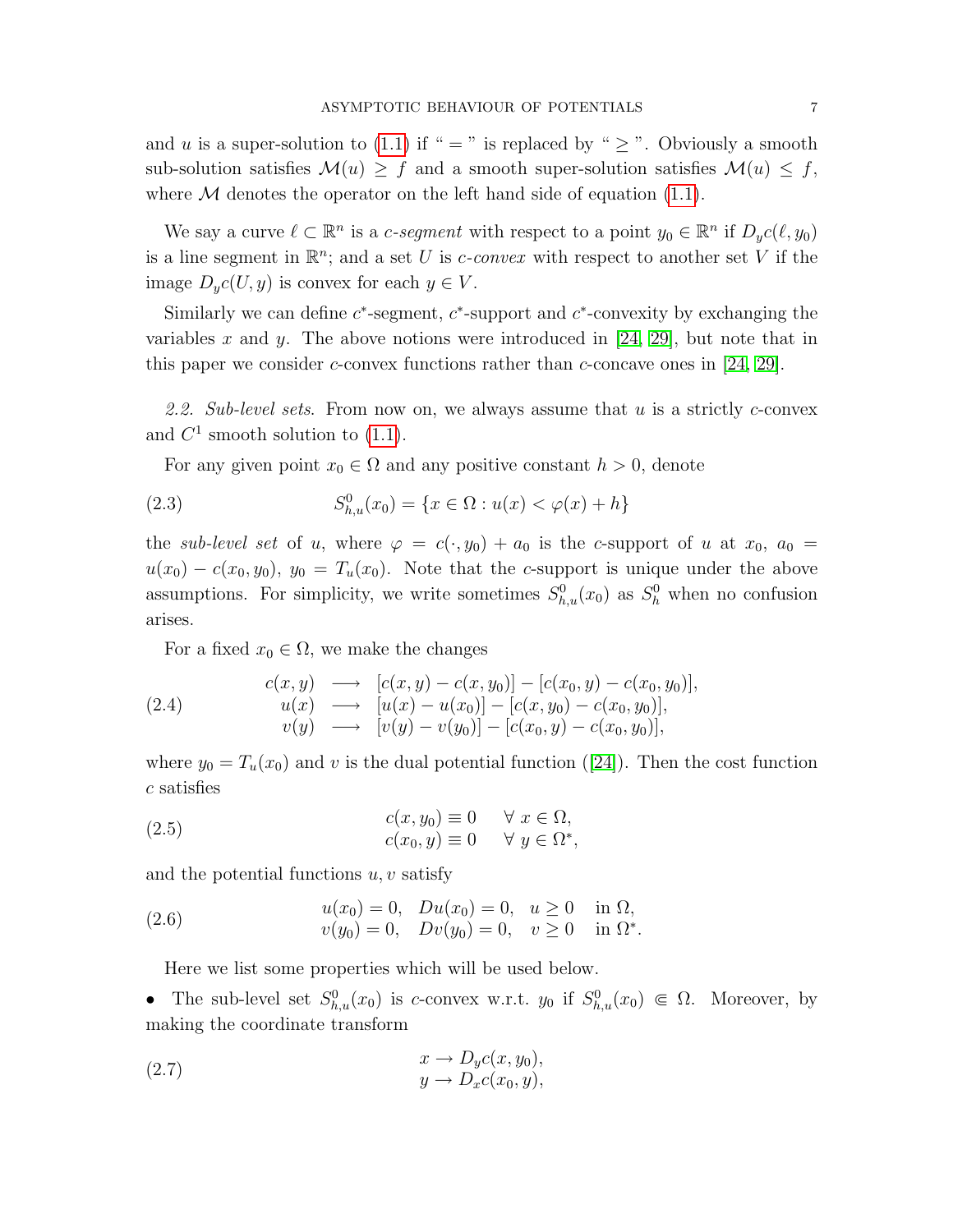and $u$ is a super-solution to (1.1) if " = " is replaced by " $\geq$ ". Obviously a smooth sub-solution satisfies $\mathcal{M}(u) \geq f$ and a smooth super-solution satisfies $\mathcal{M}(u) \leq f$, where $\mathcal{M}$ denotes the operator on the left hand side of equation (1.1).

We say a curve $\ell \subset \mathbb{R}^n$ is a *c-segment* with respect to a point $y_0 \in \mathbb{R}^n$ if $D_y c(\ell, y_0)$ is a line segment in $\mathbb{R}^n$; and a set $U$ is *c-convex* with respect to another set $V$ if the image $D_y c(U, y)$ is convex for each $y \in V$.

Similarly we can define $c^*$-segment, $c^*$-support and $c^*$-convexity by exchanging the variables $x$ and $y$. The above notions were introduced in [24, 29], but note that in this paper we consider $c$-convex functions rather than $c$-concave ones in [24, 29].

*2.2. Sub-level sets.* From now on, we always assume that $u$ is a strictly $c$-convex and $C^1$ smooth solution to (1.1).

For any given point $x_0 \in \Omega$ and any positive constant $h > 0$, denote

$$S^0_{h,u}(x_0) = \{x \in \Omega : u(x) < \varphi(x) + h\} \tag{2.3}$$

the *sub-level set* of $u$, where $\varphi = c(\cdot, y_0) + a_0$ is the $c$-support of $u$ at $x_0$, $a_0 = u(x_0) - c(x_0, y_0)$, $y_0 = T_u(x_0)$. Note that the $c$-support is unique under the above assumptions. For simplicity, we write sometimes $S^0_{h,u}(x_0)$ as $S^0_h$ when no confusion arises.

For a fixed $x_0 \in \Omega$, we make the changes

$$\begin{array}{rcl} c(x,y) & \longrightarrow & [c(x,y) - c(x,y_0)] - [c(x_0,y) - c(x_0,y_0)], \\ u(x) & \longrightarrow & [u(x) - u(x_0)] - [c(x,y_0) - c(x_0,y_0)], \\ v(y) & \longrightarrow & [v(y) - v(y_0)] - [c(x_0,y) - c(x_0,y_0)], \end{array} \tag{2.4}$$

where $y_0 = T_u(x_0)$ and $v$ is the dual potential function ([24]). Then the cost function $c$ satisfies

$$\begin{array}{ll} c(x,y_0) \equiv 0 & \forall\ x \in \Omega, \\ c(x_0,y) \equiv 0 & \forall\ y \in \Omega^*, \end{array} \tag{2.5}$$

and the potential functions $u, v$ satisfy

$$\begin{array}{llll} u(x_0) = 0, & Du(x_0) = 0, & u \geq 0 & \text{in } \Omega, \\ v(y_0) = 0, & Dv(y_0) = 0, & v \geq 0 & \text{in } \Omega^*. \end{array} \tag{2.6}$$

Here we list some properties which will be used below.

- The sub-level set $S^0_{h,u}(x_0)$ is $c$-convex w.r.t. $y_0$ if $S^0_{h,u}(x_0) \Subset \Omega$. Moreover, by making the coordinate transform

$$\begin{array}{l} x \to D_y c(x, y_0), \\ y \to D_x c(x_0, y), \end{array} \tag{2.7}$$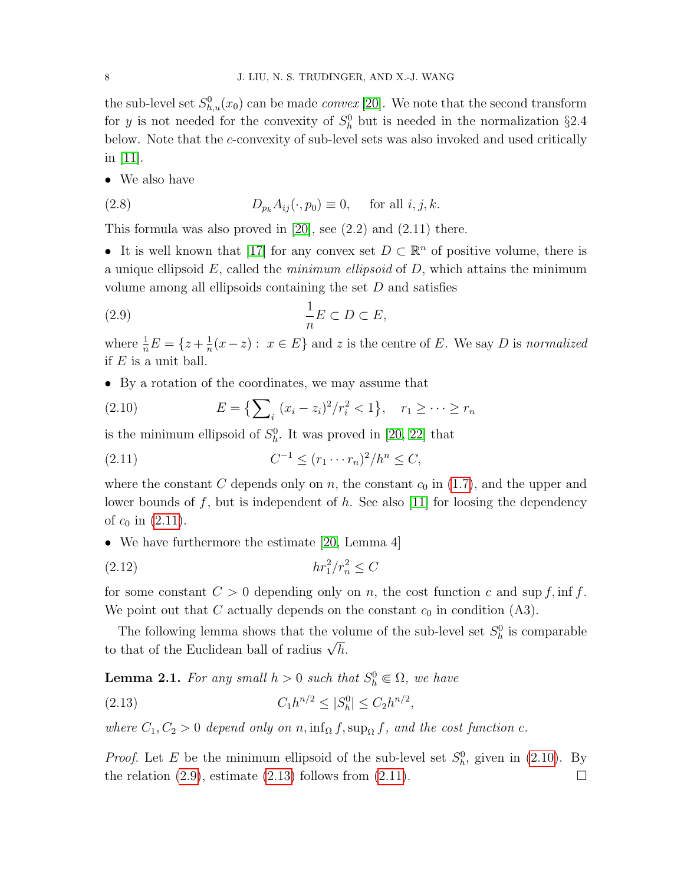the sub-level set $S^0_{h,u}(x_0)$ can be made *convex* [20]. We note that the second transform for $y$ is not needed for the convexity of $S^0_h$ but is needed in the normalization §2.4 below. Note that the $c$-convexity of sub-level sets was also invoked and used critically in [11].

- We also have

$$D_{p_k} A_{ij}(\cdot, p_0) \equiv 0, \quad \text{for all } i, j, k. \tag{2.8}$$

This formula was also proved in [20], see (2.2) and (2.11) there.

- It is well known that [17] for any convex set $D \subset \mathbb{R}^n$ of positive volume, there is a unique ellipsoid $E$, called the *minimum ellipsoid* of $D$, which attains the minimum volume among all ellipsoids containing the set $D$ and satisfies

$$\frac{1}{n} E \subset D \subset E, \tag{2.9}$$

where $\frac{1}{n}E = \{z + \frac{1}{n}(x - z) : \ x \in E\}$ and $z$ is the centre of $E$. We say $D$ is *normalized* if $E$ is a unit ball.

- By a rotation of the coordinates, we may assume that

$$E = \big\{\sum\nolimits_i (x_i - z_i)^2 / r_i^2 < 1\big\}, \quad r_1 \geq \cdots \geq r_n \tag{2.10}$$

is the minimum ellipsoid of $S^0_h$. It was proved in [20, 22] that

$$C^{-1} \leq (r_1 \cdots r_n)^2 / h^n \leq C, \tag{2.11}$$

where the constant $C$ depends only on $n$, the constant $c_0$ in (1.7), and the upper and lower bounds of $f$, but is independent of $h$. See also [11] for loosing the dependency of $c_0$ in (2.11).

- We have furthermore the estimate [20, Lemma 4]

$$h r_1^2 / r_n^2 \leq C \tag{2.12}$$

for some constant $C > 0$ depending only on $n$, the cost function $c$ and $\sup f, \inf f$. We point out that $C$ actually depends on the constant $c_0$ in condition (A3).

The following lemma shows that the volume of the sub-level set $S^0_h$ is comparable to that of the Euclidean ball of radius $\sqrt{h}$.

**Lemma 2.1.** *For any small $h > 0$ such that $S^0_h \Subset \Omega$, we have*

$$C_1 h^{n/2} \leq |S^0_h| \leq C_2 h^{n/2}, \tag{2.13}$$

*where $C_1, C_2 > 0$ depend only on $n, \inf_\Omega f, \sup_\Omega f$, and the cost function $c$.*

*Proof.* Let $E$ be the minimum ellipsoid of the sub-level set $S^0_h$, given in (2.10). By the relation (2.9), estimate (2.13) follows from (2.11). □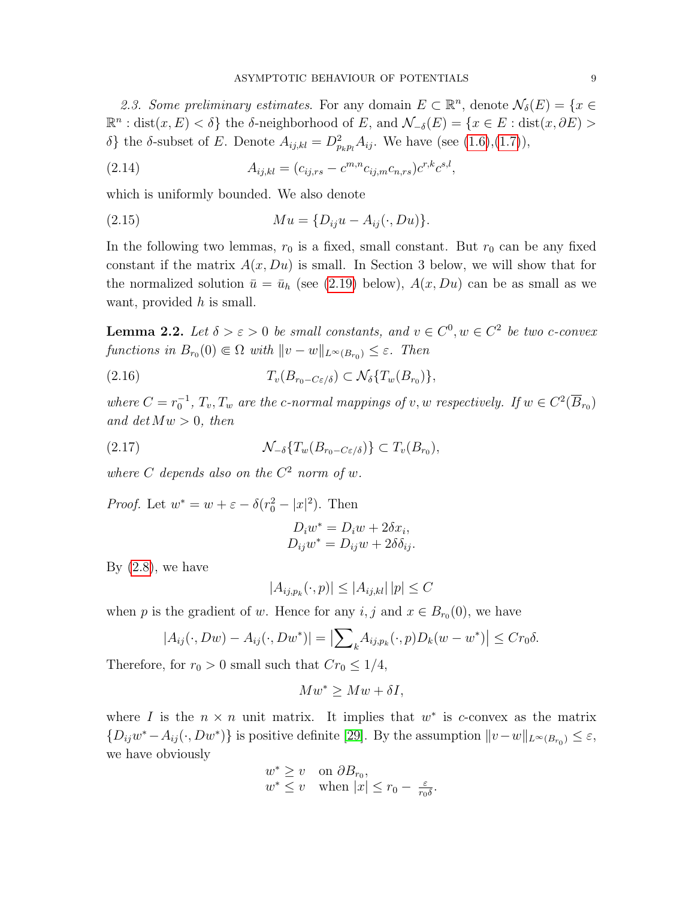*2.3. Some preliminary estimates.* For any domain $E \subset \mathbb{R}^n$, denote $\mathcal{N}_\delta(E) = \{x \in \mathbb{R}^n : \text{dist}(x, E) < \delta\}$ the $\delta$-neighborhood of $E$, and $\mathcal{N}_{-\delta}(E) = \{x \in E : \text{dist}(x, \partial E) > \delta\}$ the $\delta$-subset of $E$. Denote $A_{ij,kl} = D^2_{p_k p_l} A_{ij}$. We have (see (1.6),(1.7)),

$$A_{ij,kl} = (c_{ij,rs} - c^{m,n} c_{ij,m} c_{n,rs}) c^{r,k} c^{s,l}, \tag{2.14}$$

which is uniformly bounded. We also denote

$$Mu = \{D_{ij}u - A_{ij}(\cdot, Du)\}. \tag{2.15}$$

In the following two lemmas, $r_0$ is a fixed, small constant. But $r_0$ can be any fixed constant if the matrix $A(x, Du)$ is small. In Section 3 below, we will show that for the normalized solution $\bar{u} = \bar{u}_h$ (see (2.19) below), $A(x, Du)$ can be as small as we want, provided $h$ is small.

**Lemma 2.2.** *Let $\delta > \varepsilon > 0$ be small constants, and $v \in C^0, w \in C^2$ be two c-convex functions in $B_{r_0}(0) \Subset \Omega$ with $\|v - w\|_{L^\infty(B_{r_0})} \le \varepsilon$. Then*

$$T_v(B_{r_0 - C\varepsilon/\delta}) \subset \mathcal{N}_\delta\{T_w(B_{r_0})\}, \tag{2.16}$$

*where $C = r_0^{-1}$, $T_v, T_w$ are the c-normal mappings of $v, w$ respectively. If $w \in C^2(\overline{B}_{r_0})$ and $\det Mw > 0$, then*

$$\mathcal{N}_{-\delta}\{T_w(B_{r_0 - C\varepsilon/\delta})\} \subset T_v(B_{r_0}), \tag{2.17}$$

*where $C$ depends also on the $C^2$ norm of $w$.*

*Proof.* Let $w^* = w + \varepsilon - \delta(r_0^2 - |x|^2)$. Then

$$D_i w^* = D_i w + 2\delta x_i,$$
$$D_{ij} w^* = D_{ij} w + 2\delta \delta_{ij}.$$

By (2.8), we have

$$|A_{ij,p_k}(\cdot, p)| \le |A_{ij,kl}|\, |p| \le C$$

when $p$ is the gradient of $w$. Hence for any $i, j$ and $x \in B_{r_0}(0)$, we have

$$|A_{ij}(\cdot, Dw) - A_{ij}(\cdot, Dw^*)| = \left|\sum\nolimits_k A_{ij,p_k}(\cdot, p) D_k(w - w^*)\right| \le C r_0 \delta.$$

Therefore, for $r_0 > 0$ small such that $C r_0 \le 1/4$,

$$Mw^* \ge Mw + \delta I,$$

where $I$ is the $n \times n$ unit matrix. It implies that $w^*$ is $c$-convex as the matrix $\{D_{ij}w^* - A_{ij}(\cdot, Dw^*)\}$ is positive definite [29]. By the assumption $\|v - w\|_{L^\infty(B_{r_0})} \le \varepsilon$, we have obviously

$$w^* \ge v \quad \text{on } \partial B_{r_0},$$
$$w^* \le v \quad \text{when } |x| \le r_0 - \tfrac{\varepsilon}{r_0 \delta}.$$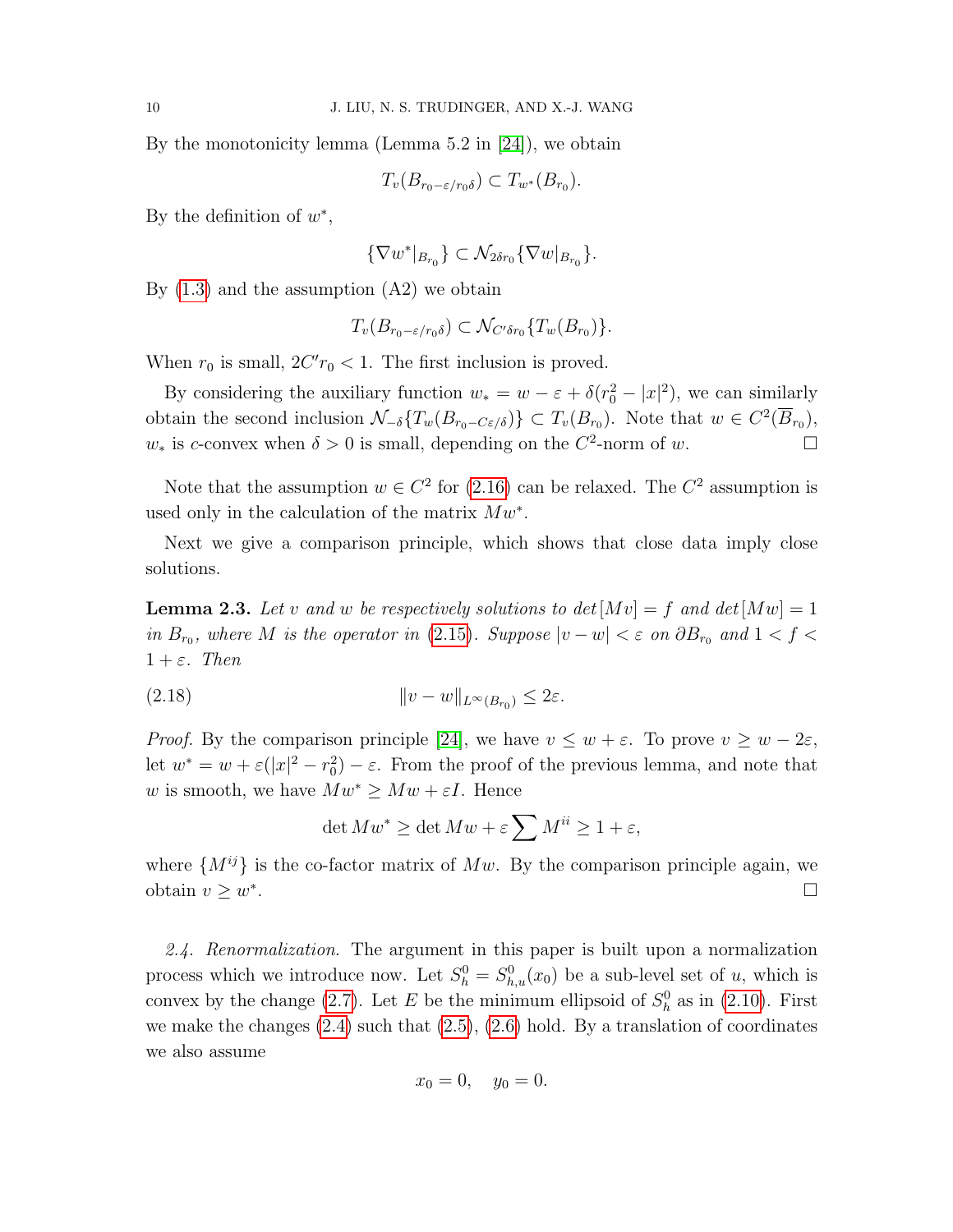By the monotonicity lemma (Lemma 5.2 in [24]), we obtain

$$T_v(B_{r_0-\varepsilon/r_0\delta}) \subset T_{w^*}(B_{r_0}).$$

By the definition of $w^*$,

$$\{\nabla w^*|_{B_{r_0}}\} \subset \mathcal{N}_{2\delta r_0}\{\nabla w|_{B_{r_0}}\}.$$

By (1.3) and the assumption (A2) we obtain

$$T_v(B_{r_0-\varepsilon/r_0\delta}) \subset \mathcal{N}_{C'\delta r_0}\{T_w(B_{r_0})\}.$$

When $r_0$ is small, $2C'r_0 < 1$. The first inclusion is proved.

By considering the auxiliary function $w_* = w - \varepsilon + \delta(r_0^2 - |x|^2)$, we can similarly obtain the second inclusion $\mathcal{N}_{-\delta}\{T_w(B_{r_0-C\varepsilon/\delta})\} \subset T_v(B_{r_0})$. Note that $w \in C^2(\overline{B}_{r_0})$, $w_*$ is $c$-convex when $\delta > 0$ is small, depending on the $C^2$-norm of $w$. $\square$

Note that the assumption $w \in C^2$ for (2.16) can be relaxed. The $C^2$ assumption is used only in the calculation of the matrix $Mw^*$.

Next we give a comparison principle, which shows that close data imply close solutions.

**Lemma 2.3.** *Let $v$ and $w$ be respectively solutions to $\det[Mv] = f$ and $\det[Mw] = 1$ in $B_{r_0}$, where $M$ is the operator in (2.15). Suppose $|v - w| < \varepsilon$ on $\partial B_{r_0}$ and $1 < f < 1 + \varepsilon$. Then*

$$\|v - w\|_{L^\infty(B_{r_0})} \le 2\varepsilon. \tag{2.18}$$

*Proof.* By the comparison principle [24], we have $v \le w + \varepsilon$. To prove $v \ge w - 2\varepsilon$, let $w^* = w + \varepsilon(|x|^2 - r_0^2) - \varepsilon$. From the proof of the previous lemma, and note that $w$ is smooth, we have $Mw^* \ge Mw + \varepsilon I$. Hence

$$\det Mw^* \ge \det Mw + \varepsilon \sum M^{ii} \ge 1 + \varepsilon,$$

where $\{M^{ij}\}$ is the co-factor matrix of $Mw$. By the comparison principle again, we obtain $v \ge w^*$. $\square$

*2.4. Renormalization.* The argument in this paper is built upon a normalization process which we introduce now. Let $S_h^0 = S_{h,u}^0(x_0)$ be a sub-level set of $u$, which is convex by the change (2.7). Let $E$ be the minimum ellipsoid of $S_h^0$ as in (2.10). First we make the changes (2.4) such that (2.5), (2.6) hold. By a translation of coordinates we also assume

$$x_0 = 0, \quad y_0 = 0.$$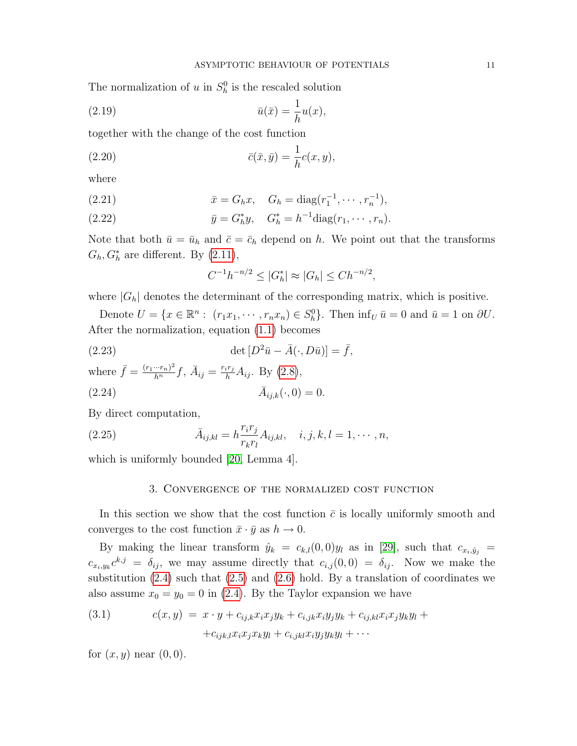The normalization of $u$ in $S^0_h$ is the rescaled solution

$$\bar{u}(\bar{x}) = \frac{1}{h} u(x), \tag{2.19}$$

together with the change of the cost function

$$\bar{c}(\bar{x}, \bar{y}) = \frac{1}{h} c(x, y), \tag{2.20}$$

where

$$\bar{x} = G_h x, \quad G_h = \operatorname{diag}(r_1^{-1}, \cdots, r_n^{-1}), \tag{2.21}$$

$$\bar{y} = G_h^* y, \quad G_h^* = h^{-1}\operatorname{diag}(r_1, \cdots, r_n). \tag{2.22}$$

Note that both $\bar{u} = \bar{u}_h$ and $\bar{c} = \bar{c}_h$ depend on $h$. We point out that the transforms $G_h, G_h^*$ are different. By (2.11),

$$C^{-1} h^{-n/2} \leq |G_h^*| \approx |G_h| \leq C h^{-n/2},$$

where $|G_h|$ denotes the determinant of the corresponding matrix, which is positive.

Denote $U = \{x \in \mathbb{R}^n : (r_1 x_1, \cdots, r_n x_n) \in S^0_h\}$. Then $\inf_U \bar{u} = 0$ and $\bar{u} = 1$ on $\partial U$. After the normalization, equation (1.1) becomes

$$\det\,[D^2 \bar{u} - \bar{A}(\cdot, D\bar{u})] = \bar{f}, \tag{2.23}$$

where $\bar{f} = \frac{(r_1 \cdots r_n)^2}{h^n} f$, $\bar{A}_{ij} = \frac{r_i r_j}{h} A_{ij}$. By (2.8),

$$\bar{A}_{ij,k}(\cdot, 0) = 0. \tag{2.24}$$

By direct computation,

$$\bar{A}_{ij,kl} = h \frac{r_i r_j}{r_k r_l} A_{ij,kl}, \quad i, j, k, l = 1, \cdots, n, \tag{2.25}$$

which is uniformly bounded [20, Lemma 4].

## 3. Convergence of the normalized cost function

In this section we show that the cost function $\bar{c}$ is locally uniformly smooth and converges to the cost function $\bar{x} \cdot \bar{y}$ as $h \to 0$.

By making the linear transform $\hat{y}_k = c_{k,l}(0,0) y_l$ as in [29], such that $c_{x_i, \hat{y}_j} = c_{x_i, y_k} c^{k,j} = \delta_{ij}$, we may assume directly that $c_{i,j}(0,0) = \delta_{ij}$. Now we make the substitution (2.4) such that (2.5) and (2.6) hold. By a translation of coordinates we also assume $x_0 = y_0 = 0$ in (2.4). By the Taylor expansion we have

$$\begin{aligned} c(x, y) \;=\; & x \cdot y + c_{ij,k} x_i x_j y_k + c_{i,jk} x_i y_j y_k + c_{ij,kl} x_i x_j y_k y_l + \\ & + c_{ijk,l} x_i x_j x_k y_l + c_{i,jkl} x_i y_j y_k y_l + \cdots \end{aligned} \tag{3.1}$$

for $(x, y)$ near $(0, 0)$.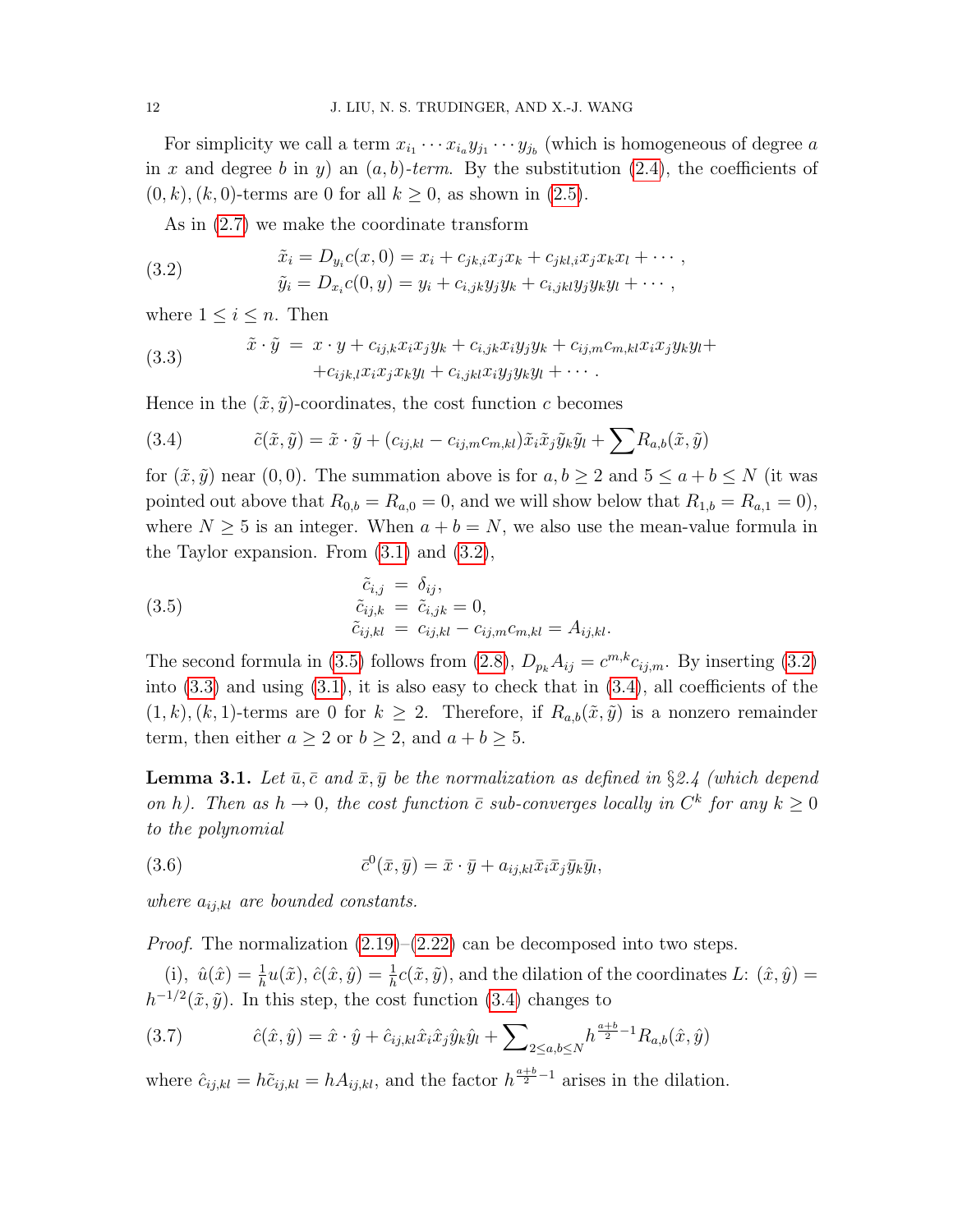For simplicity we call a term $x_{i_1}\cdots x_{i_a}y_{j_1}\cdots y_{j_b}$ (which is homogeneous of degree $a$ in $x$ and degree $b$ in $y$) an *$(a,b)$-term*. By the substitution (2.4), the coefficients of $(0,k),(k,0)$-terms are 0 for all $k\ge 0$, as shown in (2.5).

As in (2.7) we make the coordinate transform

$$
\begin{aligned}
\tilde x_i &= D_{y_i}c(x,0) = x_i + c_{jk,i}x_jx_k + c_{jkl,i}x_jx_kx_l + \cdots,\\
\tilde y_i &= D_{x_i}c(0,y) = y_i + c_{i,jk}y_jy_k + c_{i,jkl}y_jy_ky_l + \cdots,
\end{aligned}
\tag{3.2}
$$

where $1\le i\le n$. Then

$$
\begin{aligned}
\tilde x\cdot\tilde y \;=\; & x\cdot y + c_{ij,k}x_ix_jy_k + c_{i,jk}x_iy_jy_k + c_{ij,m}c_{m,kl}x_ix_jy_ky_l +\\
& + c_{ijk,l}x_ix_jx_ky_l + c_{i,jkl}x_iy_jy_ky_l + \cdots .
\end{aligned}
\tag{3.3}
$$

Hence in the $(\tilde x,\tilde y)$-coordinates, the cost function $c$ becomes

$$
\tilde c(\tilde x,\tilde y) = \tilde x\cdot\tilde y + (c_{ij,kl}-c_{ij,m}c_{m,kl})\tilde x_i\tilde x_j\tilde y_k\tilde y_l + \sum R_{a,b}(\tilde x,\tilde y)
\tag{3.4}
$$

for $(\tilde x,\tilde y)$ near $(0,0)$. The summation above is for $a,b\ge 2$ and $5\le a+b\le N$ (it was pointed out above that $R_{0,b}=R_{a,0}=0$, and we will show below that $R_{1,b}=R_{a,1}=0$), where $N\ge 5$ is an integer. When $a+b=N$, we also use the mean-value formula in the Taylor expansion. From (3.1) and (3.2),

$$
\begin{aligned}
\tilde c_{i,j} &= \delta_{ij},\\
\tilde c_{ij,k} &= \tilde c_{i,jk} = 0,\\
\tilde c_{ij,kl} &= c_{ij,kl}-c_{ij,m}c_{m,kl} = A_{ij,kl}.
\end{aligned}
\tag{3.5}
$$

The second formula in (3.5) follows from (2.8), $D_{p_k}A_{ij}=c^{m,k}c_{ij,m}$. By inserting (3.2) into (3.3) and using (3.1), it is also easy to check that in (3.4), all coefficients of the $(1,k),(k,1)$-terms are 0 for $k\ge 2$. Therefore, if $R_{a,b}(\tilde x,\tilde y)$ is a nonzero remainder term, then either $a\ge 2$ or $b\ge 2$, and $a+b\ge 5$.

**Lemma 3.1.** *Let $\bar u,\bar c$ and $\bar x,\bar y$ be the normalization as defined in §2.4 (which depend on $h$). Then as $h\to 0$, the cost function $\bar c$ sub-converges locally in $C^k$ for any $k\ge 0$ to the polynomial*

$$
\bar c^0(\bar x,\bar y) = \bar x\cdot\bar y + a_{ij,kl}\bar x_i\bar x_j\bar y_k\bar y_l,
\tag{3.6}
$$

*where $a_{ij,kl}$ are bounded constants.*

*Proof.* The normalization (2.19)–(2.22) can be decomposed into two steps.

(i), $\hat u(\hat x)=\frac1h u(\tilde x)$, $\hat c(\hat x,\hat y)=\frac1h c(\tilde x,\tilde y)$, and the dilation of the coordinates $L$: $(\hat x,\hat y)=h^{-1/2}(\tilde x,\tilde y)$. In this step, the cost function (3.4) changes to

$$
\hat c(\hat x,\hat y) = \hat x\cdot\hat y + \hat c_{ij,kl}\hat x_i\hat x_j\hat y_k\hat y_l + \sum\nolimits_{2\le a,b\le N} h^{\frac{a+b}{2}-1}R_{a,b}(\hat x,\hat y)
\tag{3.7}
$$

where $\hat c_{ij,kl}=h\tilde c_{ij,kl}=hA_{ij,kl}$, and the factor $h^{\frac{a+b}{2}-1}$ arises in the dilation.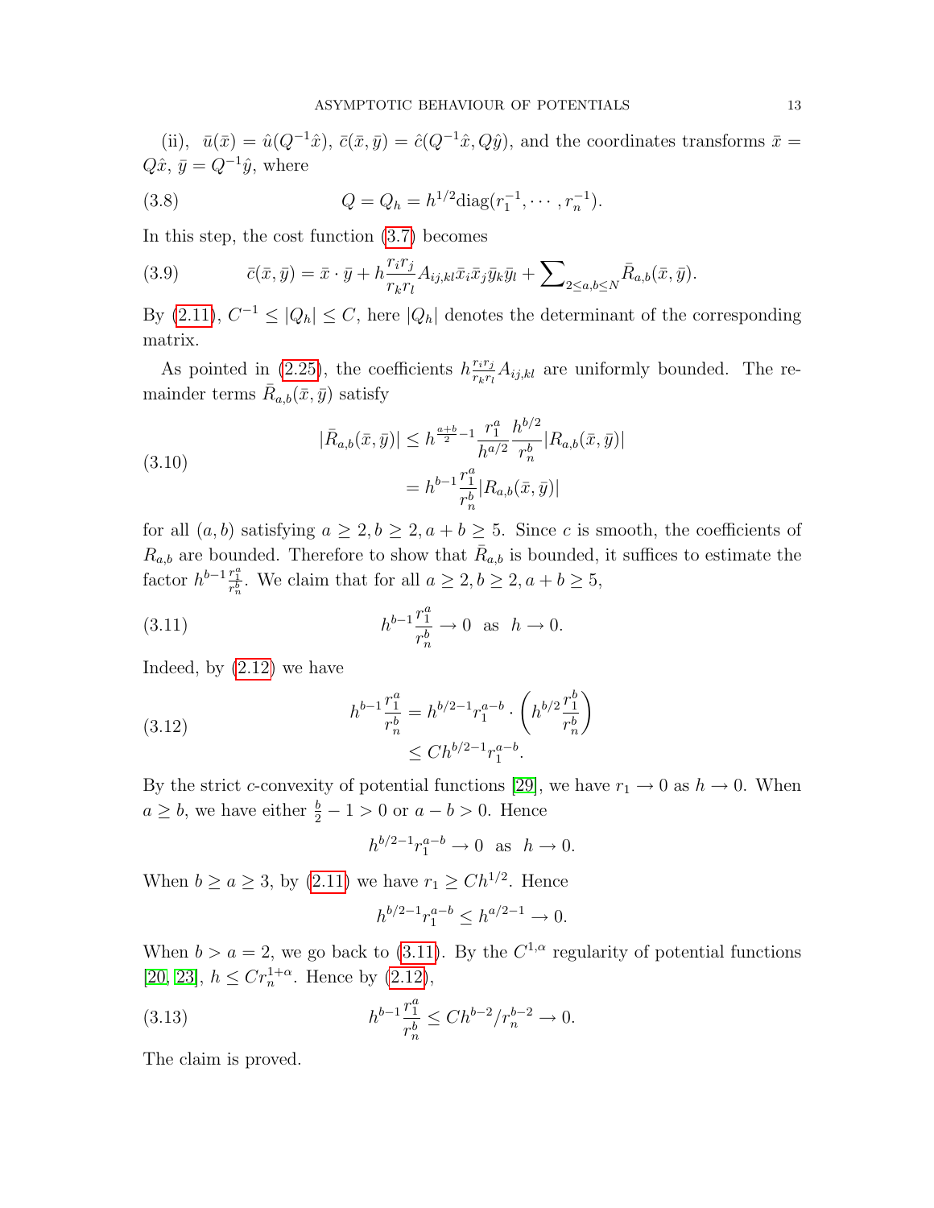(ii), $\bar{u}(\bar{x}) = \hat{u}(Q^{-1}\hat{x})$, $\bar{c}(\bar{x}, \bar{y}) = \hat{c}(Q^{-1}\hat{x}, Q\hat{y})$, and the coordinates transforms $\bar{x} = Q\hat{x}$, $\bar{y} = Q^{-1}\hat{y}$, where

$$Q = Q_h = h^{1/2}\text{diag}(r_1^{-1}, \cdots, r_n^{-1}). \tag{3.8}$$

In this step, the cost function (3.7) becomes

$$\bar{c}(\bar{x}, \bar{y}) = \bar{x} \cdot \bar{y} + h\frac{r_i r_j}{r_k r_l} A_{ij,kl}\bar{x}_i\bar{x}_j\bar{y}_k\bar{y}_l + \sum\nolimits_{2\leq a,b\leq N} \bar{R}_{a,b}(\bar{x}, \bar{y}). \tag{3.9}$$

By (2.11), $C^{-1} \leq |Q_h| \leq C$, here $|Q_h|$ denotes the determinant of the corresponding matrix.

As pointed in (2.25), the coefficients $h\frac{r_i r_j}{r_k r_l} A_{ij,kl}$ are uniformly bounded. The remainder terms $\bar{R}_{a,b}(\bar{x}, \bar{y})$ satisfy

$$\begin{aligned} |\bar{R}_{a,b}(\bar{x}, \bar{y})| &\leq h^{\frac{a+b}{2}-1}\frac{r_1^a}{h^{a/2}}\frac{h^{b/2}}{r_n^b}|R_{a,b}(\bar{x}, \bar{y})| \\ &= h^{b-1}\frac{r_1^a}{r_n^b}|R_{a,b}(\bar{x}, \bar{y})| \end{aligned} \tag{3.10}$$

for all $(a, b)$ satisfying $a \geq 2, b \geq 2, a + b \geq 5$. Since $c$ is smooth, the coefficients of $R_{a,b}$ are bounded. Therefore to show that $\bar{R}_{a,b}$ is bounded, it suffices to estimate the factor $h^{b-1}\frac{r_1^a}{r_n^b}$. We claim that for all $a \geq 2, b \geq 2, a + b \geq 5$,

$$h^{b-1}\frac{r_1^a}{r_n^b} \to 0 \quad \text{as} \quad h \to 0. \tag{3.11}$$

Indeed, by (2.12) we have

$$\begin{aligned} h^{b-1}\frac{r_1^a}{r_n^b} &= h^{b/2-1}r_1^{a-b} \cdot \left(h^{b/2}\frac{r_1^b}{r_n^b}\right) \\ &\leq Ch^{b/2-1}r_1^{a-b}. \end{aligned} \tag{3.12}$$

By the strict $c$-convexity of potential functions [29], we have $r_1 \to 0$ as $h \to 0$. When $a \geq b$, we have either $\frac{b}{2} - 1 > 0$ or $a - b > 0$. Hence

$$h^{b/2-1}r_1^{a-b} \to 0 \quad \text{as} \quad h \to 0.$$

When $b \geq a \geq 3$, by (2.11) we have $r_1 \geq Ch^{1/2}$. Hence

$$h^{b/2-1}r_1^{a-b} \leq h^{a/2-1} \to 0.$$

When $b > a = 2$, we go back to (3.11). By the $C^{1,\alpha}$ regularity of potential functions [20, 23], $h \leq Cr_n^{1+\alpha}$. Hence by (2.12),

$$h^{b-1}\frac{r_1^a}{r_n^b} \leq Ch^{b-2}/r_n^{b-2} \to 0. \tag{3.13}$$

The claim is proved.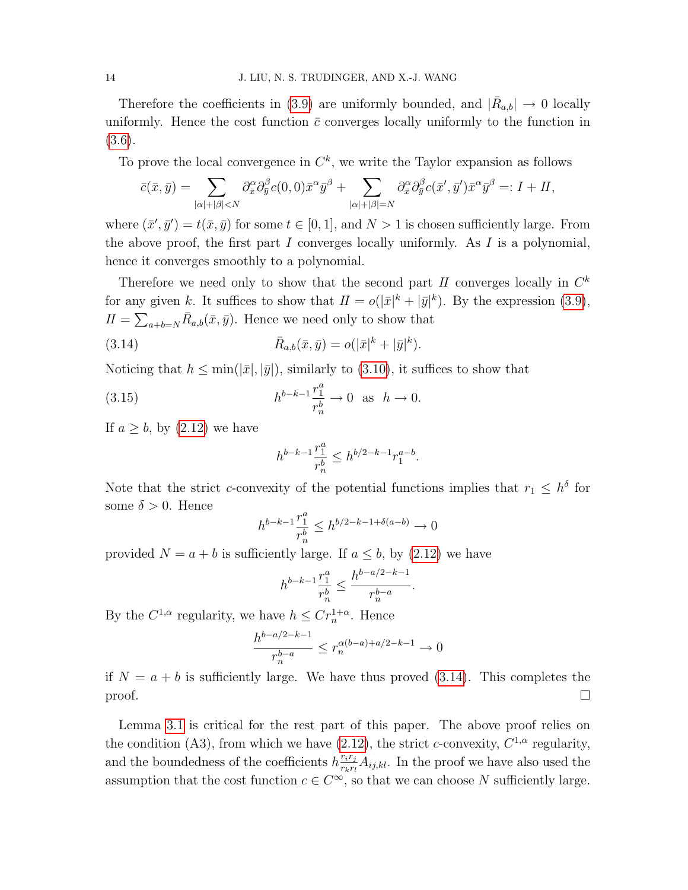Therefore the coefficients in (3.9) are uniformly bounded, and $|\bar{R}_{a,b}| \to 0$ locally uniformly. Hence the cost function $\bar{c}$ converges locally uniformly to the function in (3.6).

To prove the local convergence in $C^k$, we write the Taylor expansion as follows

$$\bar{c}(\bar{x}, \bar{y}) = \sum_{|\alpha|+|\beta|<N} \partial_{\bar{x}}^{\alpha} \partial_{\bar{y}}^{\beta} c(0,0) \bar{x}^{\alpha} \bar{y}^{\beta} + \sum_{|\alpha|+|\beta|=N} \partial_{\bar{x}}^{\alpha} \partial_{\bar{y}}^{\beta} c(\bar{x}', \bar{y}') \bar{x}^{\alpha} \bar{y}^{\beta} =: I + II,$$

where $(\bar{x}', \bar{y}') = t(\bar{x}, \bar{y})$ for some $t \in [0,1]$, and $N > 1$ is chosen sufficiently large. From the above proof, the first part $I$ converges locally uniformly. As $I$ is a polynomial, hence it converges smoothly to a polynomial.

Therefore we need only to show that the second part $II$ converges locally in $C^k$ for any given $k$. It suffices to show that $II = o(|\bar{x}|^k + |\bar{y}|^k)$. By the expression (3.9), $II = \sum_{a+b=N} \bar{R}_{a,b}(\bar{x}, \bar{y})$. Hence we need only to show that

$$\bar{R}_{a,b}(\bar{x}, \bar{y}) = o(|\bar{x}|^k + |\bar{y}|^k). \tag{3.14}$$

Noticing that $h \le \min(|\bar{x}|, |\bar{y}|)$, similarly to (3.10), it suffices to show that

$$h^{b-k-1} \frac{r_1^a}{r_n^b} \to 0 \ \text{ as } \ h \to 0. \tag{3.15}$$

If $a \ge b$, by (2.12) we have

$$h^{b-k-1} \frac{r_1^a}{r_n^b} \le h^{b/2-k-1} r_1^{a-b}.$$

Note that the strict $c$-convexity of the potential functions implies that $r_1 \le h^{\delta}$ for some $\delta > 0$. Hence

$$h^{b-k-1} \frac{r_1^a}{r_n^b} \le h^{b/2-k-1+\delta(a-b)} \to 0$$

provided $N = a + b$ is sufficiently large. If $a \le b$, by (2.12) we have

$$h^{b-k-1} \frac{r_1^a}{r_n^b} \le \frac{h^{b-a/2-k-1}}{r_n^{b-a}}.$$

By the $C^{1,\alpha}$ regularity, we have $h \le C r_n^{1+\alpha}$. Hence

$$\frac{h^{b-a/2-k-1}}{r_n^{b-a}} \le r_n^{\alpha(b-a)+a/2-k-1} \to 0$$

if $N = a + b$ is sufficiently large. We have thus proved (3.14). This completes the proof. $\square$

Lemma 3.1 is critical for the rest part of this paper. The above proof relies on the condition (A3), from which we have (2.12), the strict $c$-convexity, $C^{1,\alpha}$ regularity, and the boundedness of the coefficients $h \frac{r_i r_j}{r_k r_l} A_{ij,kl}$. In the proof we have also used the assumption that the cost function $c \in C^{\infty}$, so that we can choose $N$ sufficiently large.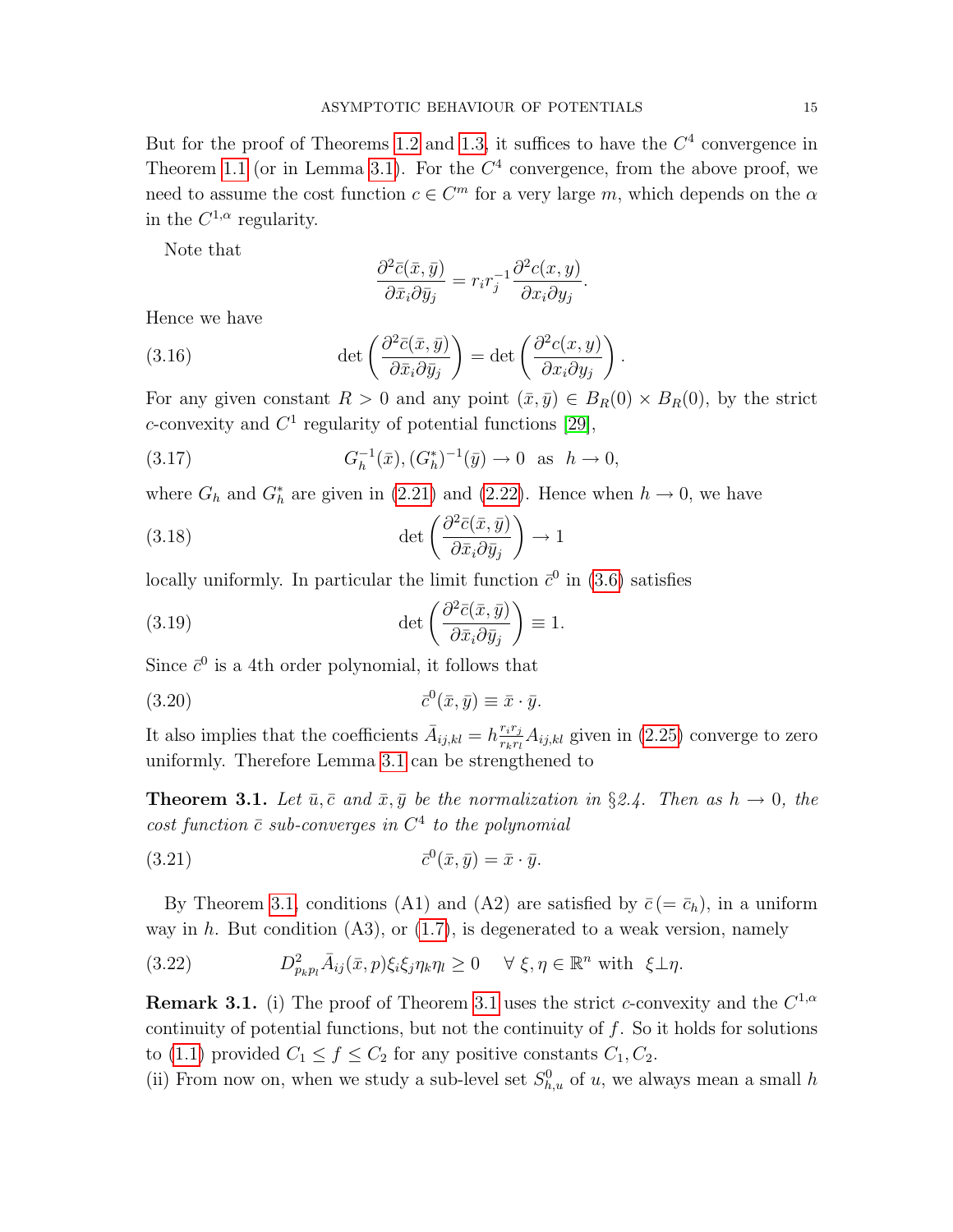But for the proof of Theorems 1.2 and 1.3, it suffices to have the $C^4$ convergence in Theorem 1.1 (or in Lemma 3.1). For the $C^4$ convergence, from the above proof, we need to assume the cost function $c \in C^m$ for a very large $m$, which depends on the $\alpha$ in the $C^{1,\alpha}$ regularity.

Note that

$$\frac{\partial^2 \bar{c}(\bar{x}, \bar{y})}{\partial \bar{x}_i \partial \bar{y}_j} = r_i r_j^{-1} \frac{\partial^2 c(x, y)}{\partial x_i \partial y_j}.$$

Hence we have

$$\det \left( \frac{\partial^2 \bar{c}(\bar{x}, \bar{y})}{\partial \bar{x}_i \partial \bar{y}_j} \right) = \det \left( \frac{\partial^2 c(x, y)}{\partial x_i \partial y_j} \right). \tag{3.16}$$

For any given constant $R > 0$ and any point $(\bar{x}, \bar{y}) \in B_R(0) \times B_R(0)$, by the strict $c$-convexity and $C^1$ regularity of potential functions [29],

$$G_h^{-1}(\bar{x}), (G_h^*)^{-1}(\bar{y}) \to 0 \quad \text{as} \quad h \to 0, \tag{3.17}$$

where $G_h$ and $G_h^*$ are given in (2.21) and (2.22). Hence when $h \to 0$, we have

$$\det \left( \frac{\partial^2 \bar{c}(\bar{x}, \bar{y})}{\partial \bar{x}_i \partial \bar{y}_j} \right) \to 1 \tag{3.18}$$

locally uniformly. In particular the limit function $\bar{c}^0$ in (3.6) satisfies

$$\det \left( \frac{\partial^2 \bar{c}(\bar{x}, \bar{y})}{\partial \bar{x}_i \partial \bar{y}_j} \right) \equiv 1. \tag{3.19}$$

Since $\bar{c}^0$ is a 4th order polynomial, it follows that

$$\bar{c}^0(\bar{x}, \bar{y}) \equiv \bar{x} \cdot \bar{y}. \tag{3.20}$$

It also implies that the coefficients $\bar{A}_{ij,kl} = h \frac{r_i r_j}{r_k r_l} A_{ij,kl}$ given in (2.25) converge to zero uniformly. Therefore Lemma 3.1 can be strengthened to

**Theorem 3.1.** *Let $\bar{u}, \bar{c}$ and $\bar{x}, \bar{y}$ be the normalization in §2.4. Then as $h \to 0$, the cost function $\bar{c}$ sub-converges in $C^4$ to the polynomial*

$$\bar{c}^0(\bar{x}, \bar{y}) = \bar{x} \cdot \bar{y}. \tag{3.21}$$

By Theorem 3.1, conditions (A1) and (A2) are satisfied by $\bar{c}\,(= \bar{c}_h)$, in a uniform way in $h$. But condition (A3), or (1.7), is degenerated to a weak version, namely

$$D^2_{p_k p_l} \bar{A}_{ij}(\bar{x}, p) \xi_i \xi_j \eta_k \eta_l \geq 0 \quad \forall\, \xi, \eta \in \mathbb{R}^n \text{ with } \xi \perp \eta. \tag{3.22}$$

**Remark 3.1.** (i) The proof of Theorem 3.1 uses the strict $c$-convexity and the $C^{1,\alpha}$ continuity of potential functions, but not the continuity of $f$. So it holds for solutions to (1.1) provided $C_1 \leq f \leq C_2$ for any positive constants $C_1, C_2$.
(ii) From now on, when we study a sub-level set $S^0_{h,u}$ of $u$, we always mean a small $h$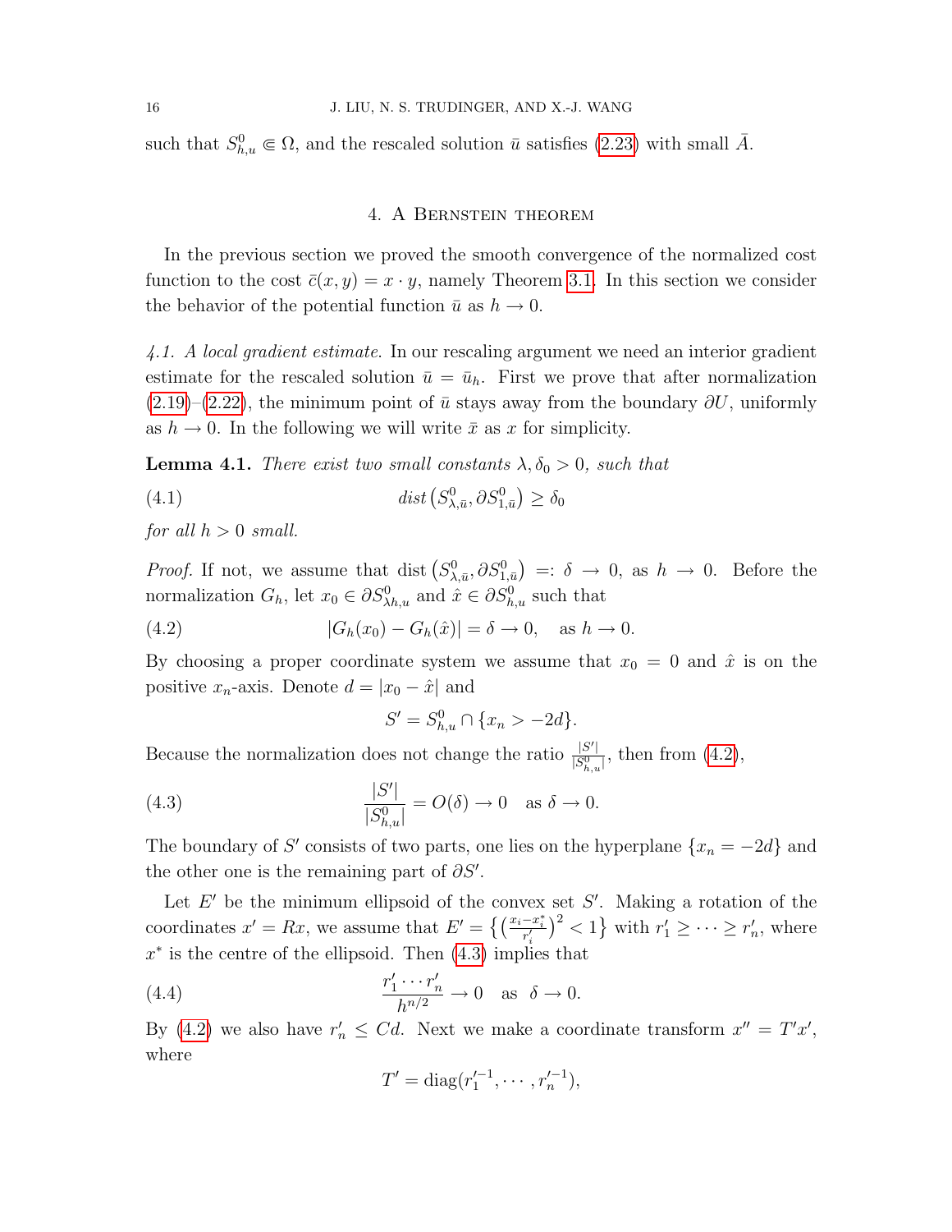such that $S^0_{h,u} \Subset \Omega$, and the rescaled solution $\bar u$ satisfies (2.23) with small $\bar A$.

## 4. A Bernstein theorem

In the previous section we proved the smooth convergence of the normalized cost function to the cost $\bar c(x, y) = x \cdot y$, namely Theorem 3.1. In this section we consider the behavior of the potential function $\bar u$ as $h \to 0$.

*4.1. A local gradient estimate.* In our rescaling argument we need an interior gradient estimate for the rescaled solution $\bar u = \bar u_h$. First we prove that after normalization (2.19)–(2.22), the minimum point of $\bar u$ stays away from the boundary $\partial U$, uniformly as $h \to 0$. In the following we will write $\bar x$ as $x$ for simplicity.

**Lemma 4.1.** *There exist two small constants $\lambda, \delta_0 > 0$, such that*

$$\text{dist}\left(S^0_{\lambda,\bar u}, \partial S^0_{1,\bar u}\right) \geq \delta_0 \tag{4.1}$$

*for all $h > 0$ small.*

*Proof.* If not, we assume that $\text{dist}\left(S^0_{\lambda,\bar u}, \partial S^0_{1,\bar u}\right) =: \delta \to 0$, as $h \to 0$. Before the normalization $G_h$, let $x_0 \in \partial S^0_{\lambda h,u}$ and $\hat x \in \partial S^0_{h,u}$ such that

$$|G_h(x_0) - G_h(\hat x)| = \delta \to 0, \quad \text{as } h \to 0. \tag{4.2}$$

By choosing a proper coordinate system we assume that $x_0 = 0$ and $\hat x$ is on the positive $x_n$-axis. Denote $d = |x_0 - \hat x|$ and

$$S' = S^0_{h,u} \cap \{x_n > -2d\}.$$

Because the normalization does not change the ratio $\frac{|S'|}{|S^0_{h,u}|}$, then from (4.2),

$$\frac{|S'|}{|S^0_{h,u}|} = O(\delta) \to 0 \quad \text{as } \delta \to 0. \tag{4.3}$$

The boundary of $S'$ consists of two parts, one lies on the hyperplane $\{x_n = -2d\}$ and the other one is the remaining part of $\partial S'$.

Let $E'$ be the minimum ellipsoid of the convex set $S'$. Making a rotation of the coordinates $x' = Rx$, we assume that $E' = \left\{\left(\frac{x_i - x_i^*}{r_i'}\right)^2 < 1\right\}$ with $r_1' \geq \cdots \geq r_n'$, where $x^*$ is the centre of the ellipsoid. Then (4.3) implies that

$$\frac{r_1' \cdots r_n'}{h^{n/2}} \to 0 \quad \text{as } \delta \to 0. \tag{4.4}$$

By (4.2) we also have $r_n' \leq Cd$. Next we make a coordinate transform $x'' = T'x'$, where

$$T' = \text{diag}(r_1'^{-1}, \cdots, r_n'^{-1}),$$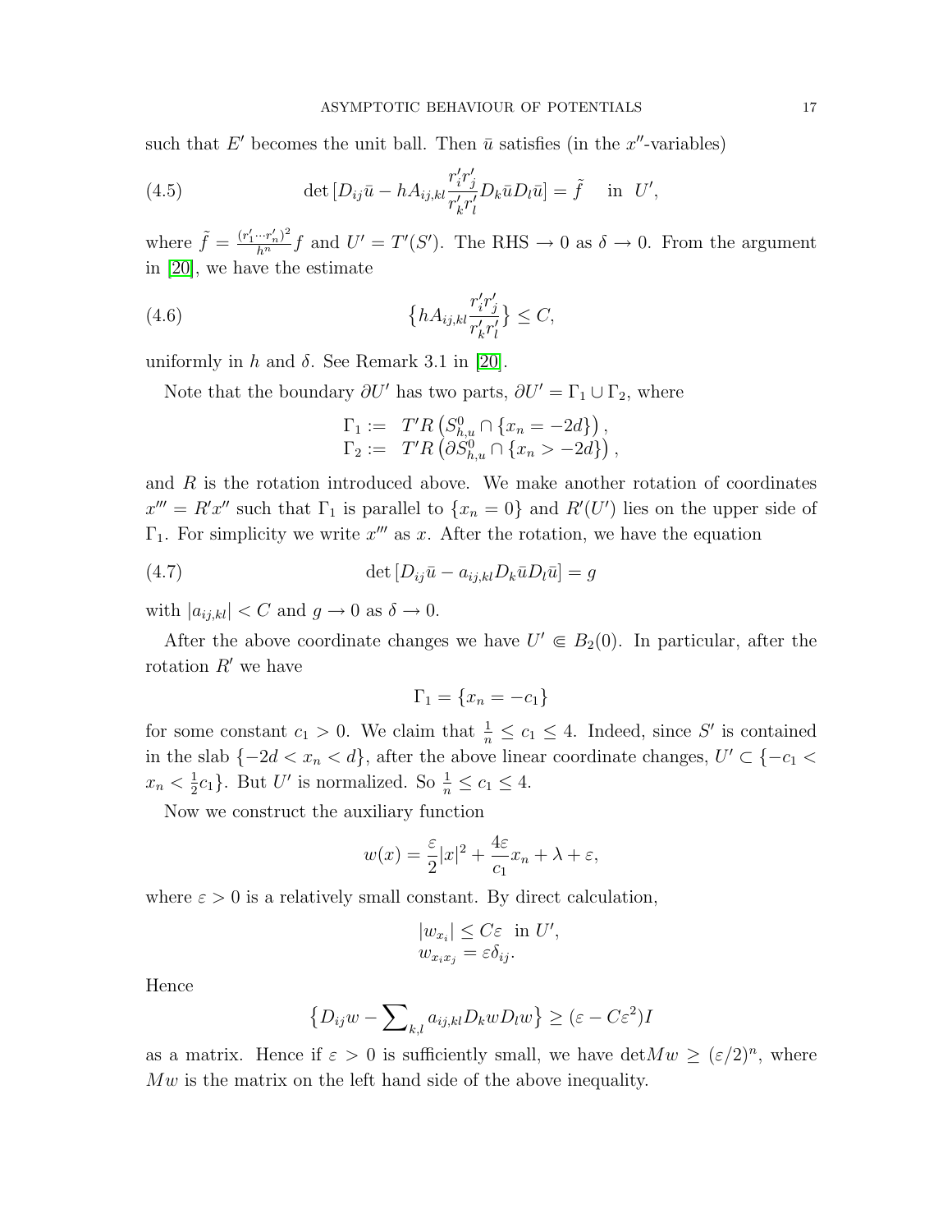such that $E'$ becomes the unit ball. Then $\bar{u}$ satisfies (in the $x''$-variables)

$$\det [D_{ij}\bar{u} - hA_{ij,kl}\frac{r'_i r'_j}{r'_k r'_l}D_k\bar{u}D_l\bar{u}] = \tilde{f} \quad \text{in } \ U', \tag{4.5}$$

where $\tilde{f} = \frac{(r'_1\cdots r'_n)^2}{h^n}f$ and $U' = T'(S')$. The RHS $\to 0$ as $\delta \to 0$. From the argument in [20], we have the estimate

$$\big\{hA_{ij,kl}\frac{r'_i r'_j}{r'_k r'_l}\big\} \le C, \tag{4.6}$$

uniformly in $h$ and $\delta$. See Remark 3.1 in [20].

Note that the boundary $\partial U'$ has two parts, $\partial U' = \Gamma_1 \cup \Gamma_2$, where

$$\begin{aligned}
\Gamma_1 &:= \ T'R\left(S^0_{h,u} \cap \{x_n = -2d\}\right),\\
\Gamma_2 &:= \ T'R\left(\partial S^0_{h,u} \cap \{x_n > -2d\}\right),
\end{aligned}$$

and $R$ is the rotation introduced above. We make another rotation of coordinates $x''' = R'x''$ such that $\Gamma_1$ is parallel to $\{x_n = 0\}$ and $R'(U')$ lies on the upper side of $\Gamma_1$. For simplicity we write $x'''$ as $x$. After the rotation, we have the equation

$$\det [D_{ij}\bar{u} - a_{ij,kl}D_k\bar{u}D_l\bar{u}] = g \tag{4.7}$$

with $|a_{ij,kl}| < C$ and $g \to 0$ as $\delta \to 0$.

After the above coordinate changes we have $U' \Subset B_2(0)$. In particular, after the rotation $R'$ we have

$$\Gamma_1 = \{x_n = -c_1\}$$

for some constant $c_1 > 0$. We claim that $\frac{1}{n} \le c_1 \le 4$. Indeed, since $S'$ is contained in the slab $\{-2d < x_n < d\}$, after the above linear coordinate changes, $U' \subset \{-c_1 < x_n < \frac{1}{2}c_1\}$. But $U'$ is normalized. So $\frac{1}{n} \le c_1 \le 4$.

Now we construct the auxiliary function

$$w(x) = \frac{\varepsilon}{2}|x|^2 + \frac{4\varepsilon}{c_1}x_n + \lambda + \varepsilon,$$

where $\varepsilon > 0$ is a relatively small constant. By direct calculation,

$$\begin{aligned}
&|w_{x_i}| \le C\varepsilon \ \text{ in } U',\\
&w_{x_i x_j} = \varepsilon\delta_{ij}.
\end{aligned}$$

Hence

$$\big\{D_{ij}w - \sum\nolimits_{k,l} a_{ij,kl}D_k w D_l w\big\} \ge (\varepsilon - C\varepsilon^2)I$$

as a matrix. Hence if $\varepsilon > 0$ is sufficiently small, we have $\det Mw \ge (\varepsilon/2)^n$, where $Mw$ is the matrix on the left hand side of the above inequality.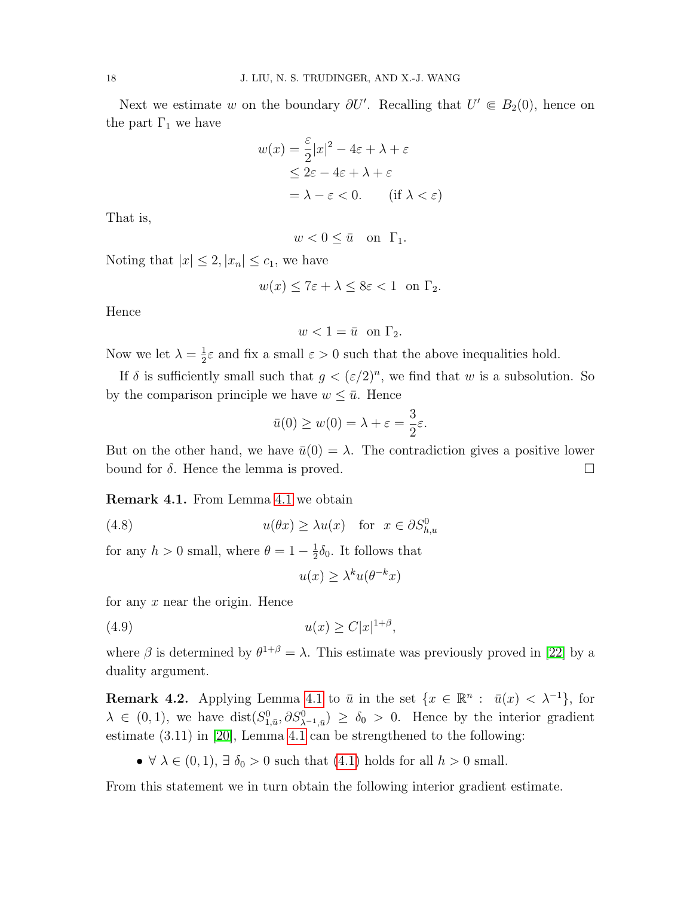Next we estimate $w$ on the boundary $\partial U'$. Recalling that $U' \Subset B_2(0)$, hence on the part $\Gamma_1$ we have

$$
\begin{aligned}
w(x) &= \frac{\varepsilon}{2}|x|^2 - 4\varepsilon + \lambda + \varepsilon \\
&\leq 2\varepsilon - 4\varepsilon + \lambda + \varepsilon \\
&= \lambda - \varepsilon < 0. \qquad (\text{if } \lambda < \varepsilon)
\end{aligned}
$$

That is,

$$
w < 0 \leq \bar{u} \quad \text{on } \Gamma_1.
$$

Noting that $|x| \leq 2, |x_n| \leq c_1$, we have

$$
w(x) \leq 7\varepsilon + \lambda \leq 8\varepsilon < 1 \quad \text{on } \Gamma_2.
$$

Hence

$$
w < 1 = \bar{u} \quad \text{on } \Gamma_2.
$$

Now we let $\lambda = \frac{1}{2}\varepsilon$ and fix a small $\varepsilon > 0$ such that the above inequalities hold.

If $\delta$ is sufficiently small such that $g < (\varepsilon/2)^n$, we find that $w$ is a subsolution. So by the comparison principle we have $w \leq \bar{u}$. Hence

$$
\bar{u}(0) \geq w(0) = \lambda + \varepsilon = \frac{3}{2}\varepsilon.
$$

But on the other hand, we have $\bar{u}(0) = \lambda$. The contradiction gives a positive lower bound for $\delta$. Hence the lemma is proved. $\square$

**Remark 4.1.** From Lemma 4.1 we obtain

$$
u(\theta x) \geq \lambda u(x) \quad \text{for } x \in \partial S^0_{h,u} \tag{4.8}
$$

for any $h > 0$ small, where $\theta = 1 - \frac{1}{2}\delta_0$. It follows that

$$
u(x) \geq \lambda^k u(\theta^{-k} x)
$$

for any $x$ near the origin. Hence

$$
u(x) \geq C|x|^{1+\beta}, \tag{4.9}
$$

where $\beta$ is determined by $\theta^{1+\beta} = \lambda$. This estimate was previously proved in [22] by a duality argument.

**Remark 4.2.** Applying Lemma 4.1 to $\bar{u}$ in the set $\{x \in \mathbb{R}^n : \bar{u}(x) < \lambda^{-1}\}$, for $\lambda \in (0,1)$, we have $\text{dist}(S^0_{1,\bar{u}}, \partial S^0_{\lambda^{-1},\bar{u}}) \geq \delta_0 > 0$. Hence by the interior gradient estimate (3.11) in [20], Lemma 4.1 can be strengthened to the following:

- $\forall\ \lambda \in (0,1)$, $\exists\ \delta_0 > 0$ such that (4.1) holds for all $h > 0$ small.

From this statement we in turn obtain the following interior gradient estimate.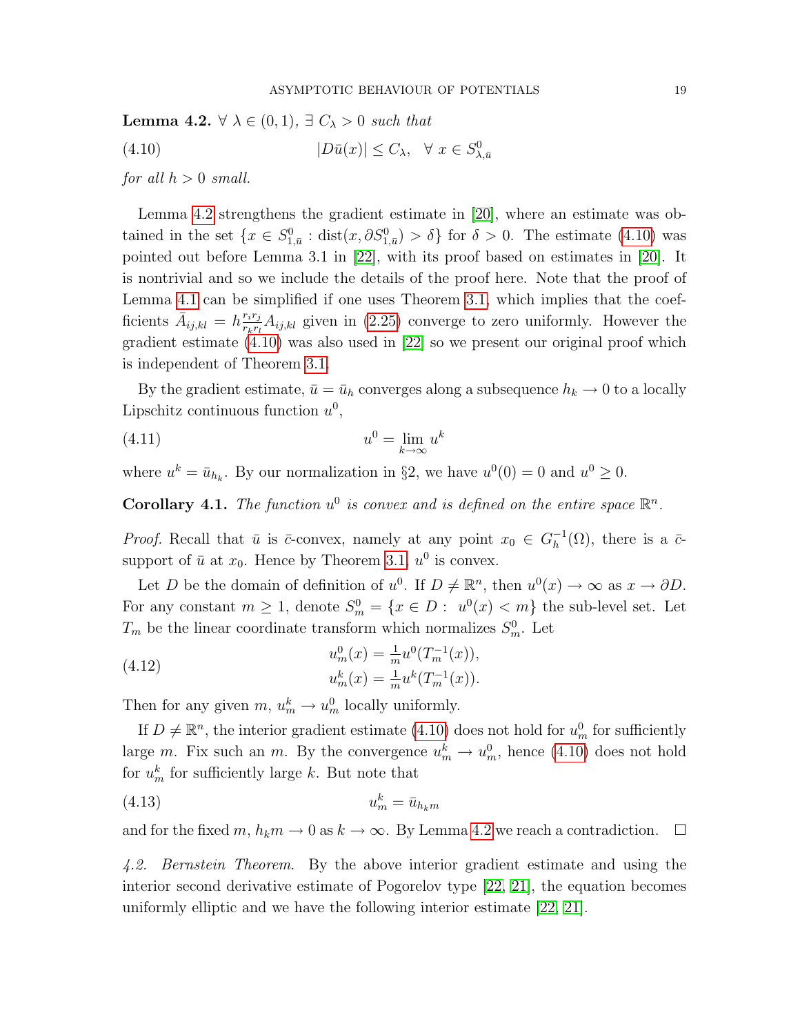**Lemma 4.2.** *$\forall\ \lambda \in (0,1)$, $\exists\ C_\lambda > 0$ such that*

$$|D\bar{u}(x)| \le C_\lambda, \quad \forall\ x \in S^0_{\lambda,\bar{u}} \tag{4.10}$$

*for all $h > 0$ small.*

Lemma 4.2 strengthens the gradient estimate in [20], where an estimate was obtained in the set $\{x \in S^0_{1,\bar{u}} : \text{dist}(x, \partial S^0_{1,\bar{u}}) > \delta\}$ for $\delta > 0$. The estimate (4.10) was pointed out before Lemma 3.1 in [22], with its proof based on estimates in [20]. It is nontrivial and so we include the details of the proof here. Note that the proof of Lemma 4.1 can be simplified if one uses Theorem 3.1, which implies that the coefficients $\bar{A}_{ij,kl} = h\frac{r_i r_j}{r_k r_l} A_{ij,kl}$ given in (2.25) converge to zero uniformly. However the gradient estimate (4.10) was also used in [22] so we present our original proof which is independent of Theorem 3.1.

By the gradient estimate, $\bar{u} = \bar{u}_h$ converges along a subsequence $h_k \to 0$ to a locally Lipschitz continuous function $u^0$,

$$u^0 = \lim_{k\to\infty} u^k \tag{4.11}$$

where $u^k = \bar{u}_{h_k}$. By our normalization in §2, we have $u^0(0) = 0$ and $u^0 \ge 0$.

**Corollary 4.1.** *The function $u^0$ is convex and is defined on the entire space $\mathbb{R}^n$.*

*Proof.* Recall that $\bar{u}$ is $\bar{c}$-convex, namely at any point $x_0 \in G_h^{-1}(\Omega)$, there is a $\bar{c}$-support of $\bar{u}$ at $x_0$. Hence by Theorem 3.1, $u^0$ is convex.

Let $D$ be the domain of definition of $u^0$. If $D \ne \mathbb{R}^n$, then $u^0(x) \to \infty$ as $x \to \partial D$. For any constant $m \ge 1$, denote $S^0_m = \{x \in D : \ u^0(x) < m\}$ the sub-level set. Let $T_m$ be the linear coordinate transform which normalizes $S^0_m$. Let

$$\begin{aligned} u^0_m(x) &= \tfrac{1}{m} u^0(T_m^{-1}(x)), \\ u^k_m(x) &= \tfrac{1}{m} u^k(T_m^{-1}(x)). \end{aligned} \tag{4.12}$$

Then for any given $m$, $u^k_m \to u^0_m$ locally uniformly.

If $D \ne \mathbb{R}^n$, the interior gradient estimate (4.10) does not hold for $u^0_m$ for sufficiently large $m$. Fix such an $m$. By the convergence $u^k_m \to u^0_m$, hence (4.10) does not hold for $u^k_m$ for sufficiently large $k$. But note that

$$u^k_m = \bar{u}_{h_k m} \tag{4.13}$$

and for the fixed $m$, $h_k m \to 0$ as $k \to \infty$. By Lemma 4.2 we reach a contradiction. $\square$

*4.2. Bernstein Theorem.* By the above interior gradient estimate and using the interior second derivative estimate of Pogorelov type [22, 21], the equation becomes uniformly elliptic and we have the following interior estimate [22, 21].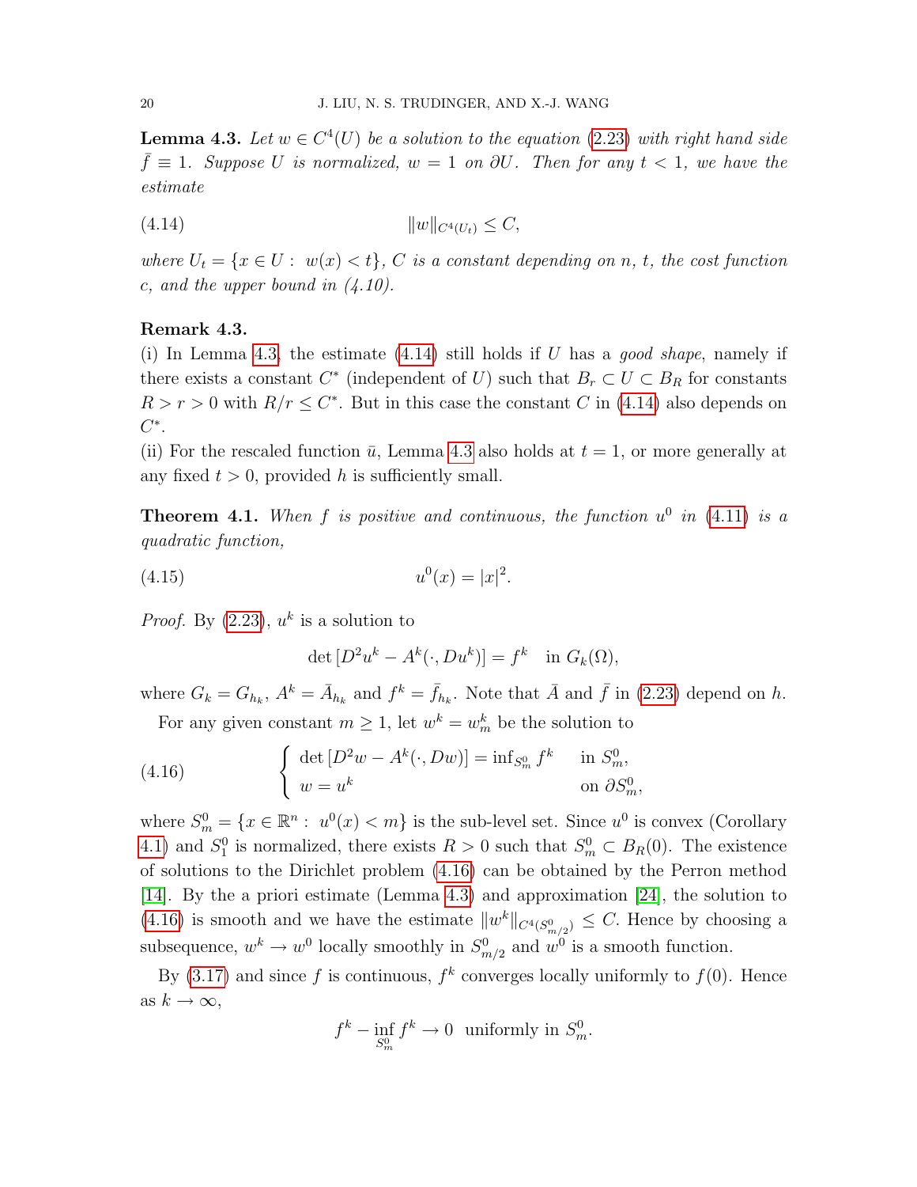**Lemma 4.3.** *Let $w \in C^4(U)$ be a solution to the equation (2.23) with right hand side $\bar f \equiv 1$. Suppose $U$ is normalized, $w = 1$ on $\partial U$. Then for any $t < 1$, we have the estimate*

$$\|w\|_{C^4(U_t)} \le C, \tag{4.14}$$

*where $U_t = \{x \in U : \ w(x) < t\}$, $C$ is a constant depending on $n$, $t$, the cost function $c$, and the upper bound in (4.10).*

**Remark 4.3.**
(i) In Lemma 4.3, the estimate (4.14) still holds if $U$ has a *good shape*, namely if there exists a constant $C^*$ (independent of $U$) such that $B_r \subset U \subset B_R$ for constants $R > r > 0$ with $R/r \le C^*$. But in this case the constant $C$ in (4.14) also depends on $C^*$.
(ii) For the rescaled function $\bar u$, Lemma 4.3 also holds at $t = 1$, or more generally at any fixed $t > 0$, provided $h$ is sufficiently small.

**Theorem 4.1.** *When $f$ is positive and continuous, the function $u^0$ in (4.11) is a quadratic function,*

$$u^0(x) = |x|^2. \tag{4.15}$$

*Proof.* By (2.23), $u^k$ is a solution to

$$\det[D^2u^k - A^k(\cdot, Du^k)] = f^k \quad \text{in } G_k(\Omega),$$

where $G_k = G_{h_k}$, $A^k = \bar A_{h_k}$ and $f^k = \bar f_{h_k}$. Note that $\bar A$ and $\bar f$ in (2.23) depend on $h$.

For any given constant $m \ge 1$, let $w^k = w^k_m$ be the solution to

$$\begin{cases} \det[D^2w - A^k(\cdot, Dw)] = \inf_{S^0_m} f^k & \text{in } S^0_m, \\ w = u^k & \text{on } \partial S^0_m, \end{cases} \tag{4.16}$$

where $S^0_m = \{x \in \mathbb{R}^n : \ u^0(x) < m\}$ is the sub-level set. Since $u^0$ is convex (Corollary 4.1) and $S^0_1$ is normalized, there exists $R > 0$ such that $S^0_m \subset B_R(0)$. The existence of solutions to the Dirichlet problem (4.16) can be obtained by the Perron method [14]. By the a priori estimate (Lemma 4.3) and approximation [24], the solution to (4.16) is smooth and we have the estimate $\|w^k\|_{C^4(S^0_{m/2})} \le C$. Hence by choosing a subsequence, $w^k \to w^0$ locally smoothly in $S^0_{m/2}$ and $w^0$ is a smooth function.

By (3.17) and since $f$ is continuous, $f^k$ converges locally uniformly to $f(0)$. Hence as $k \to \infty$,

$$f^k - \inf_{S^0_m} f^k \to 0 \ \text{ uniformly in } S^0_m.$$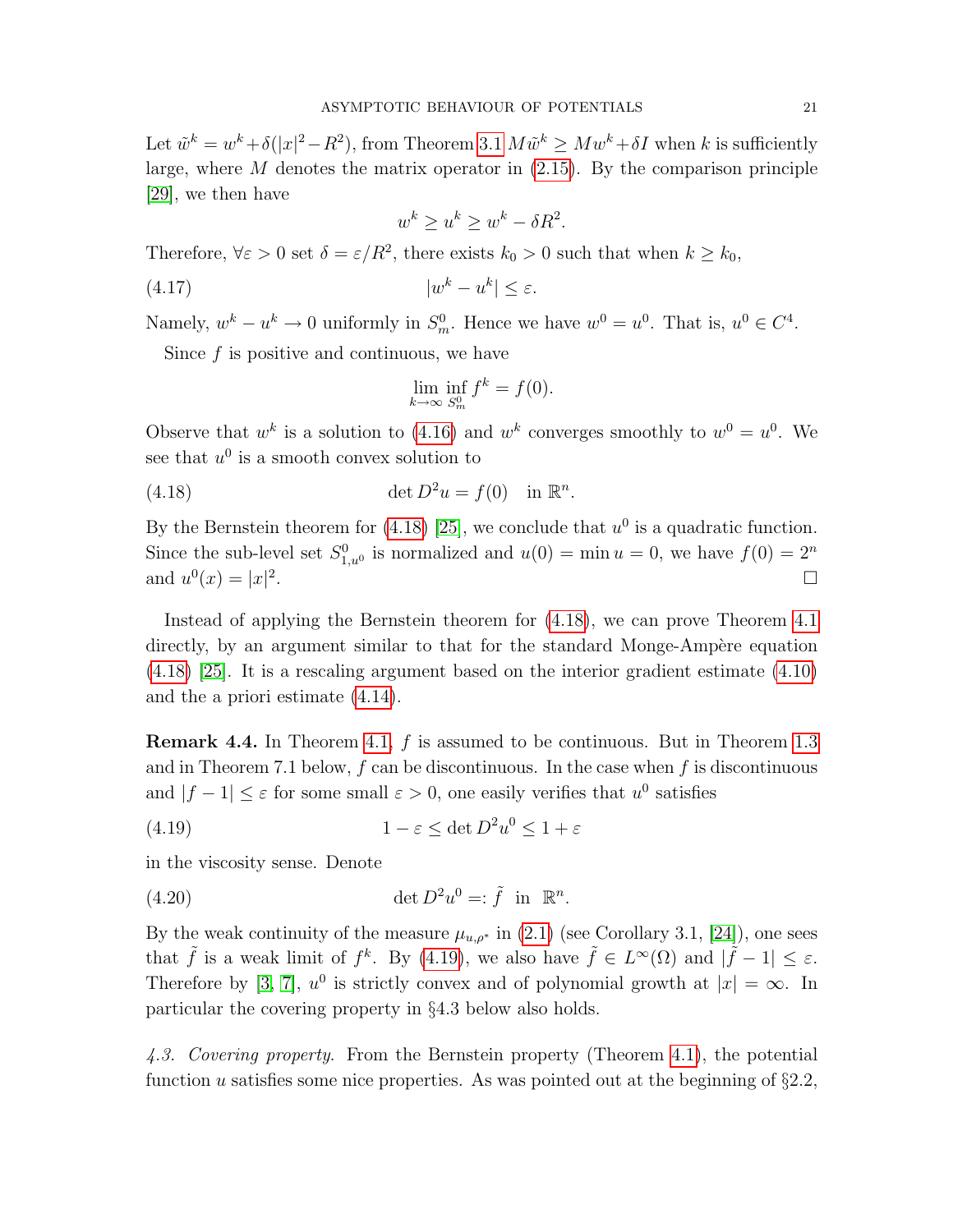Let $\tilde{w}^k = w^k + \delta(|x|^2 - R^2)$, from Theorem 3.1 $M\tilde{w}^k \geq Mw^k + \delta I$ when $k$ is sufficiently large, where $M$ denotes the matrix operator in (2.15). By the comparison principle [29], we then have

$$w^k \geq u^k \geq w^k - \delta R^2.$$

Therefore, $\forall \varepsilon > 0$ set $\delta = \varepsilon / R^2$, there exists $k_0 > 0$ such that when $k \geq k_0$,

$$|w^k - u^k| \leq \varepsilon. \tag{4.17}$$

Namely, $w^k - u^k \to 0$ uniformly in $S_m^0$. Hence we have $w^0 = u^0$. That is, $u^0 \in C^4$.

Since $f$ is positive and continuous, we have

$$\lim_{k\to\infty} \inf_{S_m^0} f^k = f(0).$$

Observe that $w^k$ is a solution to (4.16) and $w^k$ converges smoothly to $w^0 = u^0$. We see that $u^0$ is a smooth convex solution to

$$\det D^2 u = f(0) \quad \text{in } \mathbb{R}^n. \tag{4.18}$$

By the Bernstein theorem for (4.18) [25], we conclude that $u^0$ is a quadratic function. Since the sub-level set $S^0_{1,u^0}$ is normalized and $u(0) = \min u = 0$, we have $f(0) = 2^n$ and $u^0(x) = |x|^2$. $\square$

Instead of applying the Bernstein theorem for (4.18), we can prove Theorem 4.1 directly, by an argument similar to that for the standard Monge-Ampère equation (4.18) [25]. It is a rescaling argument based on the interior gradient estimate (4.10) and the a priori estimate (4.14).

**Remark 4.4.** In Theorem 4.1, $f$ is assumed to be continuous. But in Theorem 1.3 and in Theorem 7.1 below, $f$ can be discontinuous. In the case when $f$ is discontinuous and $|f-1| \leq \varepsilon$ for some small $\varepsilon > 0$, one easily verifies that $u^0$ satisfies

$$1 - \varepsilon \leq \det D^2 u^0 \leq 1 + \varepsilon \tag{4.19}$$

in the viscosity sense. Denote

$$\det D^2 u^0 =: \tilde{f} \;\; \text{in } \;\mathbb{R}^n. \tag{4.20}$$

By the weak continuity of the measure $\mu_{u,\rho^*}$ in (2.1) (see Corollary 3.1, [24]), one sees that $\tilde{f}$ is a weak limit of $f^k$. By (4.19), we also have $\tilde{f} \in L^\infty(\Omega)$ and $|\tilde{f} - 1| \leq \varepsilon$. Therefore by [3, 7], $u^0$ is strictly convex and of polynomial growth at $|x| = \infty$. In particular the covering property in §4.3 below also holds.

*4.3. Covering property.* From the Bernstein property (Theorem 4.1), the potential function $u$ satisfies some nice properties. As was pointed out at the beginning of §2.2,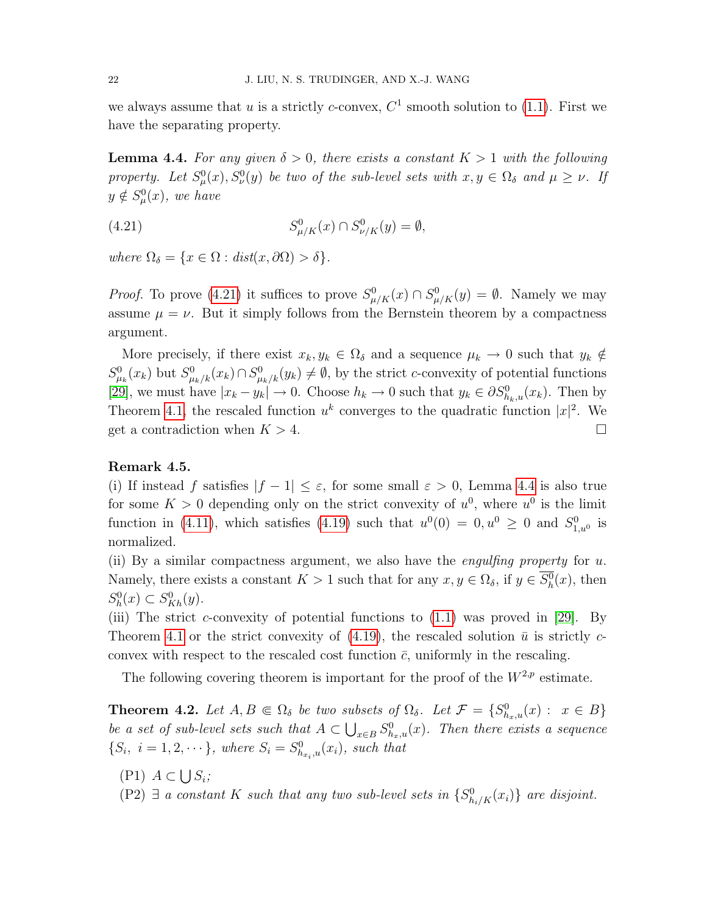we always assume that $u$ is a strictly $c$-convex, $C^1$ smooth solution to (1.1). First we have the separating property.

**Lemma 4.4.** *For any given $\delta > 0$, there exists a constant $K > 1$ with the following property. Let $S^0_\mu(x), S^0_\nu(y)$ be two of the sub-level sets with $x, y \in \Omega_\delta$ and $\mu \geq \nu$. If $y \notin S^0_\mu(x)$, we have*

$$S^0_{\mu/K}(x) \cap S^0_{\nu/K}(y) = \emptyset, \tag{4.21}$$

*where $\Omega_\delta = \{x \in \Omega : \mathrm{dist}(x, \partial\Omega) > \delta\}$.*

*Proof.* To prove (4.21) it suffices to prove $S^0_{\mu/K}(x) \cap S^0_{\mu/K}(y) = \emptyset$. Namely we may assume $\mu = \nu$. But it simply follows from the Bernstein theorem by a compactness argument.

More precisely, if there exist $x_k, y_k \in \Omega_\delta$ and a sequence $\mu_k \to 0$ such that $y_k \notin S^0_{\mu_k}(x_k)$ but $S^0_{\mu_k/k}(x_k) \cap S^0_{\mu_k/k}(y_k) \neq \emptyset$, by the strict $c$-convexity of potential functions [29], we must have $|x_k - y_k| \to 0$. Choose $h_k \to 0$ such that $y_k \in \partial S^0_{h_k,u}(x_k)$. Then by Theorem 4.1, the rescaled function $u^k$ converges to the quadratic function $|x|^2$. We get a contradiction when $K > 4$. $\square$

**Remark 4.5.**
(i) If instead $f$ satisfies $|f - 1| \leq \varepsilon$, for some small $\varepsilon > 0$, Lemma 4.4 is also true for some $K > 0$ depending only on the strict convexity of $u^0$, where $u^0$ is the limit function in (4.11), which satisfies (4.19) such that $u^0(0) = 0, u^0 \geq 0$ and $S^0_{1,u^0}$ is normalized.
(ii) By a similar compactness argument, we also have the *engulfing property* for $u$. Namely, there exists a constant $K > 1$ such that for any $x, y \in \Omega_\delta$, if $y \in \overline{S^0_h}(x)$, then $S^0_h(x) \subset S^0_{Kh}(y)$.
(iii) The strict $c$-convexity of potential functions to (1.1) was proved in [29]. By Theorem 4.1 or the strict convexity of (4.19), the rescaled solution $\bar{u}$ is strictly $c$-convex with respect to the rescaled cost function $\bar{c}$, uniformly in the rescaling.

The following covering theorem is important for the proof of the $W^{2,p}$ estimate.

**Theorem 4.2.** *Let $A, B \Subset \Omega_\delta$ be two subsets of $\Omega_\delta$. Let $\mathcal{F} = \{S^0_{h_x,u}(x) : \ x \in B\}$ be a set of sub-level sets such that $A \subset \bigcup_{x \in B} S^0_{h_x,u}(x)$. Then there exists a sequence $\{S_i, \ i = 1, 2, \cdots\}$, where $S_i = S^0_{h_{x_i},u}(x_i)$, such that*

- (P1) $A \subset \bigcup S_i$;
- (P2) $\exists$ *a constant $K$ such that any two sub-level sets in $\{S^0_{h_i/K}(x_i)\}$ are disjoint.*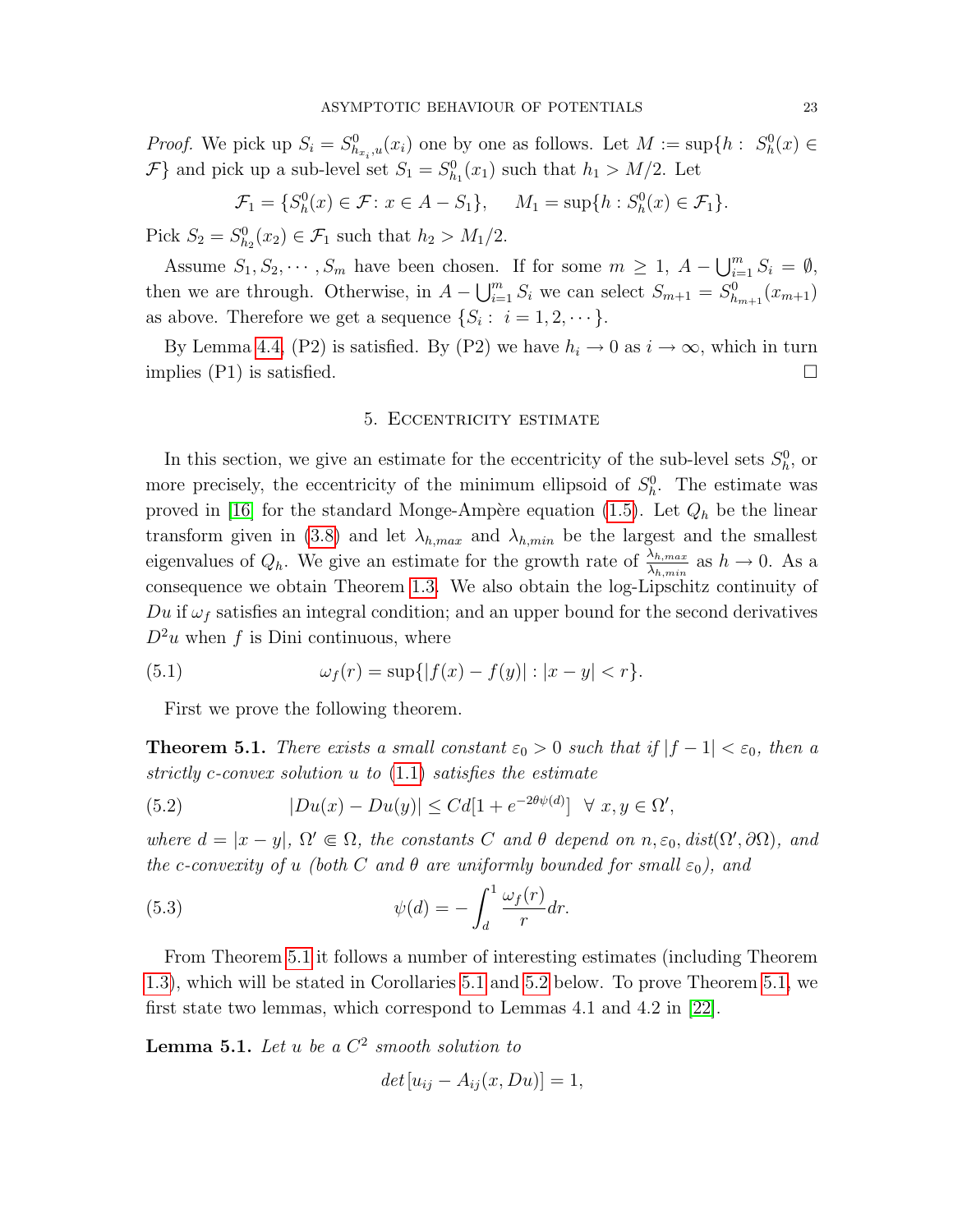*Proof.* We pick up $S_i = S^0_{h_{x_i},u}(x_i)$ one by one as follows. Let $M := \sup\{h : S^0_h(x) \in \mathcal{F}\}$ and pick up a sub-level set $S_1 = S^0_{h_1}(x_1)$ such that $h_1 > M/2$. Let

$$\mathcal{F}_1 = \{S^0_h(x) \in \mathcal{F} \colon x \in A - S_1\}, \quad M_1 = \sup\{h : S^0_h(x) \in \mathcal{F}_1\}.$$

Pick $S_2 = S^0_{h_2}(x_2) \in \mathcal{F}_1$ such that $h_2 > M_1/2$.

Assume $S_1, S_2, \cdots, S_m$ have been chosen. If for some $m \geq 1$, $A - \bigcup_{i=1}^m S_i = \emptyset$, then we are through. Otherwise, in $A - \bigcup_{i=1}^m S_i$ we can select $S_{m+1} = S^0_{h_{m+1}}(x_{m+1})$ as above. Therefore we get a sequence $\{S_i :\ i = 1, 2, \cdots\}$.

By Lemma 4.4, (P2) is satisfied. By (P2) we have $h_i \to 0$ as $i \to \infty$, which in turn implies (P1) is satisfied. □

## 5. Eccentricity estimate

In this section, we give an estimate for the eccentricity of the sub-level sets $S^0_h$, or more precisely, the eccentricity of the minimum ellipsoid of $S^0_h$. The estimate was proved in [16] for the standard Monge-Ampère equation (1.5). Let $Q_h$ be the linear transform given in (3.8) and let $\lambda_{h,max}$ and $\lambda_{h,min}$ be the largest and the smallest eigenvalues of $Q_h$. We give an estimate for the growth rate of $\frac{\lambda_{h,max}}{\lambda_{h,min}}$ as $h \to 0$. As a consequence we obtain Theorem 1.3. We also obtain the log-Lipschitz continuity of $Du$ if $\omega_f$ satisfies an integral condition; and an upper bound for the second derivatives $D^2u$ when $f$ is Dini continuous, where

$$\omega_f(r) = \sup\{|f(x) - f(y)| : |x - y| < r\}. \tag{5.1}$$

First we prove the following theorem.

**Theorem 5.1.** *There exists a small constant $\varepsilon_0 > 0$ such that if $|f - 1| < \varepsilon_0$, then a strictly c-convex solution $u$ to (1.1) satisfies the estimate*

$$|Du(x) - Du(y)| \leq Cd[1 + e^{-2\theta\psi(d)}] \ \ \forall\ x, y \in \Omega', \tag{5.2}$$

*where $d = |x - y|$, $\Omega' \Subset \Omega$, the constants $C$ and $\theta$ depend on $n, \varepsilon_0, dist(\Omega', \partial\Omega)$, and the c-convexity of $u$ (both $C$ and $\theta$ are uniformly bounded for small $\varepsilon_0$), and*

$$\psi(d) = -\int_d^1 \frac{\omega_f(r)}{r} dr. \tag{5.3}$$

From Theorem 5.1 it follows a number of interesting estimates (including Theorem 1.3), which will be stated in Corollaries 5.1 and 5.2 below. To prove Theorem 5.1, we first state two lemmas, which correspond to Lemmas 4.1 and 4.2 in [22].

**Lemma 5.1.** *Let $u$ be a $C^2$ smooth solution to*

$$det[u_{ij} - A_{ij}(x, Du)] = 1,$$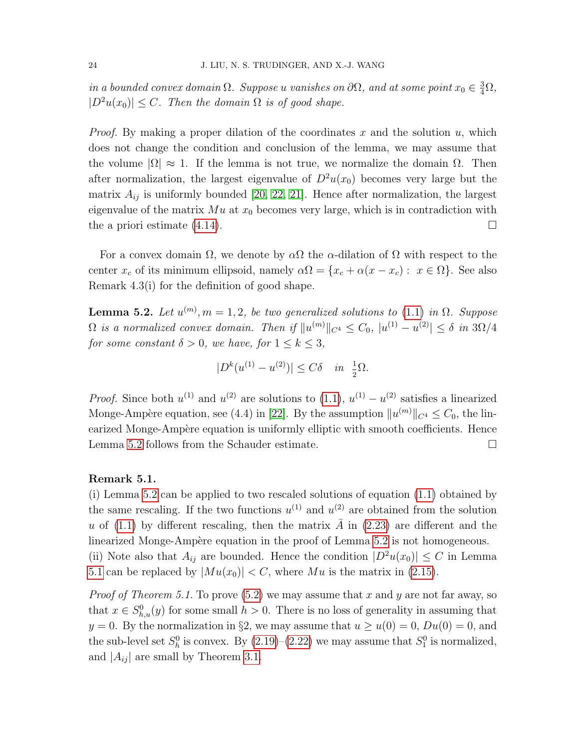*in a bounded convex domain* $\Omega$. *Suppose* $u$ *vanishes on* $\partial\Omega$, *and at some point* $x_0 \in \frac{3}{4}\Omega$, $|D^2u(x_0)| \le C$. *Then the domain* $\Omega$ *is of good shape.*

*Proof.* By making a proper dilation of the coordinates $x$ and the solution $u$, which does not change the condition and conclusion of the lemma, we may assume that the volume $|\Omega| \approx 1$. If the lemma is not true, we normalize the domain $\Omega$. Then after normalization, the largest eigenvalue of $D^2u(x_0)$ becomes very large but the matrix $A_{ij}$ is uniformly bounded [20, 22, 21]. Hence after normalization, the largest eigenvalue of the matrix $Mu$ at $x_0$ becomes very large, which is in contradiction with the a priori estimate (4.14). □

For a convex domain $\Omega$, we denote by $\alpha\Omega$ the $\alpha$-dilation of $\Omega$ with respect to the center $x_c$ of its minimum ellipsoid, namely $\alpha\Omega = \{x_c + \alpha(x - x_c) : \ x \in \Omega\}$. See also Remark 4.3(i) for the definition of good shape.

**Lemma 5.2.** *Let* $u^{(m)}, m = 1, 2$, *be two generalized solutions to* (1.1) *in* $\Omega$. *Suppose* $\Omega$ *is a normalized convex domain. Then if* $\|u^{(m)}\|_{C^4} \le C_0$, $|u^{(1)} - u^{(2)}| \le \delta$ *in* $3\Omega/4$ *for some constant* $\delta > 0$, *we have, for* $1 \le k \le 3$,

$$|D^k(u^{(1)} - u^{(2)})| \le C\delta \quad in \ \ \tfrac{1}{2}\Omega.$$

*Proof.* Since both $u^{(1)}$ and $u^{(2)}$ are solutions to (1.1), $u^{(1)} - u^{(2)}$ satisfies a linearized Monge-Ampère equation, see (4.4) in [22]. By the assumption $\|u^{(m)}\|_{C^4} \le C_0$, the linearized Monge-Ampère equation is uniformly elliptic with smooth coefficients. Hence Lemma 5.2 follows from the Schauder estimate. □

**Remark 5.1.**
(i) Lemma 5.2 can be applied to two rescaled solutions of equation (1.1) obtained by the same rescaling. If the two functions $u^{(1)}$ and $u^{(2)}$ are obtained from the solution $u$ of (1.1) by different rescaling, then the matrix $\bar{A}$ in (2.23) are different and the linearized Monge-Ampère equation in the proof of Lemma 5.2 is not homogeneous.
(ii) Note also that $A_{ij}$ are bounded. Hence the condition $|D^2u(x_0)| \le C$ in Lemma 5.1 can be replaced by $|Mu(x_0)| < C$, where $Mu$ is the matrix in (2.15).

*Proof of Theorem 5.1.* To prove (5.2) we may assume that $x$ and $y$ are not far away, so that $x \in S^0_{h,u}(y)$ for some small $h > 0$. There is no loss of generality in assuming that $y = 0$. By the normalization in §2, we may assume that $u \ge u(0) = 0$, $Du(0) = 0$, and the sub-level set $S^0_h$ is convex. By (2.19)–(2.22) we may assume that $S^0_1$ is normalized, and $|A_{ij}|$ are small by Theorem 3.1.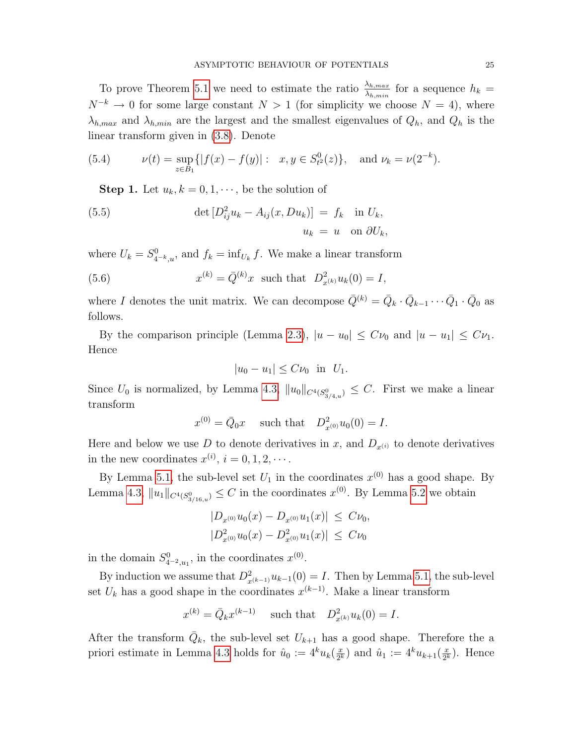To prove Theorem 5.1 we need to estimate the ratio $\frac{\lambda_{h,max}}{\lambda_{h,min}}$ for a sequence $h_k = N^{-k} \to 0$ for some large constant $N > 1$ (for simplicity we choose $N = 4$), where $\lambda_{h,max}$ and $\lambda_{h,min}$ are the largest and the smallest eigenvalues of $Q_h$, and $Q_h$ is the linear transform given in (3.8). Denote

$$\nu(t) = \sup_{z \in B_1} \{|f(x) - f(y)| : \ \ x, y \in S^0_{t^2}(z)\}, \quad \text{and } \nu_k = \nu(2^{-k}). \tag{5.4}$$

**Step 1.** Let $u_k, k = 0, 1, \cdots,$ be the solution of

$$\begin{aligned} \det[D^2_{ij} u_k - A_{ij}(x, Du_k)] \ &= \ f_k \quad \text{in } U_k, \\ u_k \ &= \ u \quad \text{on } \partial U_k, \end{aligned} \tag{5.5}$$

where $U_k = S^0_{4^{-k},u}$, and $f_k = \inf_{U_k} f$. We make a linear transform

$$x^{(k)} = \bar{Q}^{(k)} x \ \text{ such that } \ D^2_{x^{(k)}} u_k(0) = I, \tag{5.6}$$

where $I$ denotes the unit matrix. We can decompose $\bar{Q}^{(k)} = \bar{Q}_k \cdot \bar{Q}_{k-1} \cdots \bar{Q}_1 \cdot \bar{Q}_0$ as follows.

By the comparison principle (Lemma 2.3), $|u - u_0| \le C\nu_0$ and $|u - u_1| \le C\nu_1$. Hence

$$|u_0 - u_1| \le C\nu_0 \ \text{ in } \ U_1.$$

Since $U_0$ is normalized, by Lemma 4.3, $\|u_0\|_{C^4(S^0_{3/4,u})} \le C$. First we make a linear transform

$$x^{(0)} = \bar{Q}_0 x \quad \text{ such that } \quad D^2_{x^{(0)}} u_0(0) = I.$$

Here and below we use $D$ to denote derivatives in $x$, and $D_{x^{(i)}}$ to denote derivatives in the new coordinates $x^{(i)}$, $i = 0, 1, 2, \cdots$.

By Lemma 5.1, the sub-level set $U_1$ in the coordinates $x^{(0)}$ has a good shape. By Lemma 4.3, $\|u_1\|_{C^4(S^0_{3/16,u})} \le C$ in the coordinates $x^{(0)}$. By Lemma 5.2 we obtain

$$\begin{aligned} |D_{x^{(0)}} u_0(x) - D_{x^{(0)}} u_1(x)| \ &\le \ C\nu_0, \\ |D^2_{x^{(0)}} u_0(x) - D^2_{x^{(0)}} u_1(x)| \ &\le \ C\nu_0 \end{aligned}$$

in the domain $S^0_{4^{-2},u_1}$, in the coordinates $x^{(0)}$.

By induction we assume that $D^2_{x^{(k-1)}} u_{k-1}(0) = I$. Then by Lemma 5.1, the sub-level set $U_k$ has a good shape in the coordinates $x^{(k-1)}$. Make a linear transform

$$x^{(k)} = \bar{Q}_k x^{(k-1)} \quad \text{ such that } \quad D^2_{x^{(k)}} u_k(0) = I.$$

After the transform $\bar{Q}_k$, the sub-level set $U_{k+1}$ has a good shape. Therefore the a priori estimate in Lemma 4.3 holds for $\hat{u}_0 := 4^k u_k(\frac{x}{2^k})$ and $\hat{u}_1 := 4^k u_{k+1}(\frac{x}{2^k})$. Hence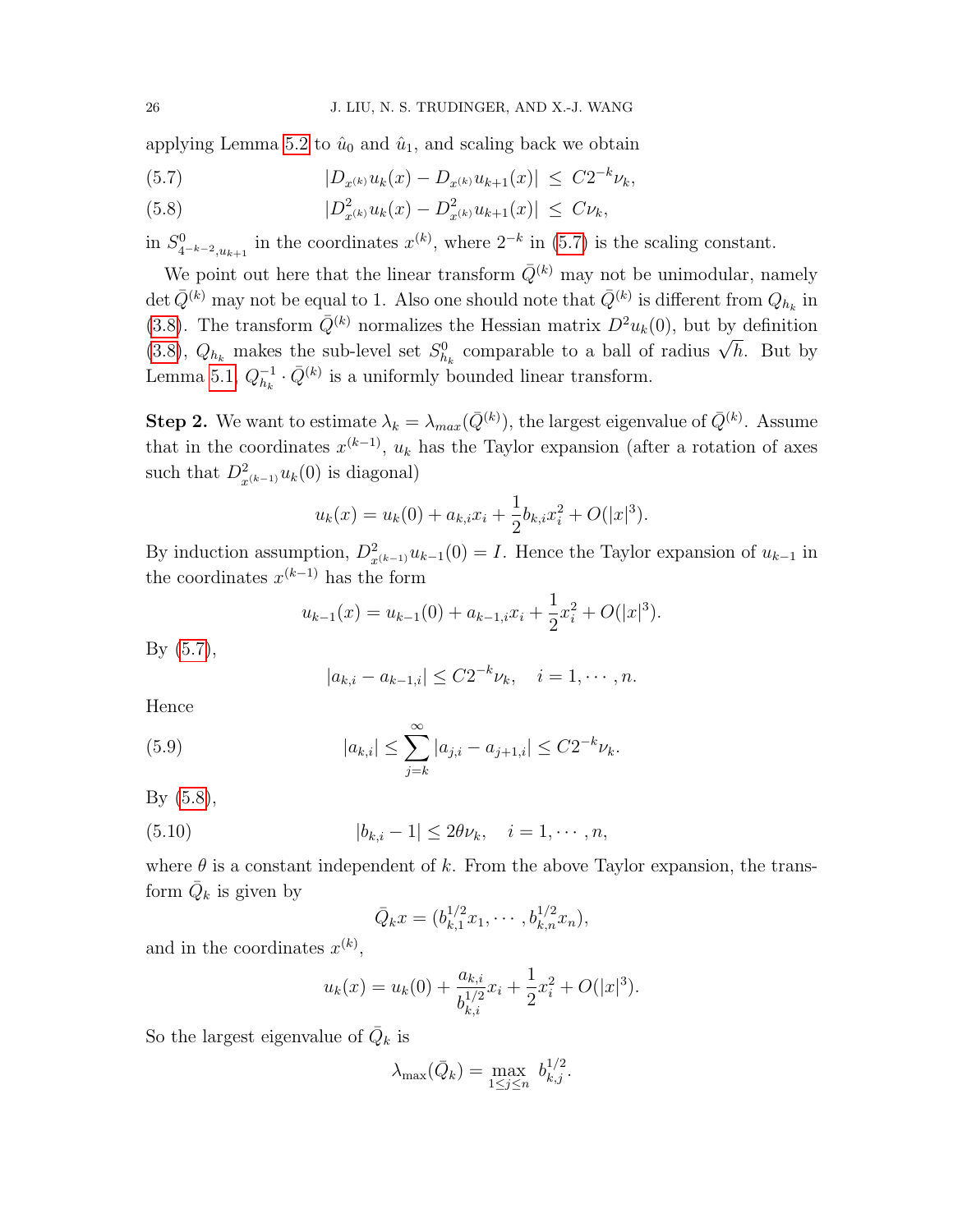applying Lemma 5.2 to $\hat{u}_0$ and $\hat{u}_1$, and scaling back we obtain

$$|D_{x^{(k)}} u_k(x) - D_{x^{(k)}} u_{k+1}(x)| \leq C 2^{-k} \nu_k, \tag{5.7}$$

$$|D^2_{x^{(k)}} u_k(x) - D^2_{x^{(k)}} u_{k+1}(x)| \leq C \nu_k, \tag{5.8}$$

in $S^0_{4^{-k-2}, u_{k+1}}$ in the coordinates $x^{(k)}$, where $2^{-k}$ in (5.7) is the scaling constant.

We point out here that the linear transform $\bar{Q}^{(k)}$ may not be unimodular, namely $\det \bar{Q}^{(k)}$ may not be equal to 1. Also one should note that $\bar{Q}^{(k)}$ is different from $Q_{h_k}$ in (3.8). The transform $\bar{Q}^{(k)}$ normalizes the Hessian matrix $D^2 u_k(0)$, but by definition (3.8), $Q_{h_k}$ makes the sub-level set $S^0_{h_k}$ comparable to a ball of radius $\sqrt{h}$. But by Lemma 5.1, $Q^{-1}_{h_k} \cdot \bar{Q}^{(k)}$ is a uniformly bounded linear transform.

**Step 2.** We want to estimate $\lambda_k = \lambda_{max}(\bar{Q}^{(k)})$, the largest eigenvalue of $\bar{Q}^{(k)}$. Assume that in the coordinates $x^{(k-1)}$, $u_k$ has the Taylor expansion (after a rotation of axes such that $D^2_{x^{(k-1)}} u_k(0)$ is diagonal)

$$u_k(x) = u_k(0) + a_{k,i} x_i + \frac{1}{2} b_{k,i} x_i^2 + O(|x|^3).$$

By induction assumption, $D^2_{x^{(k-1)}} u_{k-1}(0) = I$. Hence the Taylor expansion of $u_{k-1}$ in the coordinates $x^{(k-1)}$ has the form

$$u_{k-1}(x) = u_{k-1}(0) + a_{k-1,i} x_i + \frac{1}{2} x_i^2 + O(|x|^3).$$

By (5.7),

$$|a_{k,i} - a_{k-1,i}| \leq C 2^{-k} \nu_k, \quad i = 1, \cdots, n.$$

Hence

$$|a_{k,i}| \leq \sum_{j=k}^{\infty} |a_{j,i} - a_{j+1,i}| \leq C 2^{-k} \nu_k. \tag{5.9}$$

By (5.8),

$$|b_{k,i} - 1| \leq 2\theta \nu_k, \quad i = 1, \cdots, n, \tag{5.10}$$

where $\theta$ is a constant independent of $k$. From the above Taylor expansion, the transform $\bar{Q}_k$ is given by

$$\bar{Q}_k x = (b_{k,1}^{1/2} x_1, \cdots, b_{k,n}^{1/2} x_n),$$

and in the coordinates $x^{(k)}$,

$$u_k(x) = u_k(0) + \frac{a_{k,i}}{b_{k,i}^{1/2}} x_i + \frac{1}{2} x_i^2 + O(|x|^3).$$

So the largest eigenvalue of $\bar{Q}_k$ is

$$\lambda_{\max}(\bar{Q}_k) = \max_{1 \leq j \leq n} b_{k,j}^{1/2}.$$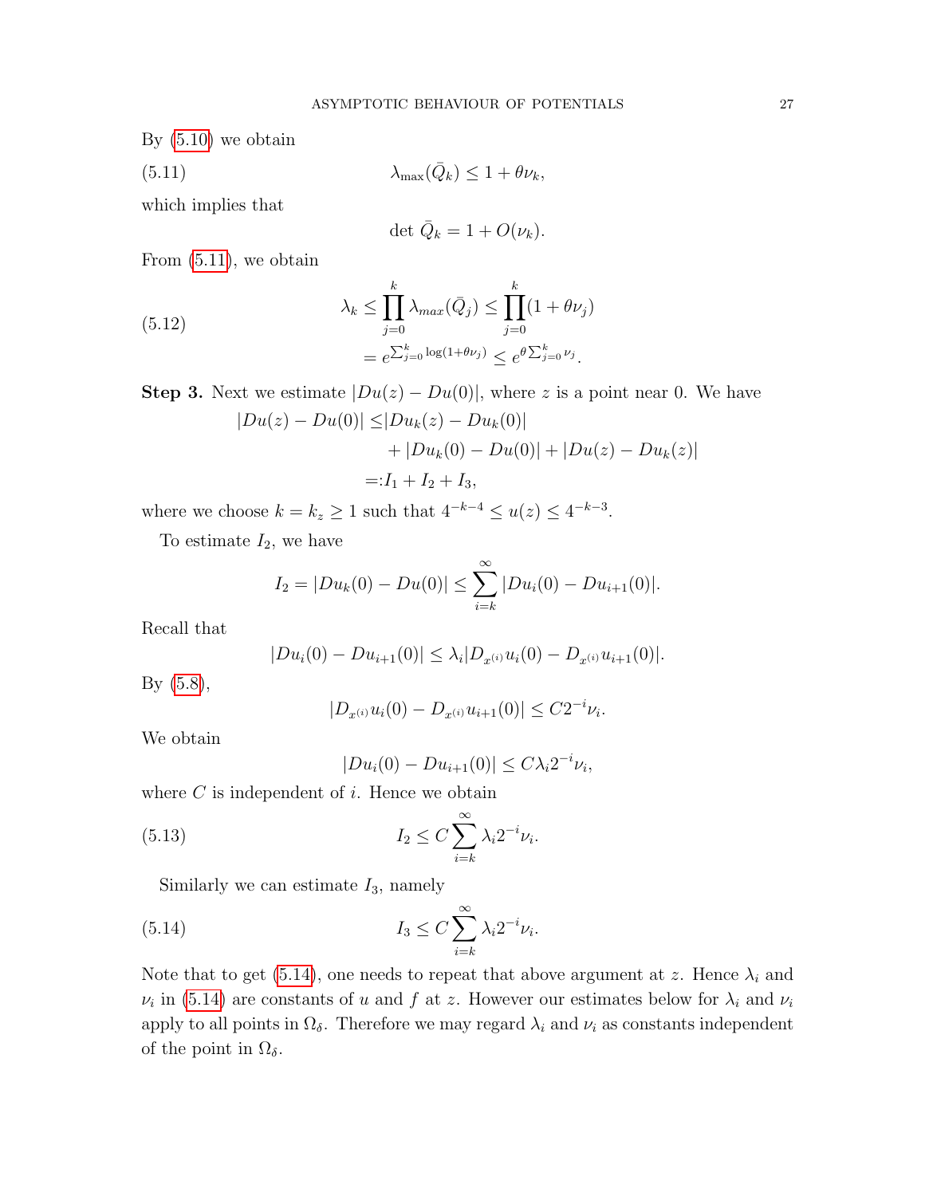By (5.10) we obtain

$$\lambda_{\max}(\bar{Q}_k) \leq 1 + \theta \nu_k, \tag{5.11}$$

which implies that

$$\det \bar{Q}_k = 1 + O(\nu_k).$$

From (5.11), we obtain

$$\begin{aligned} \lambda_k &\leq \prod_{j=0}^{k} \lambda_{max}(\bar{Q}_j) \leq \prod_{j=0}^{k} (1 + \theta \nu_j) \\ &= e^{\sum_{j=0}^{k} \log(1+\theta\nu_j)} \leq e^{\theta \sum_{j=0}^{k} \nu_j}. \end{aligned} \tag{5.12}$$

**Step 3.** Next we estimate $|Du(z) - Du(0)|$, where $z$ is a point near 0. We have

$$\begin{aligned} |Du(z) - Du(0)| \leq & |Du_k(z) - Du_k(0)| \\ & + |Du_k(0) - Du(0)| + |Du(z) - Du_k(z)| \\ =: & I_1 + I_2 + I_3, \end{aligned}$$

where we choose $k = k_z \geq 1$ such that $4^{-k-4} \leq u(z) \leq 4^{-k-3}$.

To estimate $I_2$, we have

$$I_2 = |Du_k(0) - Du(0)| \leq \sum_{i=k}^{\infty} |Du_i(0) - Du_{i+1}(0)|.$$

Recall that

$$|Du_i(0) - Du_{i+1}(0)| \leq \lambda_i |D_{x^{(i)}} u_i(0) - D_{x^{(i)}} u_{i+1}(0)|.$$

By (5.8),

$$|D_{x^{(i)}} u_i(0) - D_{x^{(i)}} u_{i+1}(0)| \leq C 2^{-i} \nu_i.$$

We obtain

$$|Du_i(0) - Du_{i+1}(0)| \leq C \lambda_i 2^{-i} \nu_i,$$

where $C$ is independent of $i$. Hence we obtain

$$I_2 \leq C \sum_{i=k}^{\infty} \lambda_i 2^{-i} \nu_i. \tag{5.13}$$

Similarly we can estimate $I_3$, namely

$$I_3 \leq C \sum_{i=k}^{\infty} \lambda_i 2^{-i} \nu_i. \tag{5.14}$$

Note that to get (5.14), one needs to repeat that above argument at $z$. Hence $\lambda_i$ and $\nu_i$ in (5.14) are constants of $u$ and $f$ at $z$. However our estimates below for $\lambda_i$ and $\nu_i$ apply to all points in $\Omega_\delta$. Therefore we may regard $\lambda_i$ and $\nu_i$ as constants independent of the point in $\Omega_\delta$.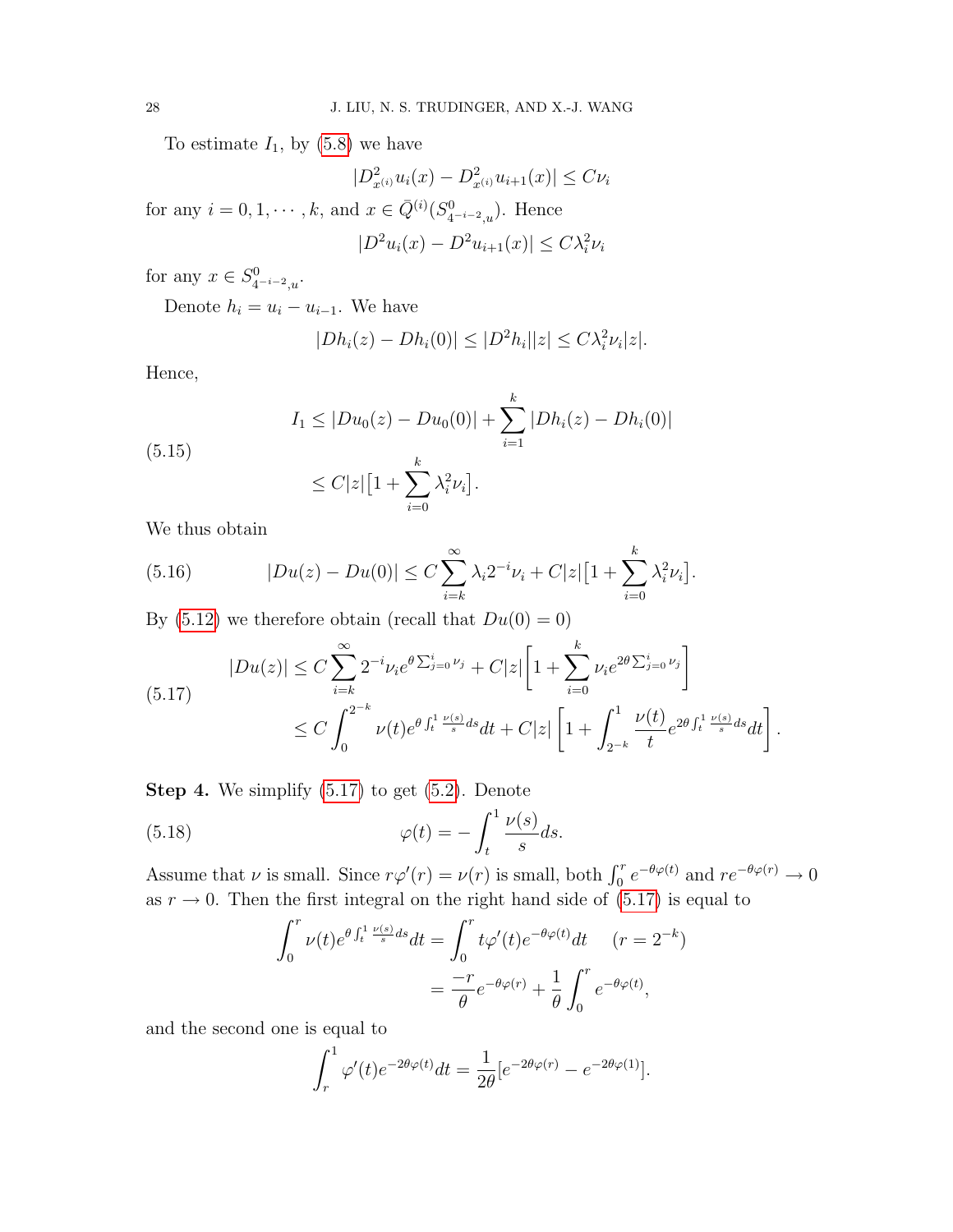To estimate $I_1$, by (5.8) we have

$$|D^2_{x^{(i)}} u_i(x) - D^2_{x^{(i)}} u_{i+1}(x)| \le C\nu_i$$

for any $i = 0, 1, \cdots, k$, and $x \in \bar{Q}^{(i)}(S^0_{4^{-i-2},u})$. Hence

$$|D^2 u_i(x) - D^2 u_{i+1}(x)| \le C\lambda_i^2 \nu_i$$

for any $x \in S^0_{4^{-i-2},u}$.

Denote $h_i = u_i - u_{i-1}$. We have

$$|Dh_i(z) - Dh_i(0)| \le |D^2 h_i||z| \le C\lambda_i^2 \nu_i |z|.$$

Hence,

$$
\begin{aligned}
I_1 &\le |Du_0(z) - Du_0(0)| + \sum_{i=1}^{k} |Dh_i(z) - Dh_i(0)| \\
&\le C|z|\big[1 + \sum_{i=0}^{k} \lambda_i^2 \nu_i\big].
\end{aligned} \tag{5.15}
$$

We thus obtain

$$|Du(z) - Du(0)| \le C\sum_{i=k}^{\infty} \lambda_i 2^{-i} \nu_i + C|z|\big[1 + \sum_{i=0}^{k} \lambda_i^2 \nu_i\big]. \tag{5.16}$$

By (5.12) we therefore obtain (recall that $Du(0) = 0$)

$$
\begin{aligned}
|Du(z)| &\le C\sum_{i=k}^{\infty} 2^{-i} \nu_i e^{\theta \sum_{j=0}^{i} \nu_j} + C|z|\left[1 + \sum_{i=0}^{k} \nu_i e^{2\theta \sum_{j=0}^{i} \nu_j}\right] \\
&\le C\int_0^{2^{-k}} \nu(t) e^{\theta \int_t^1 \frac{\nu(s)}{s} ds} dt + C|z|\left[1 + \int_{2^{-k}}^{1} \frac{\nu(t)}{t} e^{2\theta \int_t^1 \frac{\nu(s)}{s} ds} dt\right].
\end{aligned} \tag{5.17}
$$

**Step 4.** We simplify (5.17) to get (5.2). Denote

$$\varphi(t) = -\int_t^1 \frac{\nu(s)}{s} ds. \tag{5.18}$$

Assume that $\nu$ is small. Since $r\varphi'(r) = \nu(r)$ is small, both $\int_0^r e^{-\theta\varphi(t)}$ and $re^{-\theta\varphi(r)} \to 0$ as $r \to 0$. Then the first integral on the right hand side of (5.17) is equal to

$$
\begin{aligned}
\int_0^r \nu(t) e^{\theta \int_t^1 \frac{\nu(s)}{s} ds} dt &= \int_0^r t\varphi'(t) e^{-\theta\varphi(t)} dt \qquad (r = 2^{-k}) \\
&= \frac{-r}{\theta} e^{-\theta\varphi(r)} + \frac{1}{\theta}\int_0^r e^{-\theta\varphi(t)},
\end{aligned}
$$

and the second one is equal to

$$\int_r^1 \varphi'(t) e^{-2\theta\varphi(t)} dt = \frac{1}{2\theta}\big[e^{-2\theta\varphi(r)} - e^{-2\theta\varphi(1)}\big].$$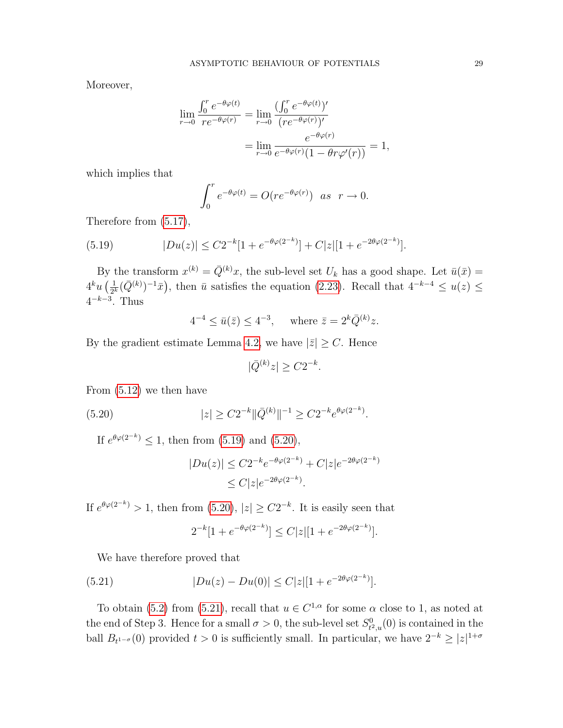Moreover,

$$\lim_{r\to 0} \frac{\int_0^r e^{-\theta\varphi(t)}}{re^{-\theta\varphi(r)}} = \lim_{r\to 0} \frac{(\int_0^r e^{-\theta\varphi(t)})'}{(re^{-\theta\varphi(r)})'}$$
$$= \lim_{r\to 0} \frac{e^{-\theta\varphi(r)}}{e^{-\theta\varphi(r)}(1-\theta r\varphi'(r))} = 1,$$

which implies that

$$\int_0^r e^{-\theta\varphi(t)} = O(re^{-\theta\varphi(r)}) \quad as \quad r \to 0.$$

Therefore from (5.17),

$$|Du(z)| \le C2^{-k}[1+e^{-\theta\varphi(2^{-k})}] + C|z|[1+e^{-2\theta\varphi(2^{-k})}]. \tag{5.19}$$

By the transform $x^{(k)} = \bar{Q}^{(k)}x$, the sub-level set $U_k$ has a good shape. Let $\bar{u}(\bar{x}) = 4^k u\left(\frac{1}{2^k}(\bar{Q}^{(k)})^{-1}\bar{x}\right)$, then $\bar{u}$ satisfies the equation (2.23). Recall that $4^{-k-4} \le u(z) \le 4^{-k-3}$. Thus

$$4^{-4} \le \bar{u}(\bar{z}) \le 4^{-3}, \quad \text{ where } \bar{z} = 2^k\bar{Q}^{(k)}z.$$

By the gradient estimate Lemma 4.2, we have $|\bar{z}| \ge C$. Hence

$$|\bar{Q}^{(k)}z| \ge C2^{-k}.$$

From (5.12) we then have

$$|z| \ge C2^{-k}\|\bar{Q}^{(k)}\|^{-1} \ge C2^{-k}e^{\theta\varphi(2^{-k})}. \tag{5.20}$$

If $e^{\theta\varphi(2^{-k})} \le 1$, then from (5.19) and (5.20),

$$|Du(z)| \le C2^{-k}e^{-\theta\varphi(2^{-k})} + C|z|e^{-2\theta\varphi(2^{-k})}$$
$$\le C|z|e^{-2\theta\varphi(2^{-k})}.$$

If $e^{\theta\varphi(2^{-k})} > 1$, then from (5.20), $|z| \ge C2^{-k}$. It is easily seen that

$$2^{-k}[1+e^{-\theta\varphi(2^{-k})}] \le C|z|[1+e^{-2\theta\varphi(2^{-k})}].$$

We have therefore proved that

$$|Du(z) - Du(0)| \le C|z|[1+e^{-2\theta\varphi(2^{-k})}]. \tag{5.21}$$

To obtain (5.2) from (5.21), recall that $u \in C^{1,\alpha}$ for some $\alpha$ close to 1, as noted at the end of Step 3. Hence for a small $\sigma > 0$, the sub-level set $S^0_{t^2,u}(0)$ is contained in the ball $B_{t^{1-\sigma}}(0)$ provided $t > 0$ is sufficiently small. In particular, we have $2^{-k} \ge |z|^{1+\sigma}$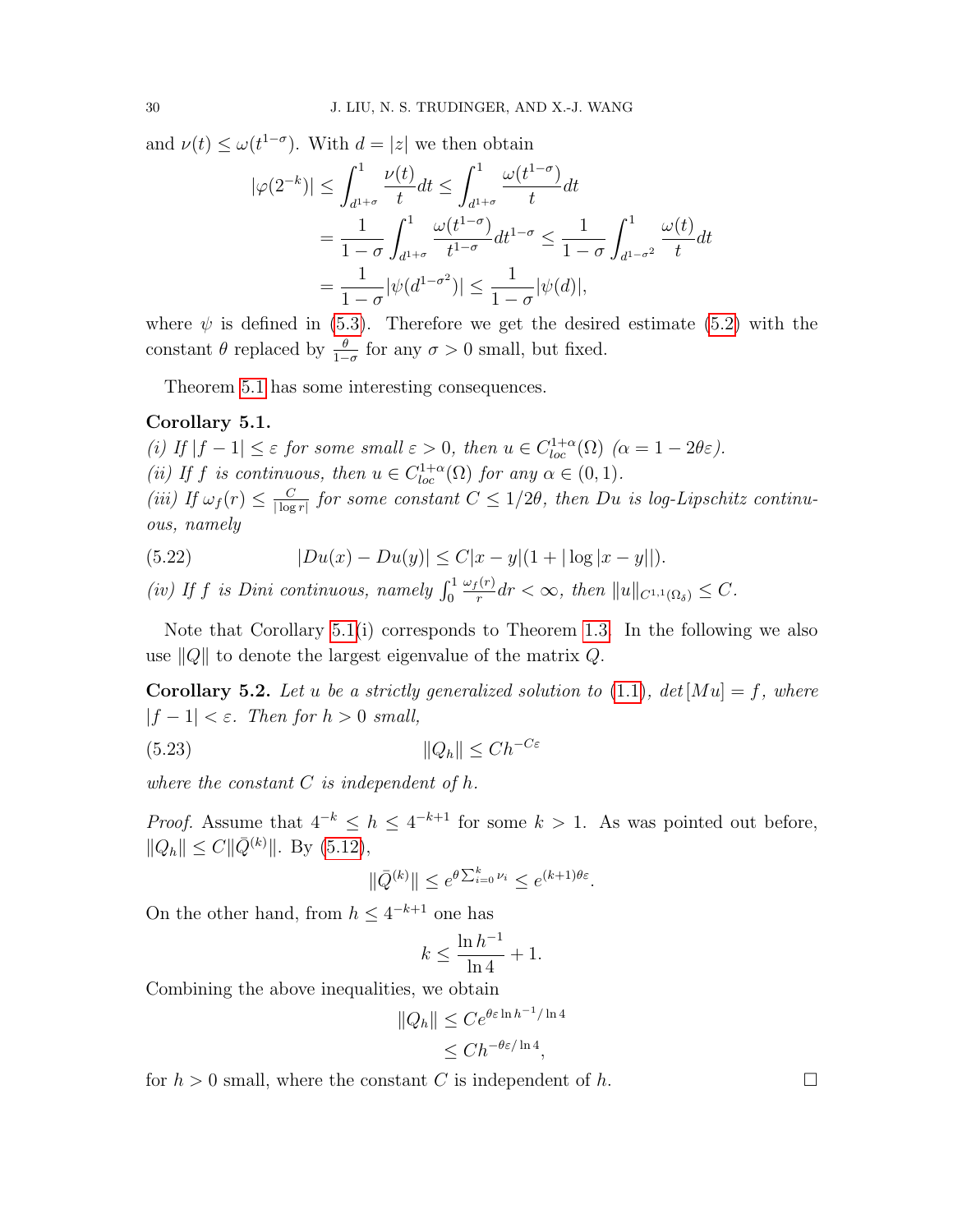and $\nu(t) \le \omega(t^{1-\sigma})$. With $d = |z|$ we then obtain

$$
\begin{aligned}
|\varphi(2^{-k})| &\le \int_{d^{1+\sigma}}^{1} \frac{\nu(t)}{t} dt \le \int_{d^{1+\sigma}}^{1} \frac{\omega(t^{1-\sigma})}{t} dt \\
&= \frac{1}{1-\sigma} \int_{d^{1+\sigma}}^{1} \frac{\omega(t^{1-\sigma})}{t^{1-\sigma}} dt^{1-\sigma} \le \frac{1}{1-\sigma} \int_{d^{1-\sigma^2}}^{1} \frac{\omega(t)}{t} dt \\
&= \frac{1}{1-\sigma} |\psi(d^{1-\sigma^2})| \le \frac{1}{1-\sigma} |\psi(d)|,
\end{aligned}
$$

where $\psi$ is defined in (5.3). Therefore we get the desired estimate (5.2) with the constant $\theta$ replaced by $\frac{\theta}{1-\sigma}$ for any $\sigma > 0$ small, but fixed.

Theorem 5.1 has some interesting consequences.

**Corollary 5.1.**
*(i) If $|f-1| \le \varepsilon$ for some small $\varepsilon > 0$, then $u \in C^{1+\alpha}_{loc}(\Omega)$ ($\alpha = 1 - 2\theta\varepsilon$).*
*(ii) If $f$ is continuous, then $u \in C^{1+\alpha}_{loc}(\Omega)$ for any $\alpha \in (0,1)$.*
*(iii) If $\omega_f(r) \le \frac{C}{|\log r|}$ for some constant $C \le 1/2\theta$, then $Du$ is log-Lipschitz continuous, namely*

$$
|Du(x) - Du(y)| \le C|x-y|(1 + |\log|x-y||). \tag{5.22}
$$

*(iv) If $f$ is Dini continuous, namely $\int_0^1 \frac{\omega_f(r)}{r} dr < \infty$, then $\|u\|_{C^{1,1}(\Omega_\delta)} \le C$.*

Note that Corollary 5.1(i) corresponds to Theorem 1.3. In the following we also use $\|Q\|$ to denote the largest eigenvalue of the matrix $Q$.

**Corollary 5.2.** *Let $u$ be a strictly generalized solution to (1.1), $\det[Mu] = f$, where $|f-1| < \varepsilon$. Then for $h > 0$ small,*

$$
\|Q_h\| \le C h^{-C\varepsilon} \tag{5.23}
$$

*where the constant $C$ is independent of $h$.*

*Proof.* Assume that $4^{-k} \le h \le 4^{-k+1}$ for some $k > 1$. As was pointed out before, $\|Q_h\| \le C\|\bar{Q}^{(k)}\|$. By (5.12),

$$
\|\bar{Q}^{(k)}\| \le e^{\theta \sum_{i=0}^{k} \nu_i} \le e^{(k+1)\theta\varepsilon}.
$$

On the other hand, from $h \le 4^{-k+1}$ one has

$$
k \le \frac{\ln h^{-1}}{\ln 4} + 1.
$$

Combining the above inequalities, we obtain

$$
\begin{aligned}
\|Q_h\| &\le C e^{\theta\varepsilon \ln h^{-1}/\ln 4} \\
&\le C h^{-\theta\varepsilon/\ln 4},
\end{aligned}
$$

for $h > 0$ small, where the constant $C$ is independent of $h$. $\square$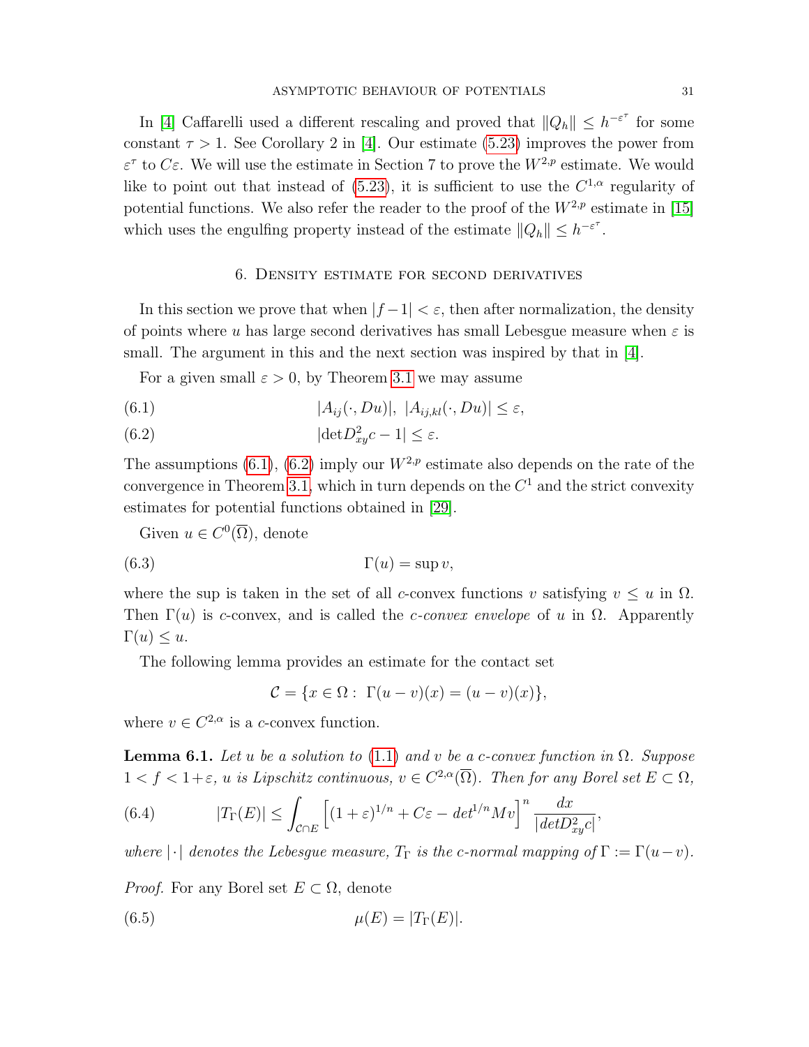In [4] Caffarelli used a different rescaling and proved that $\|Q_h\| \le h^{-\varepsilon^\tau}$ for some constant $\tau > 1$. See Corollary 2 in [4]. Our estimate (5.23) improves the power from $\varepsilon^\tau$ to $C\varepsilon$. We will use the estimate in Section 7 to prove the $W^{2,p}$ estimate. We would like to point out that instead of (5.23), it is sufficient to use the $C^{1,\alpha}$ regularity of potential functions. We also refer the reader to the proof of the $W^{2,p}$ estimate in [15] which uses the engulfing property instead of the estimate $\|Q_h\| \le h^{-\varepsilon^\tau}$.

## 6. Density estimate for second derivatives

In this section we prove that when $|f-1| < \varepsilon$, then after normalization, the density of points where $u$ has large second derivatives has small Lebesgue measure when $\varepsilon$ is small. The argument in this and the next section was inspired by that in [4].

For a given small $\varepsilon > 0$, by Theorem 3.1 we may assume

$$|A_{ij}(\cdot, Du)|,\ |A_{ij,kl}(\cdot, Du)| \le \varepsilon, \tag{6.1}$$

$$|\det D^2_{xy} c - 1| \le \varepsilon. \tag{6.2}$$

The assumptions (6.1), (6.2) imply our $W^{2,p}$ estimate also depends on the rate of the convergence in Theorem 3.1, which in turn depends on the $C^1$ and the strict convexity estimates for potential functions obtained in [29].

Given $u \in C^0(\overline{\Omega})$, denote

$$\Gamma(u) = \sup v, \tag{6.3}$$

where the sup is taken in the set of all $c$-convex functions $v$ satisfying $v \le u$ in $\Omega$. Then $\Gamma(u)$ is $c$-convex, and is called the *$c$-convex envelope* of $u$ in $\Omega$. Apparently $\Gamma(u) \le u$.

The following lemma provides an estimate for the contact set

$$\mathcal{C} = \{x \in \Omega :\ \Gamma(u-v)(x) = (u-v)(x)\},$$

where $v \in C^{2,\alpha}$ is a $c$-convex function.

**Lemma 6.1.** *Let $u$ be a solution to (1.1) and $v$ be a $c$-convex function in $\Omega$. Suppose $1 < f < 1+\varepsilon$, $u$ is Lipschitz continuous, $v \in C^{2,\alpha}(\overline{\Omega})$. Then for any Borel set $E \subset \Omega$,*

$$|T_\Gamma(E)| \le \int_{\mathcal{C}\cap E} \left[(1+\varepsilon)^{1/n} + C\varepsilon - det^{1/n} Mv\right]^n \frac{dx}{|detD^2_{xy}c|}, \tag{6.4}$$

*where $|\cdot|$ denotes the Lebesgue measure, $T_\Gamma$ is the $c$-normal mapping of $\Gamma := \Gamma(u-v)$.*

*Proof.* For any Borel set $E \subset \Omega$, denote

$$\mu(E) = |T_\Gamma(E)|. \tag{6.5}$$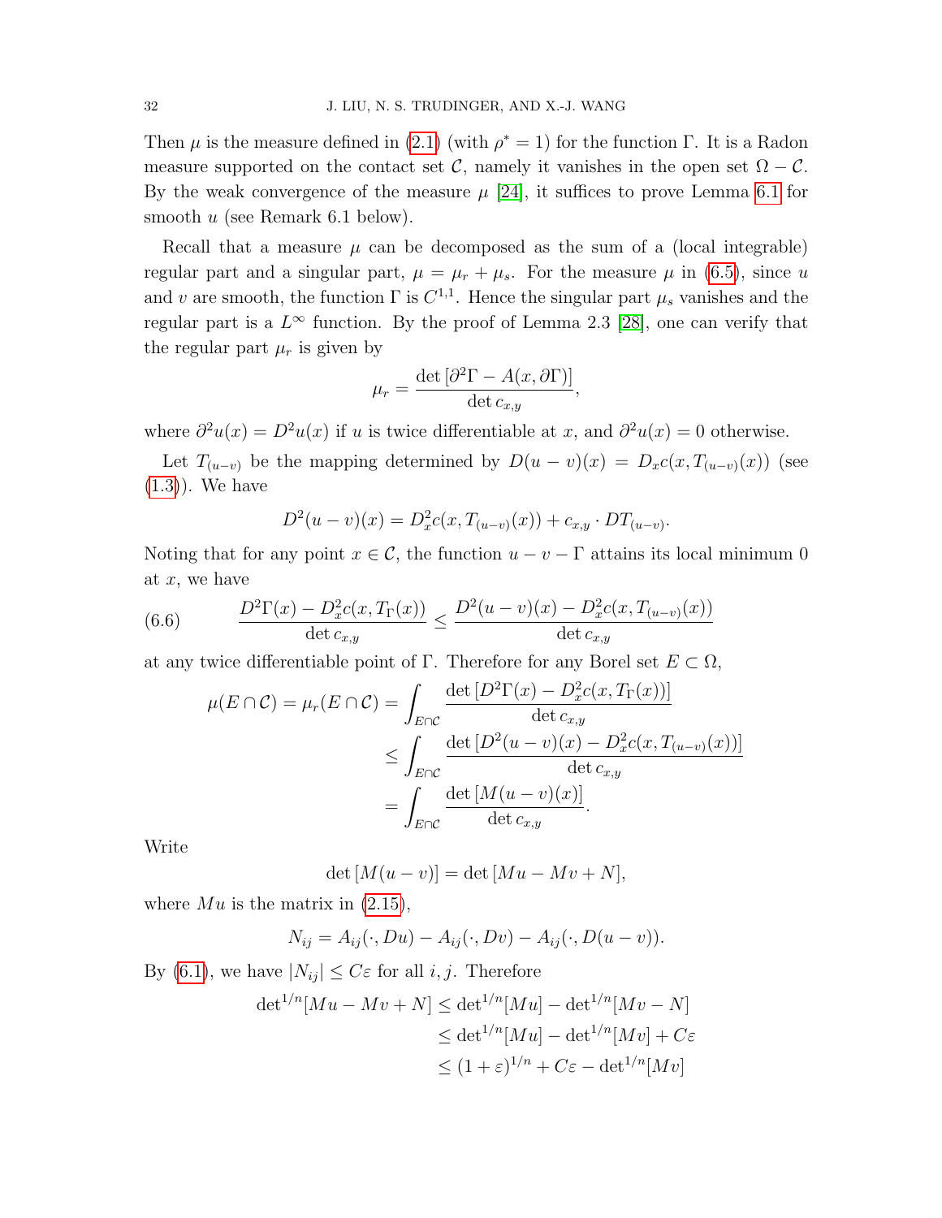Then $\mu$ is the measure defined in (2.1) (with $\rho^* = 1$) for the function $\Gamma$. It is a Radon measure supported on the contact set $\mathcal{C}$, namely it vanishes in the open set $\Omega - \mathcal{C}$. By the weak convergence of the measure $\mu$ [24], it suffices to prove Lemma 6.1 for smooth $u$ (see Remark 6.1 below).

Recall that a measure $\mu$ can be decomposed as the sum of a (local integrable) regular part and a singular part, $\mu = \mu_r + \mu_s$. For the measure $\mu$ in (6.5), since $u$ and $v$ are smooth, the function $\Gamma$ is $C^{1,1}$. Hence the singular part $\mu_s$ vanishes and the regular part is a $L^\infty$ function. By the proof of Lemma 2.3 [28], one can verify that the regular part $\mu_r$ is given by

$$\mu_r = \frac{\det [\partial^2 \Gamma - A(x, \partial \Gamma)]}{\det c_{x,y}},$$

where $\partial^2 u(x) = D^2 u(x)$ if $u$ is twice differentiable at $x$, and $\partial^2 u(x) = 0$ otherwise.

Let $T_{(u-v)}$ be the mapping determined by $D(u-v)(x) = D_x c(x, T_{(u-v)}(x))$ (see (1.3)). We have

$$D^2(u-v)(x) = D_x^2 c(x, T_{(u-v)}(x)) + c_{x,y} \cdot DT_{(u-v)}.$$

Noting that for any point $x \in \mathcal{C}$, the function $u - v - \Gamma$ attains its local minimum 0 at $x$, we have

$$\frac{D^2\Gamma(x) - D_x^2 c(x, T_\Gamma(x))}{\det c_{x,y}} \le \frac{D^2(u-v)(x) - D_x^2 c(x, T_{(u-v)}(x))}{\det c_{x,y}} \tag{6.6}$$

at any twice differentiable point of $\Gamma$. Therefore for any Borel set $E \subset \Omega$,

$$\begin{aligned}
\mu(E \cap \mathcal{C}) = \mu_r(E \cap \mathcal{C}) &= \int_{E \cap \mathcal{C}} \frac{\det [D^2\Gamma(x) - D_x^2 c(x, T_\Gamma(x))]}{\det c_{x,y}} \\
&\le \int_{E \cap \mathcal{C}} \frac{\det [D^2(u-v)(x) - D_x^2 c(x, T_{(u-v)}(x))]}{\det c_{x,y}} \\
&= \int_{E \cap \mathcal{C}} \frac{\det [M(u-v)(x)]}{\det c_{x,y}}.
\end{aligned}$$

Write

$$\det [M(u-v)] = \det [Mu - Mv + N],$$

where $Mu$ is the matrix in (2.15),

$$N_{ij} = A_{ij}(\cdot, Du) - A_{ij}(\cdot, Dv) - A_{ij}(\cdot, D(u-v)).$$

By (6.1), we have $|N_{ij}| \le C\varepsilon$ for all $i, j$. Therefore

$$\begin{aligned}
\det{}^{1/n}[Mu - Mv + N] &\le \det{}^{1/n}[Mu] - \det{}^{1/n}[Mv - N] \\
&\le \det{}^{1/n}[Mu] - \det{}^{1/n}[Mv] + C\varepsilon \\
&\le (1+\varepsilon)^{1/n} + C\varepsilon - \det{}^{1/n}[Mv]
\end{aligned}$$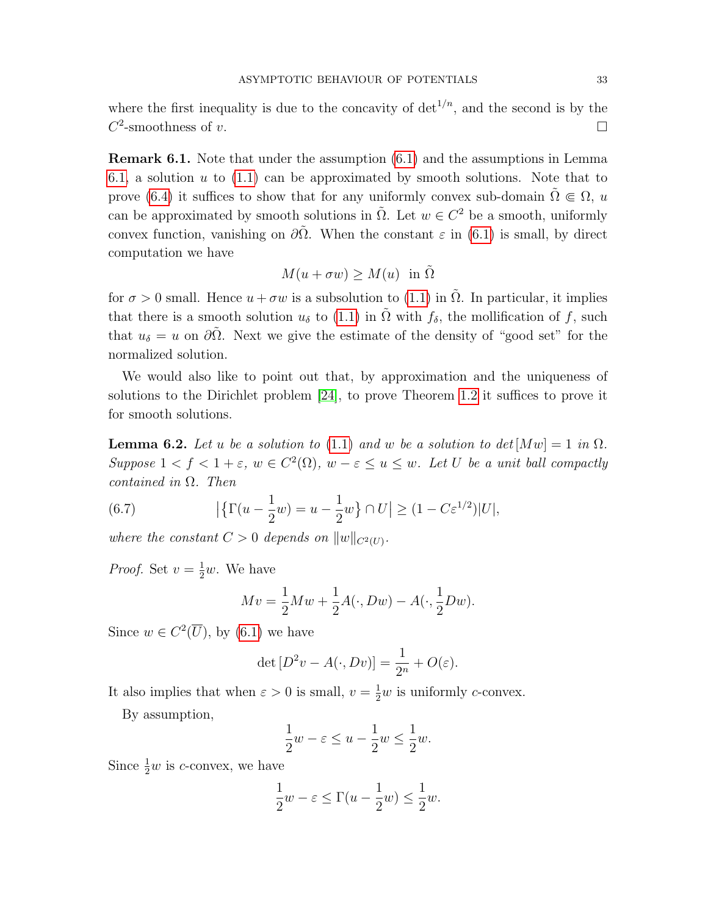where the first inequality is due to the concavity of $\det^{1/n}$, and the second is by the $C^2$-smoothness of $v$. $\square$

**Remark 6.1.** Note that under the assumption (6.1) and the assumptions in Lemma 6.1, a solution $u$ to (1.1) can be approximated by smooth solutions. Note that to prove (6.4) it suffices to show that for any uniformly convex sub-domain $\tilde{\Omega} \Subset \Omega$, $u$ can be approximated by smooth solutions in $\tilde{\Omega}$. Let $w \in C^2$ be a smooth, uniformly convex function, vanishing on $\partial\tilde{\Omega}$. When the constant $\varepsilon$ in (6.1) is small, by direct computation we have

$$M(u + \sigma w) \geq M(u) \ \text{ in } \tilde{\Omega}$$

for $\sigma > 0$ small. Hence $u + \sigma w$ is a subsolution to (1.1) in $\tilde{\Omega}$. In particular, it implies that there is a smooth solution $u_\delta$ to (1.1) in $\tilde{\Omega}$ with $f_\delta$, the mollification of $f$, such that $u_\delta = u$ on $\partial\tilde{\Omega}$. Next we give the estimate of the density of "good set" for the normalized solution.

We would also like to point out that, by approximation and the uniqueness of solutions to the Dirichlet problem [24], to prove Theorem 1.2 it suffices to prove it for smooth solutions.

**Lemma 6.2.** *Let $u$ be a solution to (1.1) and $w$ be a solution to $\det[Mw] = 1$ in $\Omega$. Suppose $1 < f < 1 + \varepsilon$, $w \in C^2(\Omega)$, $w - \varepsilon \leq u \leq w$. Let $U$ be a unit ball compactly contained in $\Omega$. Then*

$$\left|\left\{\Gamma(u - \frac{1}{2}w) = u - \frac{1}{2}w\right\} \cap U\right| \geq (1 - C\varepsilon^{1/2})|U|, \tag{6.7}$$

*where the constant $C > 0$ depends on $\|w\|_{C^2(U)}$.*

*Proof.* Set $v = \frac{1}{2}w$. We have

$$Mv = \frac{1}{2}Mw + \frac{1}{2}A(\cdot, Dw) - A(\cdot, \frac{1}{2}Dw).$$

Since $w \in C^2(\overline{U})$, by (6.1) we have

$$\det\left[D^2 v - A(\cdot, Dv)\right] = \frac{1}{2^n} + O(\varepsilon).$$

It also implies that when $\varepsilon > 0$ is small, $v = \frac{1}{2}w$ is uniformly $c$-convex.

By assumption,

$$\frac{1}{2}w - \varepsilon \leq u - \frac{1}{2}w \leq \frac{1}{2}w.$$

Since $\frac{1}{2}w$ is $c$-convex, we have

$$\frac{1}{2}w - \varepsilon \leq \Gamma(u - \frac{1}{2}w) \leq \frac{1}{2}w.$$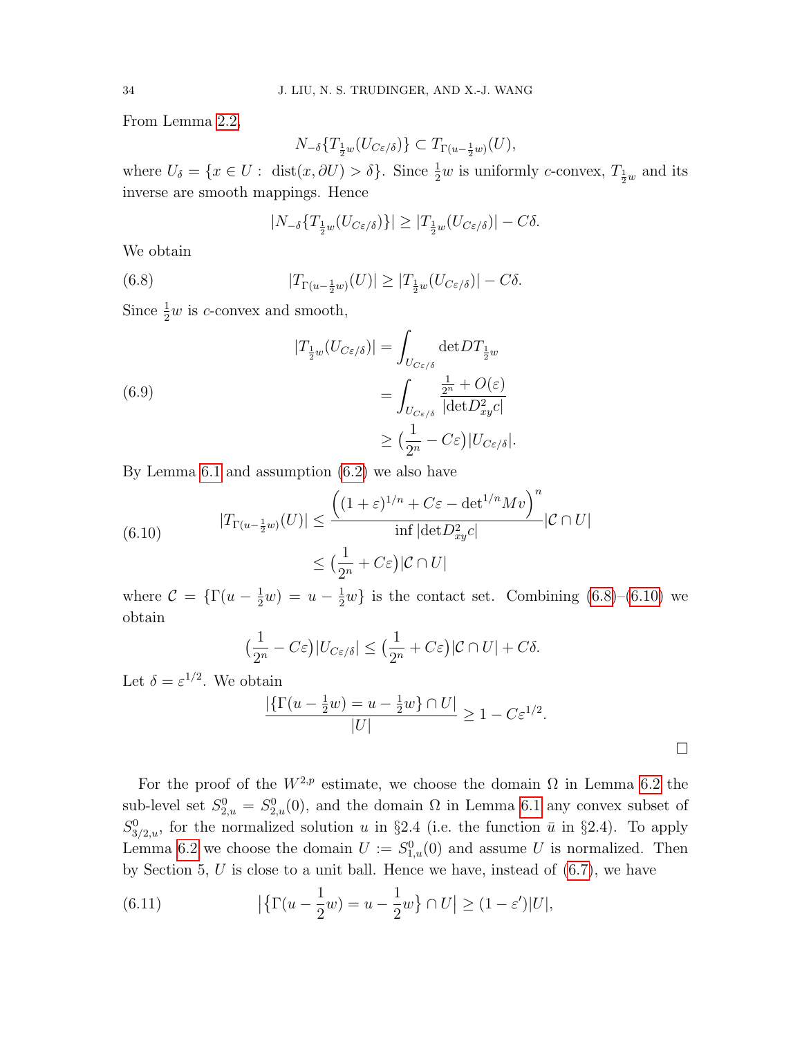From Lemma 2.2,

$$N_{-\delta}\{T_{\frac{1}{2}w}(U_{C\varepsilon/\delta})\} \subset T_{\Gamma(u-\frac{1}{2}w)}(U),$$

where $U_\delta = \{x \in U : \operatorname{dist}(x, \partial U) > \delta\}$. Since $\frac{1}{2}w$ is uniformly $c$-convex, $T_{\frac{1}{2}w}$ and its inverse are smooth mappings. Hence

$$|N_{-\delta}\{T_{\frac{1}{2}w}(U_{C\varepsilon/\delta})\}| \geq |T_{\frac{1}{2}w}(U_{C\varepsilon/\delta})| - C\delta.$$

We obtain

$$|T_{\Gamma(u-\frac{1}{2}w)}(U)| \geq |T_{\frac{1}{2}w}(U_{C\varepsilon/\delta})| - C\delta. \tag{6.8}$$

Since $\frac{1}{2}w$ is $c$-convex and smooth,

$$\begin{aligned} |T_{\frac{1}{2}w}(U_{C\varepsilon/\delta})| &= \int_{U_{C\varepsilon/\delta}} \det DT_{\frac{1}{2}w} \\ &= \int_{U_{C\varepsilon/\delta}} \frac{\frac{1}{2^n} + O(\varepsilon)}{|\det D^2_{xy} c|} \\ &\geq \big(\frac{1}{2^n} - C\varepsilon\big)|U_{C\varepsilon/\delta}|. \end{aligned} \tag{6.9}$$

By Lemma 6.1 and assumption (6.2) we also have

$$\begin{aligned} |T_{\Gamma(u-\frac{1}{2}w)}(U)| &\leq \frac{\Big((1+\varepsilon)^{1/n} + C\varepsilon - \det^{1/n} Mv\Big)^n}{\inf |\det D^2_{xy} c|} |\mathcal{C} \cap U| \\ &\leq \big(\frac{1}{2^n} + C\varepsilon\big)|\mathcal{C} \cap U| \end{aligned} \tag{6.10}$$

where $\mathcal{C} = \{\Gamma(u - \frac{1}{2}w) = u - \frac{1}{2}w\}$ is the contact set. Combining (6.8)–(6.10) we obtain

$$\big(\frac{1}{2^n} - C\varepsilon\big)|U_{C\varepsilon/\delta}| \leq \big(\frac{1}{2^n} + C\varepsilon\big)|\mathcal{C} \cap U| + C\delta.$$

Let $\delta = \varepsilon^{1/2}$. We obtain

$$\frac{|\{\Gamma(u - \frac{1}{2}w) = u - \frac{1}{2}w\} \cap U|}{|U|} \geq 1 - C\varepsilon^{1/2}.$$

□

For the proof of the $W^{2,p}$ estimate, we choose the domain $\Omega$ in Lemma 6.2 the sub-level set $S^0_{2,u} = S^0_{2,u}(0)$, and the domain $\Omega$ in Lemma 6.1 any convex subset of $S^0_{3/2,u}$, for the normalized solution $u$ in §2.4 (i.e. the function $\bar{u}$ in §2.4). To apply Lemma 6.2 we choose the domain $U := S^0_{1,u}(0)$ and assume $U$ is normalized. Then by Section 5, $U$ is close to a unit ball. Hence we have, instead of (6.7), we have

$$\big|\big\{\Gamma(u - \frac{1}{2}w) = u - \frac{1}{2}w\big\} \cap U\big| \geq (1 - \varepsilon')|U|, \tag{6.11}$$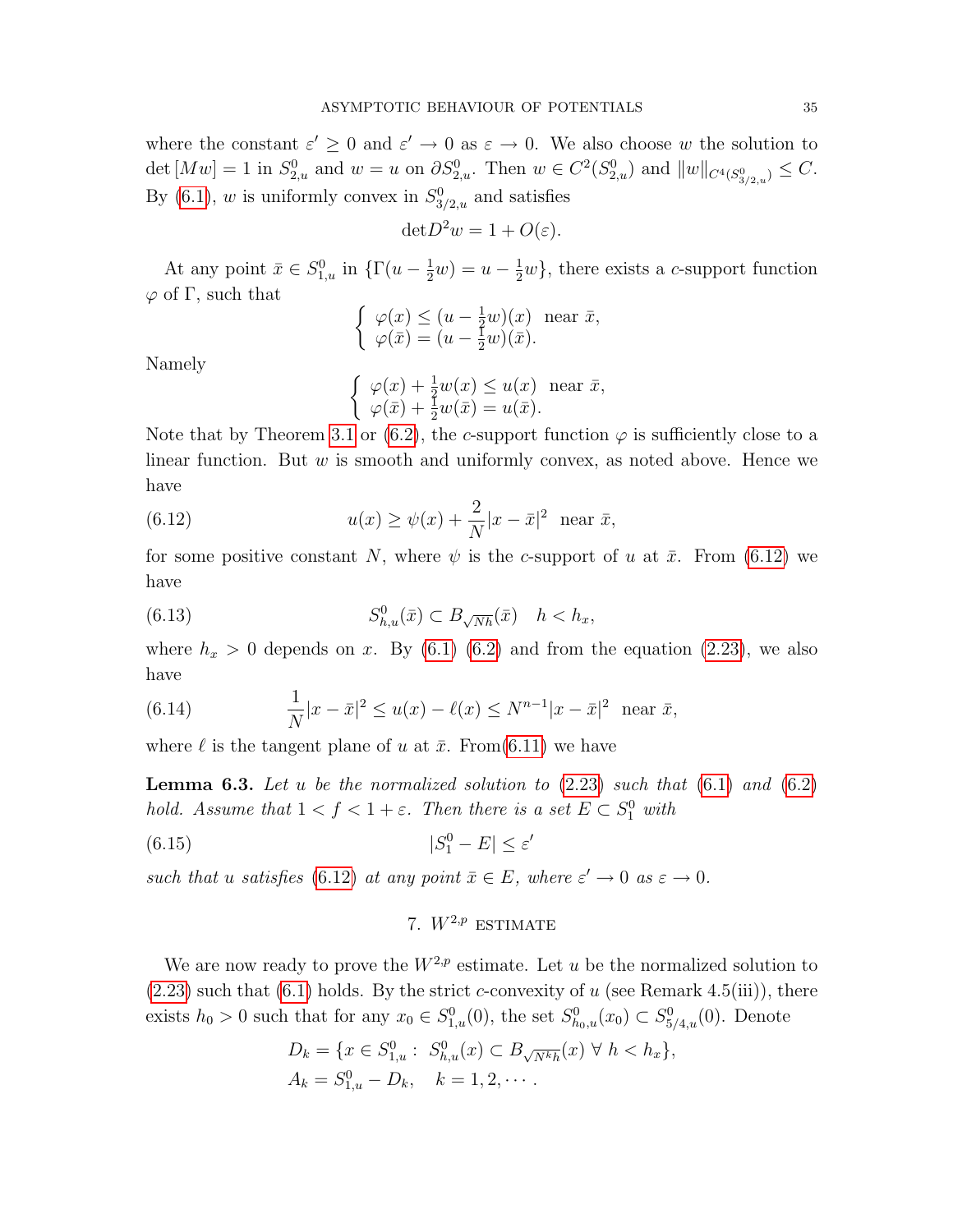where the constant $\varepsilon' \geq 0$ and $\varepsilon' \to 0$ as $\varepsilon \to 0$. We also choose $w$ the solution to $\det [Mw] = 1$ in $S^0_{2,u}$ and $w = u$ on $\partial S^0_{2,u}$. Then $w \in C^2(S^0_{2,u})$ and $\|w\|_{C^4(S^0_{3/2,u})} \leq C$. By (6.1), $w$ is uniformly convex in $S^0_{3/2,u}$ and satisfies

$$\det D^2 w = 1 + O(\varepsilon).$$

At any point $\bar{x} \in S^0_{1,u}$ in $\{\Gamma(u - \frac{1}{2}w) = u - \frac{1}{2}w\}$, there exists a $c$-support function $\varphi$ of $\Gamma$, such that

$$\begin{cases} \varphi(x) \leq (u - \frac{1}{2}w)(x) & \text{near } \bar{x}, \\ \varphi(\bar{x}) = (u - \frac{1}{2}w)(\bar{x}). \end{cases}$$

Namely

$$\begin{cases} \varphi(x) + \frac{1}{2}w(x) \leq u(x) & \text{near } \bar{x}, \\ \varphi(\bar{x}) + \frac{1}{2}w(\bar{x}) = u(\bar{x}). \end{cases}$$

Note that by Theorem 3.1 or (6.2), the $c$-support function $\varphi$ is sufficiently close to a linear function. But $w$ is smooth and uniformly convex, as noted above. Hence we have

$$u(x) \geq \psi(x) + \frac{2}{N}|x - \bar{x}|^2 \quad \text{near } \bar{x}, \tag{6.12}$$

for some positive constant $N$, where $\psi$ is the $c$-support of $u$ at $\bar{x}$. From (6.12) we have

$$S^0_{h,u}(\bar{x}) \subset B_{\sqrt{Nh}}(\bar{x}) \quad h < h_x, \tag{6.13}$$

where $h_x > 0$ depends on $x$. By (6.1) (6.2) and from the equation (2.23), we also have

$$\frac{1}{N}|x - \bar{x}|^2 \leq u(x) - \ell(x) \leq N^{n-1}|x - \bar{x}|^2 \quad \text{near } \bar{x}, \tag{6.14}$$

where $\ell$ is the tangent plane of $u$ at $\bar{x}$. From(6.11) we have

**Lemma 6.3.** *Let $u$ be the normalized solution to (2.23) such that (6.1) and (6.2) hold. Assume that $1 < f < 1 + \varepsilon$. Then there is a set $E \subset S^0_1$ with*

$$|S^0_1 - E| \leq \varepsilon' \tag{6.15}$$

*such that $u$ satisfies (6.12) at any point $\bar{x} \in E$, where $\varepsilon' \to 0$ as $\varepsilon \to 0$.*

## 7. $W^{2,p}$ estimate

We are now ready to prove the $W^{2,p}$ estimate. Let $u$ be the normalized solution to (2.23) such that (6.1) holds. By the strict $c$-convexity of $u$ (see Remark 4.5(iii)), there exists $h_0 > 0$ such that for any $x_0 \in S^0_{1,u}(0)$, the set $S^0_{h_0,u}(x_0) \subset S^0_{5/4,u}(0)$. Denote

$$D_k = \{x \in S^0_{1,u} : \ S^0_{h,u}(x) \subset B_{\sqrt{N^k h}}(x) \ \forall \ h < h_x\},$$
$$A_k = S^0_{1,u} - D_k, \quad k = 1, 2, \cdots.$$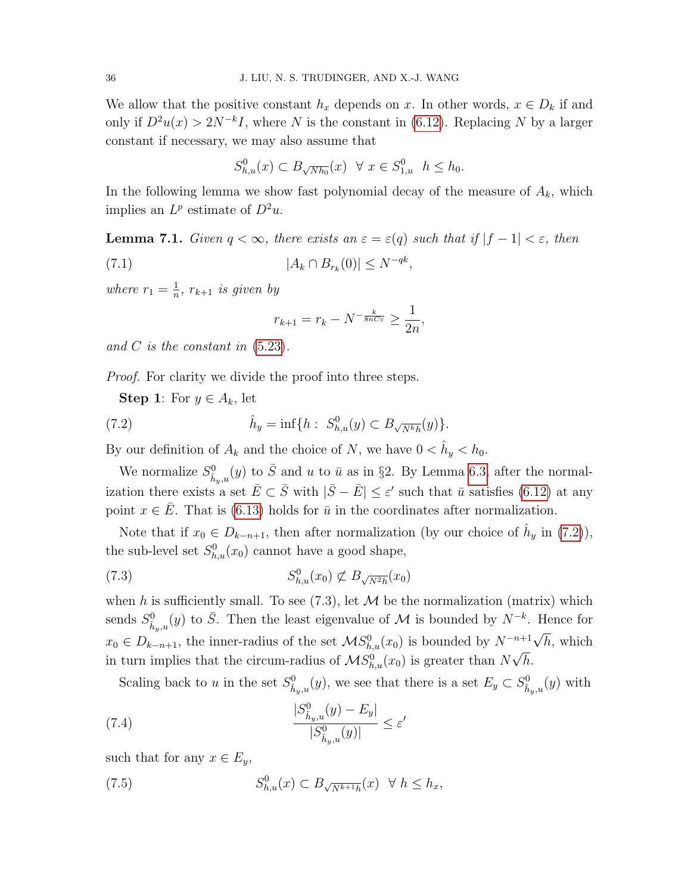We allow that the positive constant $h_x$ depends on $x$. In other words, $x \in D_k$ if and only if $D^2u(x) > 2N^{-k}I$, where $N$ is the constant in (6.12). Replacing $N$ by a larger constant if necessary, we may also assume that

$$S^0_{h,u}(x) \subset B_{\sqrt{Nh_0}}(x) \ \ \forall \ x \in S^0_{1,u} \ \ h \le h_0.$$

In the following lemma we show fast polynomial decay of the measure of $A_k$, which implies an $L^p$ estimate of $D^2u$.

**Lemma 7.1.** *Given $q < \infty$, there exists an $\varepsilon = \varepsilon(q)$ such that if $|f - 1| < \varepsilon$, then*

$$|A_k \cap B_{r_k}(0)| \le N^{-qk}, \tag{7.1}$$

*where $r_1 = \frac{1}{n}$, $r_{k+1}$ is given by*

$$r_{k+1} = r_k - N^{-\frac{k}{8nC\varepsilon}} \ge \frac{1}{2n},$$

*and $C$ is the constant in (5.23).*

*Proof.* For clarity we divide the proof into three steps.

**Step 1**: For $y \in A_k$, let

$$\hat{h}_y = \inf\{h : \ S^0_{h,u}(y) \subset B_{\sqrt{N^k h}}(y)\}. \tag{7.2}$$

By our definition of $A_k$ and the choice of $N$, we have $0 < \hat{h}_y < h_0$.

We normalize $S^0_{\hat{h}_y,u}(y)$ to $\bar{S}$ and $u$ to $\bar{u}$ as in §2. By Lemma 6.3, after the normalization there exists a set $\bar{E} \subset \bar{S}$ with $|\bar{S} - \bar{E}| \le \varepsilon'$ such that $\bar{u}$ satisfies (6.12) at any point $x \in \bar{E}$. That is (6.13) holds for $\bar{u}$ in the coordinates after normalization.

Note that if $x_0 \in D_{k-n+1}$, then after normalization (by our choice of $\hat{h}_y$ in (7.2)), the sub-level set $S^0_{h,u}(x_0)$ cannot have a good shape,

$$S^0_{h,u}(x_0) \not\subset B_{\sqrt{N^2 h}}(x_0) \tag{7.3}$$

when $h$ is sufficiently small. To see (7.3), let $\mathcal{M}$ be the normalization (matrix) which sends $S^0_{\hat{h}_y,u}(y)$ to $\bar{S}$. Then the least eigenvalue of $\mathcal{M}$ is bounded by $N^{-k}$. Hence for $x_0 \in D_{k-n+1}$, the inner-radius of the set $\mathcal{M}S^0_{h,u}(x_0)$ is bounded by $N^{-n+1}\sqrt{h}$, which in turn implies that the circum-radius of $\mathcal{M}S^0_{h,u}(x_0)$ is greater than $N\sqrt{h}$.

Scaling back to $u$ in the set $S^0_{\hat{h}_y,u}(y)$, we see that there is a set $E_y \subset S^0_{\hat{h}_y,u}(y)$ with

$$\frac{|S^0_{\hat{h}_y,u}(y) - E_y|}{|S^0_{\hat{h}_y,u}(y)|} \le \varepsilon' \tag{7.4}$$

such that for any $x \in E_y$,

$$S^0_{h,u}(x) \subset B_{\sqrt{N^{k+1}h}}(x) \ \ \forall \ h \le h_x, \tag{7.5}$$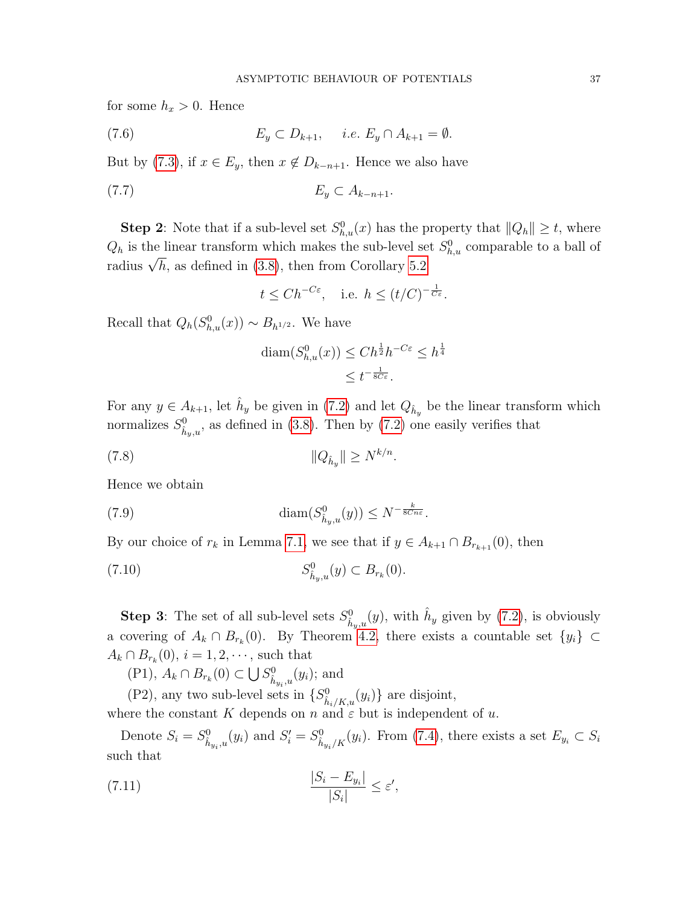for some $h_x > 0$. Hence

$$E_y \subset D_{k+1}, \quad \textit{i.e. } E_y \cap A_{k+1} = \emptyset. \tag{7.6}$$

But by (7.3), if $x \in E_y$, then $x \notin D_{k-n+1}$. Hence we also have

$$E_y \subset A_{k-n+1}. \tag{7.7}$$

**Step 2**: Note that if a sub-level set $S^0_{h,u}(x)$ has the property that $\|Q_h\| \ge t$, where $Q_h$ is the linear transform which makes the sub-level set $S^0_{h,u}$ comparable to a ball of radius $\sqrt{h}$, as defined in (3.8), then from Corollary 5.2

$$t \le C h^{-C\varepsilon}, \quad \text{i.e. } h \le (t/C)^{-\frac{1}{C\varepsilon}}.$$

Recall that $Q_h(S^0_{h,u}(x)) \sim B_{h^{1/2}}$. We have

$$\begin{aligned}\operatorname{diam}(S^0_{h,u}(x)) &\le C h^{\frac{1}{2}} h^{-C\varepsilon} \le h^{\frac{1}{4}} \\ &\le t^{-\frac{1}{8C\varepsilon}}.\end{aligned}$$

For any $y \in A_{k+1}$, let $\hat{h}_y$ be given in (7.2) and let $Q_{\hat{h}_y}$ be the linear transform which normalizes $S^0_{\hat{h}_y,u}$, as defined in (3.8). Then by (7.2) one easily verifies that

$$\|Q_{\hat{h}_y}\| \ge N^{k/n}. \tag{7.8}$$

Hence we obtain

$$\operatorname{diam}(S^0_{\hat{h}_y,u}(y)) \le N^{-\frac{k}{8Cn\varepsilon}}. \tag{7.9}$$

By our choice of $r_k$ in Lemma 7.1, we see that if $y \in A_{k+1} \cap B_{r_{k+1}}(0)$, then

$$S^0_{\hat{h}_y,u}(y) \subset B_{r_k}(0). \tag{7.10}$$

**Step 3**: The set of all sub-level sets $S^0_{\hat{h}_y,u}(y)$, with $\hat{h}_y$ given by (7.2), is obviously a covering of $A_k \cap B_{r_k}(0)$. By Theorem 4.2, there exists a countable set $\{y_i\} \subset A_k \cap B_{r_k}(0)$, $i = 1, 2, \cdots$, such that

(P1), $A_k \cap B_{r_k}(0) \subset \bigcup S^0_{\hat{h}_{y_i},u}(y_i)$; and

(P2), any two sub-level sets in $\{S^0_{\hat{h}_i/K,u}(y_i)\}$ are disjoint,

where the constant $K$ depends on $n$ and $\varepsilon$ but is independent of $u$.

Denote $S_i = S^0_{\hat{h}_{y_i},u}(y_i)$ and $S'_i = S^0_{\hat{h}_{y_i}/K}(y_i)$. From (7.4), there exists a set $E_{y_i} \subset S_i$ such that

$$\frac{|S_i - E_{y_i}|}{|S_i|} \le \varepsilon', \tag{7.11}$$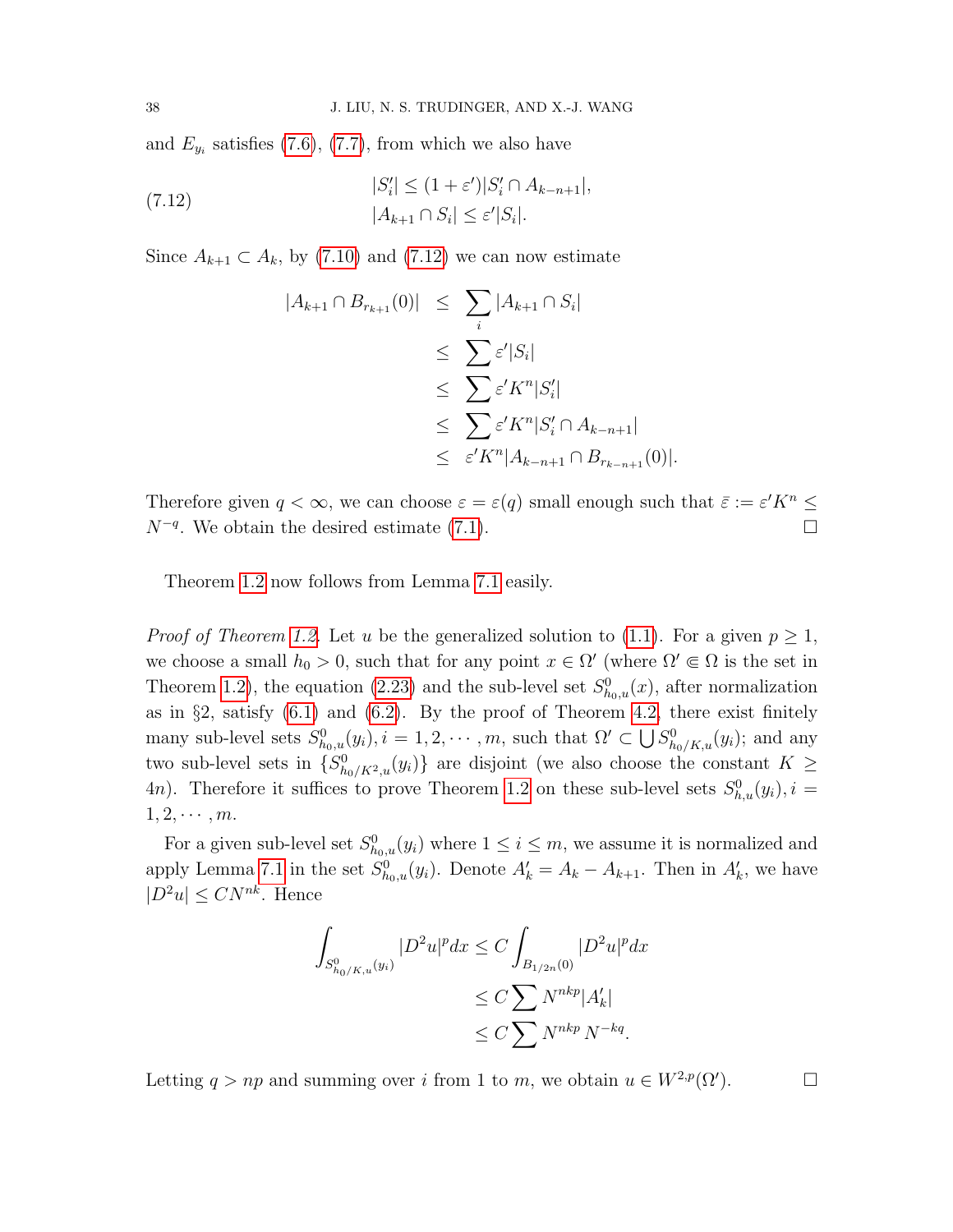and $E_{y_i}$ satisfies (7.6), (7.7), from which we also have

$$
\begin{aligned}
&|S_i'| \le (1+\varepsilon')|S_i' \cap A_{k-n+1}|, \\
&|A_{k+1} \cap S_i| \le \varepsilon' |S_i|.
\end{aligned} \tag{7.12}
$$

Since $A_{k+1} \subset A_k$, by (7.10) and (7.12) we can now estimate

$$
\begin{aligned}
|A_{k+1} \cap B_{r_{k+1}}(0)| &\le \sum_i |A_{k+1} \cap S_i| \\
&\le \sum \varepsilon' |S_i| \\
&\le \sum \varepsilon' K^n |S_i'| \\
&\le \sum \varepsilon' K^n |S_i' \cap A_{k-n+1}| \\
&\le \varepsilon' K^n |A_{k-n+1} \cap B_{r_{k-n+1}}(0)|.
\end{aligned}
$$

Therefore given $q < \infty$, we can choose $\varepsilon = \varepsilon(q)$ small enough such that $\bar{\varepsilon} := \varepsilon' K^n \le N^{-q}$. We obtain the desired estimate (7.1). □

Theorem 1.2 now follows from Lemma 7.1 easily.

*Proof of Theorem 1.2.* Let $u$ be the generalized solution to (1.1). For a given $p \ge 1$, we choose a small $h_0 > 0$, such that for any point $x \in \Omega'$ (where $\Omega' \Subset \Omega$ is the set in Theorem 1.2), the equation (2.23) and the sub-level set $S^0_{h_0,u}(x)$, after normalization as in §2, satisfy (6.1) and (6.2). By the proof of Theorem 4.2, there exist finitely many sub-level sets $S^0_{h_0,u}(y_i), i = 1, 2, \cdots, m$, such that $\Omega' \subset \bigcup S^0_{h_0/K,u}(y_i)$; and any two sub-level sets in $\{S^0_{h_0/K^2,u}(y_i)\}$ are disjoint (we also choose the constant $K \ge 4n$). Therefore it suffices to prove Theorem 1.2 on these sub-level sets $S^0_{h,u}(y_i), i = 1, 2, \cdots, m$.

For a given sub-level set $S^0_{h_0,u}(y_i)$ where $1 \le i \le m$, we assume it is normalized and apply Lemma 7.1 in the set $S^0_{h_0,u}(y_i)$. Denote $A_k' = A_k - A_{k+1}$. Then in $A_k'$, we have $|D^2 u| \le C N^{nk}$. Hence

$$
\begin{aligned}
\int_{S^0_{h_0/K,u}(y_i)} |D^2 u|^p dx &\le C \int_{B_{1/2n}(0)} |D^2 u|^p dx \\
&\le C \sum N^{nkp} |A_k'| \\
&\le C \sum N^{nkp} N^{-kq}.
\end{aligned}
$$

Letting $q > np$ and summing over $i$ from 1 to $m$, we obtain $u \in W^{2,p}(\Omega')$. □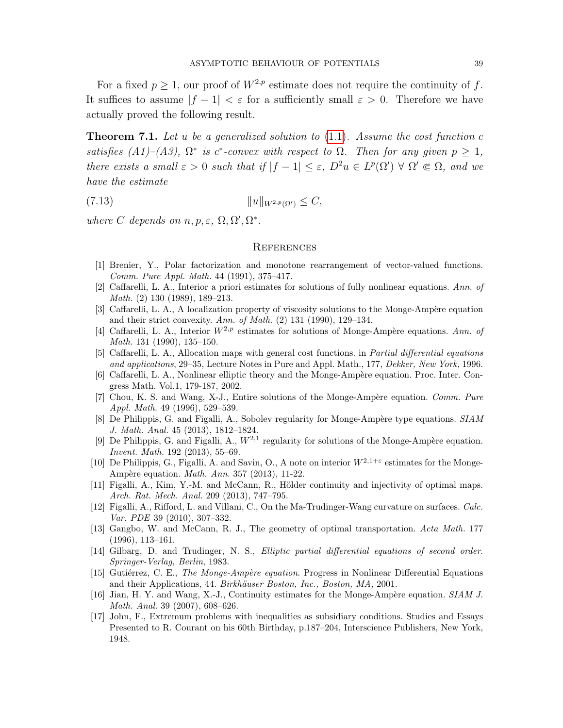For a fixed $p \geq 1$, our proof of $W^{2,p}$ estimate does not require the continuity of $f$. It suffices to assume $|f-1| < \varepsilon$ for a sufficiently small $\varepsilon > 0$. Therefore we have actually proved the following result.

**Theorem 7.1.** *Let $u$ be a generalized solution to (1.1). Assume the cost function $c$ satisfies (A1)–(A3), $\Omega^*$ is $c^*$-convex with respect to $\Omega$. Then for any given $p \geq 1$, there exists a small $\varepsilon > 0$ such that if $|f-1| \leq \varepsilon$, $D^2 u \in L^p(\Omega')$ $\forall$ $\Omega' \Subset \Omega$, and we have the estimate*

$$\|u\|_{W^{2,p}(\Omega')} \leq C, \tag{7.13}$$

*where $C$ depends on $n, p, \varepsilon, \Omega, \Omega', \Omega^*$.*

## References

[1] Brenier, Y., Polar factorization and monotone rearrangement of vector-valued functions. *Comm. Pure Appl. Math.* 44 (1991), 375–417.

[2] Caffarelli, L. A., Interior a priori estimates for solutions of fully nonlinear equations. *Ann. of Math.* (2) 130 (1989), 189–213.

[3] Caffarelli, L. A., A localization property of viscosity solutions to the Monge-Ampère equation and their strict convexity. *Ann. of Math.* (2) 131 (1990), 129–134.

[4] Caffarelli, L. A., Interior $W^{2,p}$ estimates for solutions of Monge-Ampère equations. *Ann. of Math.* 131 (1990), 135–150.

[5] Caffarelli, L. A., Allocation maps with general cost functions. in *Partial differential equations and applications*, 29–35, Lecture Notes in Pure and Appl. Math., 177, *Dekker, New York,* 1996.

[6] Caffarelli, L. A., Nonlinear elliptic theory and the Monge-Ampère equation. Proc. Inter. Congress Math. Vol.1, 179-187, 2002.

[7] Chou, K. S. and Wang, X-J., Entire solutions of the Monge-Ampère equation. *Comm. Pure Appl. Math.* 49 (1996), 529–539.

[8] De Philippis, G. and Figalli, A., Sobolev regularity for Monge-Ampère type equations. *SIAM J. Math. Anal.* 45 (2013), 1812–1824.

[9] De Philippis, G. and Figalli, A., $W^{2,1}$ regularity for solutions of the Monge-Ampère equation. *Invent. Math.* 192 (2013), 55–69.

[10] De Philippis, G., Figalli, A. and Savin, O., A note on interior $W^{2,1+\varepsilon}$ estimates for the Monge-Ampère equation. *Math. Ann.* 357 (2013), 11-22.

[11] Figalli, A., Kim, Y.-M. and McCann, R., Hölder continuity and injectivity of optimal maps. *Arch. Rat. Mech. Anal.* 209 (2013), 747–795.

[12] Figalli, A., Rifford, L. and Villani, C., On the Ma-Trudinger-Wang curvature on surfaces. *Calc. Var. PDE* 39 (2010), 307–332.

[13] Gangbo, W. and McCann, R. J., The geometry of optimal transportation. *Acta Math.* 177 (1996), 113–161.

[14] Gilbarg, D. and Trudinger, N. S., *Elliptic partial differential equations of second order. Springer-Verlag, Berlin*, 1983.

[15] Gutiérrez, C. E., *The Monge-Ampère equation*. Progress in Nonlinear Differential Equations and their Applications, 44. *Birkhäuser Boston, Inc., Boston, MA,* 2001.

[16] Jian, H. Y. and Wang, X.-J., Continuity estimates for the Monge-Ampère equation. *SIAM J. Math. Anal.* 39 (2007), 608–626.

[17] John, F., Extremum problems with inequalities as subsidiary conditions. Studies and Essays Presented to R. Courant on his 60th Birthday, p.187–204, Interscience Publishers, New York, 1948.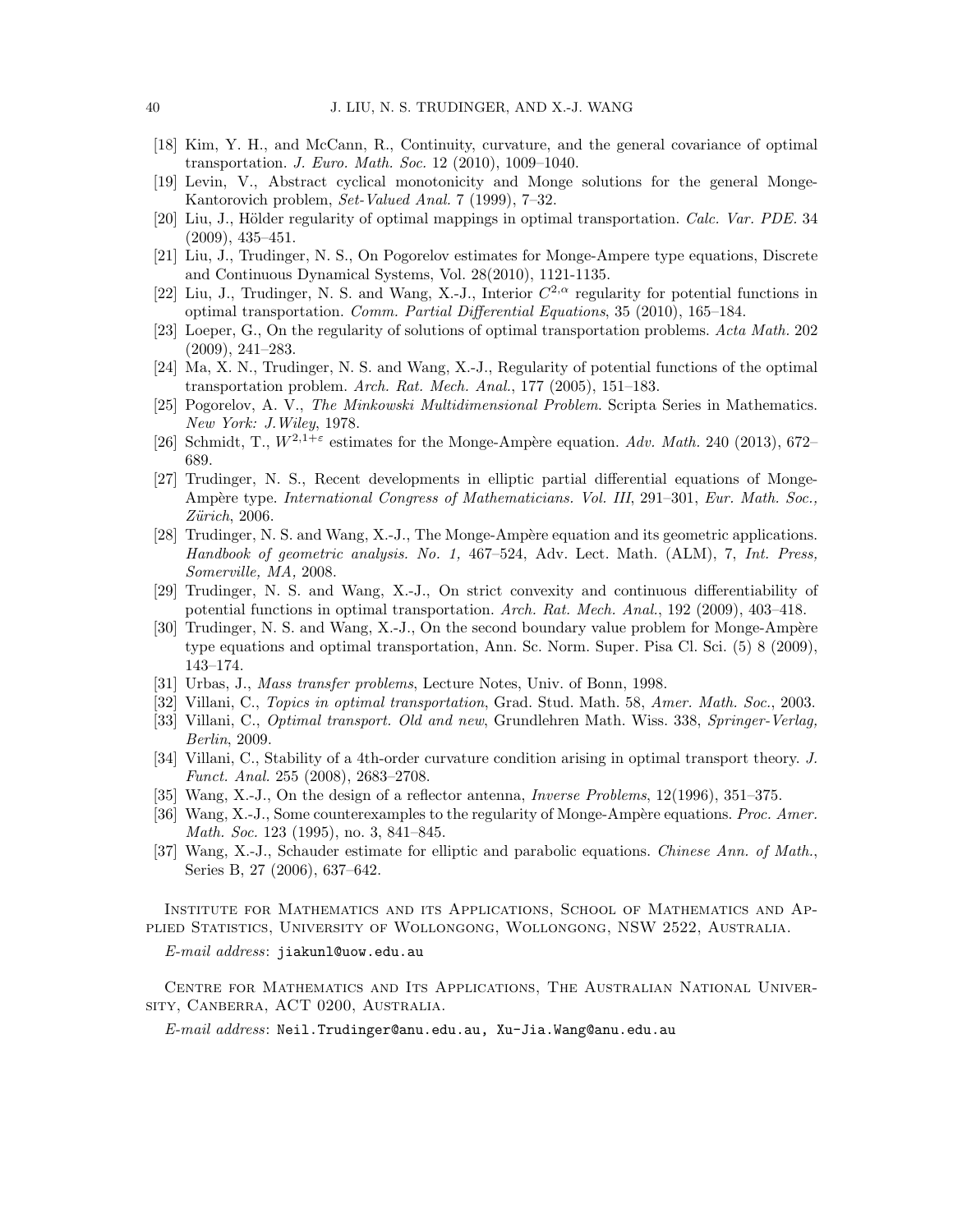[18] Kim, Y. H., and McCann, R., Continuity, curvature, and the general covariance of optimal transportation. *J. Euro. Math. Soc.* 12 (2010), 1009–1040.

[19] Levin, V., Abstract cyclical monotonicity and Monge solutions for the general Monge-Kantorovich problem, *Set-Valued Anal.* 7 (1999), 7–32.

[20] Liu, J., Hölder regularity of optimal mappings in optimal transportation. *Calc. Var. PDE.* 34 (2009), 435–451.

[21] Liu, J., Trudinger, N. S., On Pogorelov estimates for Monge-Ampere type equations, Discrete and Continuous Dynamical Systems, Vol. 28(2010), 1121-1135.

[22] Liu, J., Trudinger, N. S. and Wang, X.-J., Interior $C^{2,\alpha}$ regularity for potential functions in optimal transportation. *Comm. Partial Differential Equations*, 35 (2010), 165–184.

[23] Loeper, G., On the regularity of solutions of optimal transportation problems. *Acta Math.* 202 (2009), 241–283.

[24] Ma, X. N., Trudinger, N. S. and Wang, X.-J., Regularity of potential functions of the optimal transportation problem. *Arch. Rat. Mech. Anal.*, 177 (2005), 151–183.

[25] Pogorelov, A. V., *The Minkowski Multidimensional Problem*. Scripta Series in Mathematics. *New York: J.Wiley*, 1978.

[26] Schmidt, T., $W^{2,1+\varepsilon}$ estimates for the Monge-Ampère equation. *Adv. Math.* 240 (2013), 672–689.

[27] Trudinger, N. S., Recent developments in elliptic partial differential equations of Monge-Ampère type. *International Congress of Mathematicians. Vol. III*, 291–301, *Eur. Math. Soc., Zürich*, 2006.

[28] Trudinger, N. S. and Wang, X.-J., The Monge-Ampère equation and its geometric applications. *Handbook of geometric analysis. No. 1,* 467–524, Adv. Lect. Math. (ALM), 7, *Int. Press, Somerville, MA,* 2008.

[29] Trudinger, N. S. and Wang, X.-J., On strict convexity and continuous differentiability of potential functions in optimal transportation. *Arch. Rat. Mech. Anal.*, 192 (2009), 403–418.

[30] Trudinger, N. S. and Wang, X.-J., On the second boundary value problem for Monge-Ampère type equations and optimal transportation, Ann. Sc. Norm. Super. Pisa Cl. Sci. (5) 8 (2009), 143–174.

[31] Urbas, J., *Mass transfer problems*, Lecture Notes, Univ. of Bonn, 1998.

[32] Villani, C., *Topics in optimal transportation*, Grad. Stud. Math. 58, *Amer. Math. Soc.*, 2003.

[33] Villani, C., *Optimal transport. Old and new*, Grundlehren Math. Wiss. 338, *Springer-Verlag, Berlin*, 2009.

[34] Villani, C., Stability of a 4th-order curvature condition arising in optimal transport theory. *J. Funct. Anal.* 255 (2008), 2683–2708.

[35] Wang, X.-J., On the design of a reflector antenna, *Inverse Problems*, 12(1996), 351–375.

[36] Wang, X.-J., Some counterexamples to the regularity of Monge-Ampère equations. *Proc. Amer. Math. Soc.* 123 (1995), no. 3, 841–845.

[37] Wang, X.-J., Schauder estimate for elliptic and parabolic equations. *Chinese Ann. of Math.*, Series B, 27 (2006), 637–642.

Institute for Mathematics and its Applications, School of Mathematics and Applied Statistics, University of Wollongong, Wollongong, NSW 2522, Australia.

*E-mail address*: jiakunl@uow.edu.au

Centre for Mathematics and Its Applications, The Australian National University, Canberra, ACT 0200, Australia.

*E-mail address*: Neil.Trudinger@anu.edu.au, Xu-Jia.Wang@anu.edu.au